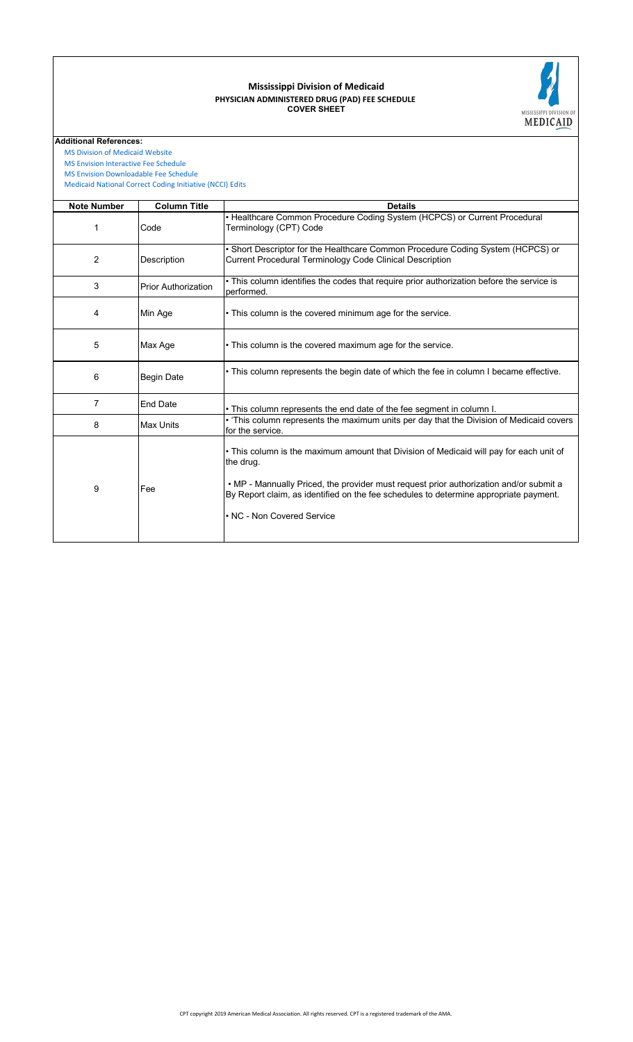# Mississippi Division of Medicaid

## PHYSICIAN ADMINISTERED DRUG (PAD) FEE SCHEDULE

### COVER SHEET

MISSISSIPPI DIVISION OF MEDICAID

**Additional References:**

MS Division of Medicaid Website
MS Envision Interactive Fee Schedule
MS Envision Downloadable Fee Schedule
Medicaid National Correct Coding Initiative (NCCI) Edits

| Note Number | Column Title | Details |
|---|---|---|
| 1 | Code | • Healthcare Common Procedure Coding System (HCPCS) or Current Procedural Terminology (CPT) Code |
| 2 | Description | • Short Descriptor for the Healthcare Common Procedure Coding System (HCPCS) or Current Procedural Terminology Code Clinical Description |
| 3 | Prior Authorization | • This column identifies the codes that require prior authorization before the service is performed. |
| 4 | Min Age | • This column is the covered minimum age for the service. |
| 5 | Max Age | • This column is the covered maximum age for the service. |
| 6 | Begin Date | • This column represents the begin date of which the fee in column I became effective. |
| 7 | End Date | • This column represents the end date of the fee segment in column I. |
| 8 | Max Units | • 'This column represents the maximum units per day that the Division of Medicaid covers for the service. |
| 9 | Fee | • This column is the maximum amount that Division of Medicaid will pay for each unit of the drug.<br><br>• MP - Mannually Priced, the provider must request prior authorization and/or submit a By Report claim, as identified on the fee schedules to determine appropriate payment.<br><br>• NC - Non Covered Service |

CPT copyright 2019 American Medical Association. All rights reserved. CPT is a registered trademark of the AMA.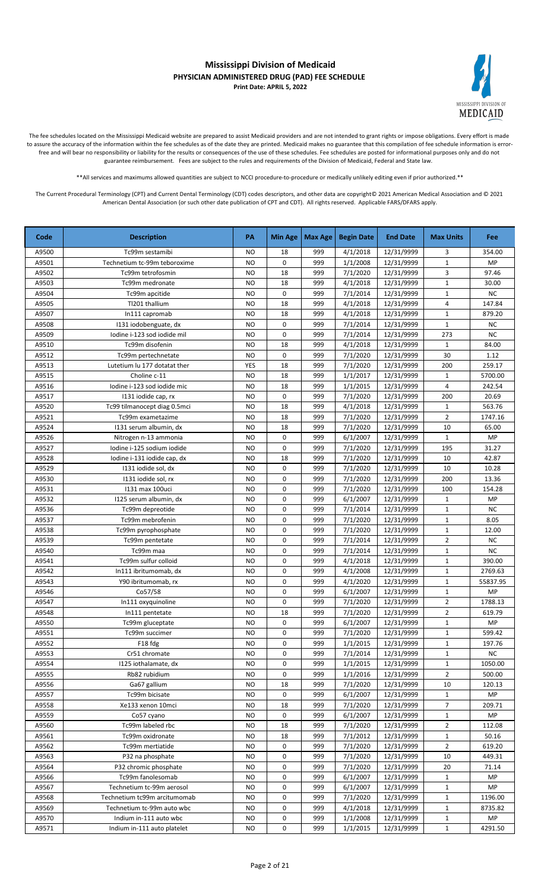# Mississippi Division of Medicaid
## PHYSICIAN ADMINISTERED DRUG (PAD) FEE SCHEDULE
**Print Date: APRIL 5, 2022**

The fee schedules located on the Mississippi Medicaid website are prepared to assist Medicaid providers and are not intended to grant rights or impose obligations. Every effort is made to assure the accuracy of the information within the fee schedules as of the date they are printed. Medicaid makes no guarantee that this compilation of fee schedule information is error-free and will bear no responsibility or liability for the results or consequences of the use of these schedules. Fee schedules are posted for informational purposes only and do not guarantee reimbursement. Fees are subject to the rules and requirements of the Division of Medicaid, Federal and State law.

**All services and maximums allowed quantities are subject to NCCI procedure-to-procedure or medically unlikely editing even if prior authorized.**

The Current Procedural Terminology (CPT) and Current Dental Terminology (CDT) codes descriptors, and other data are copyright© 2021 American Medical Association and © 2021 American Dental Association (or such other date publication of CPT and CDT). All rights reserved. Applicable FARS/DFARS apply.

| Code | Description | PA | Min Age | Max Age | Begin Date | End Date | Max Units | Fee |
|---|---|---|---|---|---|---|---|---|
| A9500 | Tc99m sestamibi | NO | 18 | 999 | 4/1/2018 | 12/31/9999 | 3 | 354.00 |
| A9501 | Technetium tc-99m teboroxime | NO | 0 | 999 | 1/1/2008 | 12/31/9999 | 1 | MP |
| A9502 | Tc99m tetrofosmin | NO | 18 | 999 | 7/1/2020 | 12/31/9999 | 3 | 97.46 |
| A9503 | Tc99m medronate | NO | 18 | 999 | 4/1/2018 | 12/31/9999 | 1 | 30.00 |
| A9504 | Tc99m apcitide | NO | 0 | 999 | 7/1/2014 | 12/31/9999 | 1 | NC |
| A9505 | Tl201 thallium | NO | 18 | 999 | 4/1/2018 | 12/31/9999 | 4 | 147.84 |
| A9507 | In111 capromab | NO | 18 | 999 | 4/1/2018 | 12/31/9999 | 1 | 879.20 |
| A9508 | I131 iodobenguate, dx | NO | 0 | 999 | 7/1/2014 | 12/31/9999 | 1 | NC |
| A9509 | Iodine i-123 sod iodide mil | NO | 0 | 999 | 7/1/2014 | 12/31/9999 | 273 | NC |
| A9510 | Tc99m disofenin | NO | 18 | 999 | 4/1/2018 | 12/31/9999 | 1 | 84.00 |
| A9512 | Tc99m pertechnetate | NO | 0 | 999 | 7/1/2020 | 12/31/9999 | 30 | 1.12 |
| A9513 | Lutetium lu 177 dotatat ther | YES | 18 | 999 | 7/1/2020 | 12/31/9999 | 200 | 259.17 |
| A9515 | Choline c-11 | NO | 18 | 999 | 1/1/2017 | 12/31/9999 | 1 | 5700.00 |
| A9516 | Iodine i-123 sod iodide mic | NO | 18 | 999 | 1/1/2015 | 12/31/9999 | 4 | 242.54 |
| A9517 | I131 iodide cap, rx | NO | 0 | 999 | 7/1/2020 | 12/31/9999 | 200 | 20.69 |
| A9520 | Tc99 tilmanocept diag 0.5mci | NO | 18 | 999 | 4/1/2018 | 12/31/9999 | 1 | 563.76 |
| A9521 | Tc99m exametazime | NO | 18 | 999 | 7/1/2020 | 12/31/9999 | 2 | 1747.16 |
| A9524 | I131 serum albumin, dx | NO | 18 | 999 | 7/1/2020 | 12/31/9999 | 10 | 65.00 |
| A9526 | Nitrogen n-13 ammonia | NO | 0 | 999 | 6/1/2007 | 12/31/9999 | 1 | MP |
| A9527 | Iodine i-125 sodium iodide | NO | 0 | 999 | 7/1/2020 | 12/31/9999 | 195 | 31.27 |
| A9528 | Iodine i-131 iodide cap, dx | NO | 18 | 999 | 7/1/2020 | 12/31/9999 | 10 | 42.87 |
| A9529 | I131 iodide sol, dx | NO | 0 | 999 | 7/1/2020 | 12/31/9999 | 10 | 10.28 |
| A9530 | I131 iodide sol, rx | NO | 0 | 999 | 7/1/2020 | 12/31/9999 | 200 | 13.36 |
| A9531 | I131 max 100uci | NO | 0 | 999 | 7/1/2020 | 12/31/9999 | 100 | 154.28 |
| A9532 | I125 serum albumin, dx | NO | 0 | 999 | 6/1/2007 | 12/31/9999 | 1 | MP |
| A9536 | Tc99m depreotide | NO | 0 | 999 | 7/1/2014 | 12/31/9999 | 1 | NC |
| A9537 | Tc99m mebrofenin | NO | 0 | 999 | 7/1/2020 | 12/31/9999 | 1 | 8.05 |
| A9538 | Tc99m pyrophosphate | NO | 0 | 999 | 7/1/2020 | 12/31/9999 | 1 | 12.00 |
| A9539 | Tc99m pentetate | NO | 0 | 999 | 7/1/2014 | 12/31/9999 | 2 | NC |
| A9540 | Tc99m maa | NO | 0 | 999 | 7/1/2014 | 12/31/9999 | 1 | NC |
| A9541 | Tc99m sulfur colloid | NO | 0 | 999 | 4/1/2018 | 12/31/9999 | 1 | 390.00 |
| A9542 | In111 ibritumomab, dx | NO | 0 | 999 | 4/1/2008 | 12/31/9999 | 1 | 2769.63 |
| A9543 | Y90 ibritumomab, rx | NO | 0 | 999 | 4/1/2020 | 12/31/9999 | 1 | 55837.95 |
| A9546 | Co57/58 | NO | 0 | 999 | 6/1/2007 | 12/31/9999 | 1 | MP |
| A9547 | In111 oxyquinoline | NO | 0 | 999 | 7/1/2020 | 12/31/9999 | 2 | 1788.13 |
| A9548 | In111 pentetate | NO | 18 | 999 | 7/1/2020 | 12/31/9999 | 2 | 619.79 |
| A9550 | Tc99m gluceptate | NO | 0 | 999 | 6/1/2007 | 12/31/9999 | 1 | MP |
| A9551 | Tc99m succimer | NO | 0 | 999 | 7/1/2020 | 12/31/9999 | 1 | 599.42 |
| A9552 | F18 fdg | NO | 0 | 999 | 1/1/2015 | 12/31/9999 | 1 | 197.76 |
| A9553 | Cr51 chromate | NO | 0 | 999 | 7/1/2014 | 12/31/9999 | 1 | NC |
| A9554 | I125 iothalamate, dx | NO | 0 | 999 | 1/1/2015 | 12/31/9999 | 1 | 1050.00 |
| A9555 | Rb82 rubidium | NO | 0 | 999 | 1/1/2016 | 12/31/9999 | 2 | 500.00 |
| A9556 | Ga67 gallium | NO | 18 | 999 | 7/1/2020 | 12/31/9999 | 10 | 120.13 |
| A9557 | Tc99m bicisate | NO | 0 | 999 | 6/1/2007 | 12/31/9999 | 1 | MP |
| A9558 | Xe133 xenon 10mci | NO | 18 | 999 | 7/1/2020 | 12/31/9999 | 7 | 209.71 |
| A9559 | Co57 cyano | NO | 0 | 999 | 6/1/2007 | 12/31/9999 | 1 | MP |
| A9560 | Tc99m labeled rbc | NO | 18 | 999 | 7/1/2020 | 12/31/9999 | 2 | 112.08 |
| A9561 | Tc99m oxidronate | NO | 18 | 999 | 7/1/2012 | 12/31/9999 | 1 | 50.16 |
| A9562 | Tc99m mertiatide | NO | 0 | 999 | 7/1/2020 | 12/31/9999 | 2 | 619.20 |
| A9563 | P32 na phosphate | NO | 0 | 999 | 7/1/2020 | 12/31/9999 | 10 | 449.31 |
| A9564 | P32 chromic phosphate | NO | 0 | 999 | 7/1/2020 | 12/31/9999 | 20 | 71.14 |
| A9566 | Tc99m fanolesomab | NO | 0 | 999 | 6/1/2007 | 12/31/9999 | 1 | MP |
| A9567 | Technetium tc-99m aerosol | NO | 0 | 999 | 6/1/2007 | 12/31/9999 | 1 | MP |
| A9568 | Technetium tc99m arcitumomab | NO | 0 | 999 | 7/1/2020 | 12/31/9999 | 1 | 1196.00 |
| A9569 | Technetium tc-99m auto wbc | NO | 0 | 999 | 4/1/2018 | 12/31/9999 | 1 | 8735.82 |
| A9570 | Indium in-111 auto wbc | NO | 0 | 999 | 1/1/2008 | 12/31/9999 | 1 | MP |
| A9571 | Indium in-111 auto platelet | NO | 0 | 999 | 1/1/2015 | 12/31/9999 | 1 | 4291.50 |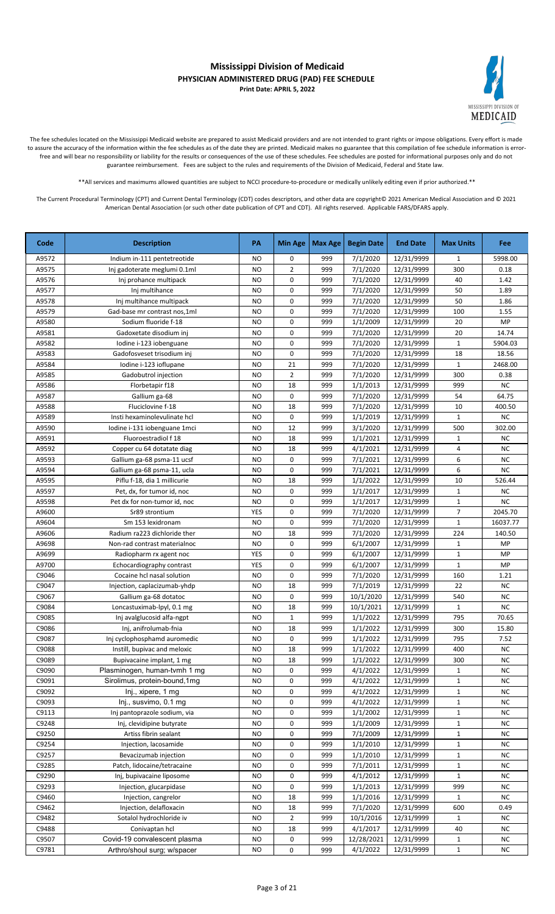# Mississippi Division of Medicaid

## PHYSICIAN ADMINISTERED DRUG (PAD) FEE SCHEDULE

**Print Date: APRIL 5, 2022**

The fee schedules located on the Mississippi Medicaid website are prepared to assist Medicaid providers and are not intended to grant rights or impose obligations. Every effort is made to assure the accuracy of the information within the fee schedules as of the date they are printed. Medicaid makes no guarantee that this compilation of fee schedule information is error-free and will bear no responsibility or liability for the results or consequences of the use of these schedules. Fee schedules are posted for informational purposes only and do not guarantee reimbursement. Fees are subject to the rules and requirements of the Division of Medicaid, Federal and State law.

**All services and maximums allowed quantities are subject to NCCI procedure-to-procedure or medically unlikely editing even if prior authorized.**

The Current Procedural Terminology (CPT) and Current Dental Terminology (CDT) codes descriptors, and other data are copyright© 2021 American Medical Association and © 2021 American Dental Association (or such other date publication of CPT and CDT). All rights reserved. Applicable FARS/DFARS apply.

| Code | Description | PA | Min Age | Max Age | Begin Date | End Date | Max Units | Fee |
|---|---|---|---|---|---|---|---|---|
| A9572 | Indium in-111 pentetreotide | NO | 0 | 999 | 7/1/2020 | 12/31/9999 | 1 | 5998.00 |
| A9575 | Inj gadoterate meglumi 0.1ml | NO | 2 | 999 | 7/1/2020 | 12/31/9999 | 300 | 0.18 |
| A9576 | Inj prohance multipack | NO | 0 | 999 | 7/1/2020 | 12/31/9999 | 40 | 1.42 |
| A9577 | Inj multihance | NO | 0 | 999 | 7/1/2020 | 12/31/9999 | 50 | 1.89 |
| A9578 | Inj multihance multipack | NO | 0 | 999 | 7/1/2020 | 12/31/9999 | 50 | 1.86 |
| A9579 | Gad-base mr contrast nos,1ml | NO | 0 | 999 | 7/1/2020 | 12/31/9999 | 100 | 1.55 |
| A9580 | Sodium fluoride f-18 | NO | 0 | 999 | 1/1/2009 | 12/31/9999 | 20 | MP |
| A9581 | Gadoxetate disodium inj | NO | 0 | 999 | 7/1/2020 | 12/31/9999 | 20 | 14.74 |
| A9582 | Iodine i-123 iobenguane | NO | 0 | 999 | 7/1/2020 | 12/31/9999 | 1 | 5904.03 |
| A9583 | Gadofosveset trisodium inj | NO | 0 | 999 | 7/1/2020 | 12/31/9999 | 18 | 18.56 |
| A9584 | Iodine i-123 ioflupane | NO | 21 | 999 | 7/1/2020 | 12/31/9999 | 1 | 2468.00 |
| A9585 | Gadobutrol injection | NO | 2 | 999 | 7/1/2020 | 12/31/9999 | 300 | 0.38 |
| A9586 | Florbetapir f18 | NO | 18 | 999 | 1/1/2013 | 12/31/9999 | 999 | NC |
| A9587 | Gallium ga-68 | NO | 0 | 999 | 7/1/2020 | 12/31/9999 | 54 | 64.75 |
| A9588 | Fluciclovine f-18 | NO | 18 | 999 | 7/1/2020 | 12/31/9999 | 10 | 400.50 |
| A9589 | Insti hexaminolevulinate hcl | NO | 0 | 999 | 1/1/2019 | 12/31/9999 | 1 | NC |
| A9590 | Iodine i-131 iobenguane 1mci | NO | 12 | 999 | 3/1/2020 | 12/31/9999 | 500 | 302.00 |
| A9591 | Fluoroestradiol f 18 | NO | 18 | 999 | 1/1/2021 | 12/31/9999 | 1 | NC |
| A9592 | Copper cu 64 dotatate diag | NO | 18 | 999 | 4/1/2021 | 12/31/9999 | 4 | NC |
| A9593 | Gallium ga-68 psma-11 ucsf | NO | 0 | 999 | 7/1/2021 | 12/31/9999 | 6 | NC |
| A9594 | Gallium ga-68 psma-11, ucla | NO | 0 | 999 | 7/1/2021 | 12/31/9999 | 6 | NC |
| A9595 | Piflu f-18, dia 1 millicurie | NO | 18 | 999 | 1/1/2022 | 12/31/9999 | 10 | 526.44 |
| A9597 | Pet, dx, for tumor id, noc | NO | 0 | 999 | 1/1/2017 | 12/31/9999 | 1 | NC |
| A9598 | Pet dx for non-tumor id, noc | NO | 0 | 999 | 1/1/2017 | 12/31/9999 | 1 | NC |
| A9600 | Sr89 strontium | YES | 0 | 999 | 7/1/2020 | 12/31/9999 | 7 | 2045.70 |
| A9604 | Sm 153 lexidronam | NO | 0 | 999 | 7/1/2020 | 12/31/9999 | 1 | 16037.77 |
| A9606 | Radium ra223 dichloride ther | NO | 18 | 999 | 7/1/2020 | 12/31/9999 | 224 | 140.50 |
| A9698 | Non-rad contrast materialnoc | NO | 0 | 999 | 6/1/2007 | 12/31/9999 | 1 | MP |
| A9699 | Radiopharm rx agent noc | YES | 0 | 999 | 6/1/2007 | 12/31/9999 | 1 | MP |
| A9700 | Echocardiography contrast | YES | 0 | 999 | 6/1/2007 | 12/31/9999 | 1 | MP |
| C9046 | Cocaine hcl nasal solution | NO | 0 | 999 | 7/1/2020 | 12/31/9999 | 160 | 1.21 |
| C9047 | Injection, caplacizumab-yhdp | NO | 18 | 999 | 7/1/2019 | 12/31/9999 | 22 | NC |
| C9067 | Gallium ga-68 dotatoc | NO | 0 | 999 | 10/1/2020 | 12/31/9999 | 540 | NC |
| C9084 | Loncastuximab-lpyl, 0.1 mg | NO | 18 | 999 | 10/1/2021 | 12/31/9999 | 1 | NC |
| C9085 | Inj avalglucosid alfa-ngpt | NO | 1 | 999 | 1/1/2022 | 12/31/9999 | 795 | 70.65 |
| C9086 | Inj, anifrolumab-fnia | NO | 18 | 999 | 1/1/2022 | 12/31/9999 | 300 | 15.80 |
| C9087 | Inj cyclophosphamd auromedic | NO | 0 | 999 | 1/1/2022 | 12/31/9999 | 795 | 7.52 |
| C9088 | Instill, bupivac and meloxic | NO | 18 | 999 | 1/1/2022 | 12/31/9999 | 400 | NC |
| C9089 | Bupivacaine implant, 1 mg | NO | 18 | 999 | 1/1/2022 | 12/31/9999 | 300 | NC |
| C9090 | Plasminogen, human-tvmh 1 mg | NO | 0 | 999 | 4/1/2022 | 12/31/9999 | 1 | NC |
| C9091 | Sirolimus, protein-bound,1mg | NO | 0 | 999 | 4/1/2022 | 12/31/9999 | 1 | NC |
| C9092 | Inj., xipere, 1 mg | NO | 0 | 999 | 4/1/2022 | 12/31/9999 | 1 | NC |
| C9093 | Inj., susvimo, 0.1 mg | NO | 0 | 999 | 4/1/2022 | 12/31/9999 | 1 | NC |
| C9113 | Inj pantoprazole sodium, via | NO | 0 | 999 | 1/1/2002 | 12/31/9999 | 1 | NC |
| C9248 | Inj, clevidipine butyrate | NO | 0 | 999 | 1/1/2009 | 12/31/9999 | 1 | NC |
| C9250 | Artiss fibrin sealant | NO | 0 | 999 | 7/1/2009 | 12/31/9999 | 1 | NC |
| C9254 | Injection, lacosamide | NO | 0 | 999 | 1/1/2010 | 12/31/9999 | 1 | NC |
| C9257 | Bevacizumab injection | NO | 0 | 999 | 1/1/2010 | 12/31/9999 | 1 | NC |
| C9285 | Patch, lidocaine/tetracaine | NO | 0 | 999 | 7/1/2011 | 12/31/9999 | 1 | NC |
| C9290 | Inj, bupivacaine liposome | NO | 0 | 999 | 4/1/2012 | 12/31/9999 | 1 | NC |
| C9293 | Injection, glucarpidase | NO | 0 | 999 | 1/1/2013 | 12/31/9999 | 999 | NC |
| C9460 | Injection, cangrelor | NO | 18 | 999 | 1/1/2016 | 12/31/9999 | 1 | NC |
| C9462 | Injection, delafloxacin | NO | 18 | 999 | 7/1/2020 | 12/31/9999 | 600 | 0.49 |
| C9482 | Sotalol hydrochloride iv | NO | 2 | 999 | 10/1/2016 | 12/31/9999 | 1 | NC |
| C9488 | Conivaptan hcl | NO | 18 | 999 | 4/1/2017 | 12/31/9999 | 40 | NC |
| C9507 | Covid-19 convalescent plasma | NO | 0 | 999 | 12/28/2021 | 12/31/9999 | 1 | NC |
| C9781 | Arthro/shoul surg; w/spacer | NO | 0 | 999 | 4/1/2022 | 12/31/9999 | 1 | NC |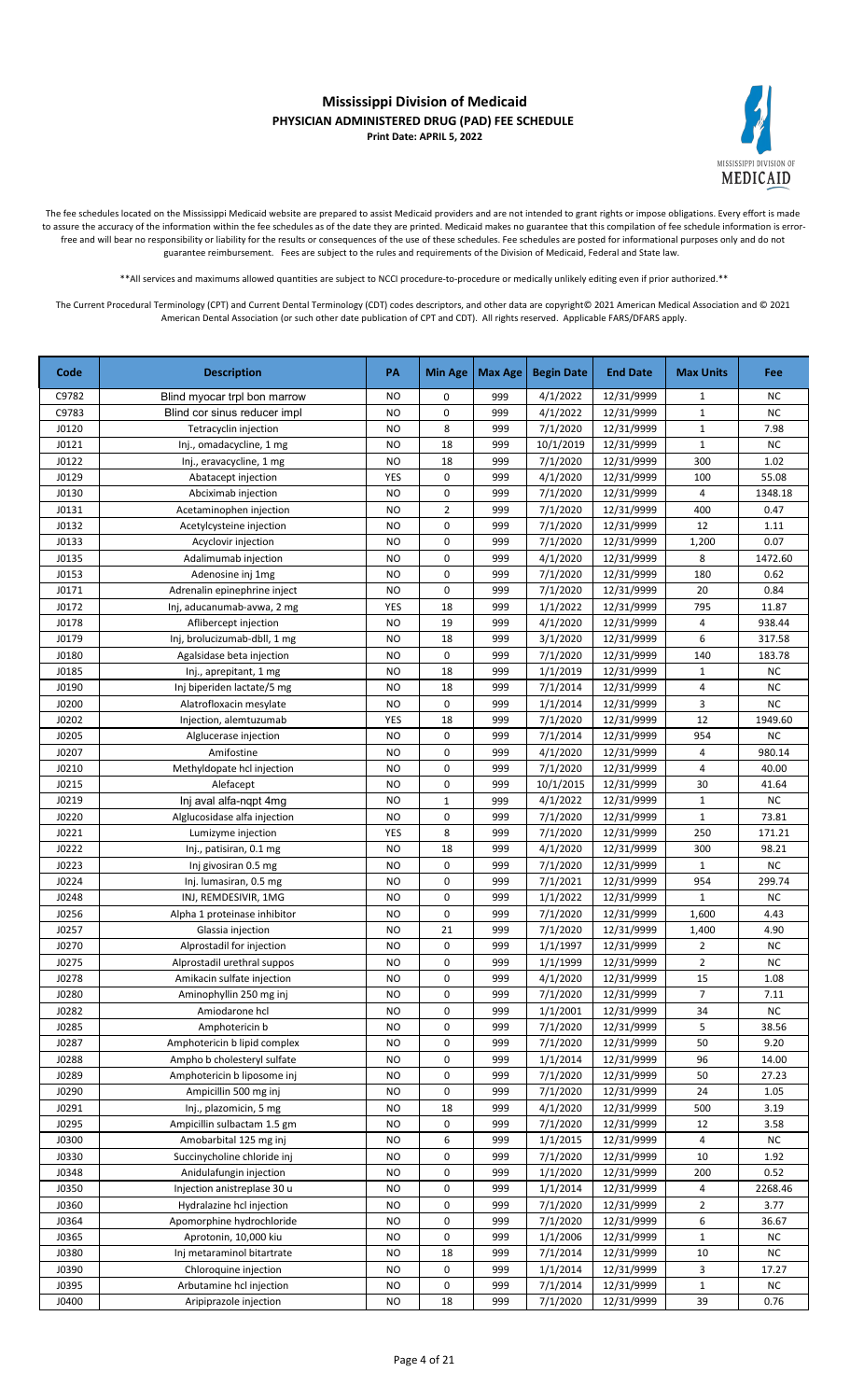# Mississippi Division of Medicaid
## PHYSICIAN ADMINISTERED DRUG (PAD) FEE SCHEDULE
**Print Date: APRIL 5, 2022**

The fee schedules located on the Mississippi Medicaid website are prepared to assist Medicaid providers and are not intended to grant rights or impose obligations. Every effort is made to assure the accuracy of the information within the fee schedules as of the date they are printed. Medicaid makes no guarantee that this compilation of fee schedule information is error-free and will bear no responsibility or liability for the results or consequences of the use of these schedules. Fee schedules are posted for informational purposes only and do not guarantee reimbursement. Fees are subject to the rules and requirements of the Division of Medicaid, Federal and State law.

**All services and maximums allowed quantities are subject to NCCI procedure-to-procedure or medically unlikely editing even if prior authorized.**

The Current Procedural Terminology (CPT) and Current Dental Terminology (CDT) codes descriptors, and other data are copyright© 2021 American Medical Association and © 2021 American Dental Association (or such other date publication of CPT and CDT). All rights reserved. Applicable FARS/DFARS apply.

| Code | Description | PA | Min Age | Max Age | Begin Date | End Date | Max Units | Fee |
|---|---|---|---|---|---|---|---|---|
| C9782 | Blind myocar trpl bon marrow | NO | 0 | 999 | 4/1/2022 | 12/31/9999 | 1 | NC |
| C9783 | Blind cor sinus reducer impl | NO | 0 | 999 | 4/1/2022 | 12/31/9999 | 1 | NC |
| J0120 | Tetracyclin injection | NO | 8 | 999 | 7/1/2020 | 12/31/9999 | 1 | 7.98 |
| J0121 | Inj., omadacycline, 1 mg | NO | 18 | 999 | 10/1/2019 | 12/31/9999 | 1 | NC |
| J0122 | Inj., eravacycline, 1 mg | NO | 18 | 999 | 7/1/2020 | 12/31/9999 | 300 | 1.02 |
| J0129 | Abatacept injection | YES | 0 | 999 | 4/1/2020 | 12/31/9999 | 100 | 55.08 |
| J0130 | Abciximab injection | NO | 0 | 999 | 7/1/2020 | 12/31/9999 | 4 | 1348.18 |
| J0131 | Acetaminophen injection | NO | 2 | 999 | 7/1/2020 | 12/31/9999 | 400 | 0.47 |
| J0132 | Acetylcysteine injection | NO | 0 | 999 | 7/1/2020 | 12/31/9999 | 12 | 1.11 |
| J0133 | Acyclovir injection | NO | 0 | 999 | 7/1/2020 | 12/31/9999 | 1,200 | 0.07 |
| J0135 | Adalimumab injection | NO | 0 | 999 | 4/1/2020 | 12/31/9999 | 8 | 1472.60 |
| J0153 | Adenosine inj 1mg | NO | 0 | 999 | 7/1/2020 | 12/31/9999 | 180 | 0.62 |
| J0171 | Adrenalin epinephrine inject | NO | 0 | 999 | 7/1/2020 | 12/31/9999 | 20 | 0.84 |
| J0172 | Inj, aducanumab-avwa, 2 mg | YES | 18 | 999 | 1/1/2022 | 12/31/9999 | 795 | 11.87 |
| J0178 | Aflibercept injection | NO | 19 | 999 | 4/1/2020 | 12/31/9999 | 4 | 938.44 |
| J0179 | Inj, brolucizumab-dbll, 1 mg | NO | 18 | 999 | 3/1/2020 | 12/31/9999 | 6 | 317.58 |
| J0180 | Agalsidase beta injection | NO | 0 | 999 | 7/1/2020 | 12/31/9999 | 140 | 183.78 |
| J0185 | Inj., aprepitant, 1 mg | NO | 18 | 999 | 1/1/2019 | 12/31/9999 | 1 | NC |
| J0190 | Inj biperiden lactate/5 mg | NO | 18 | 999 | 7/1/2014 | 12/31/9999 | 4 | NC |
| J0200 | Alatrofloxacin mesylate | NO | 0 | 999 | 1/1/2014 | 12/31/9999 | 3 | NC |
| J0202 | Injection, alemtuzumab | YES | 18 | 999 | 7/1/2020 | 12/31/9999 | 12 | 1949.60 |
| J0205 | Alglucerase injection | NO | 0 | 999 | 7/1/2014 | 12/31/9999 | 954 | NC |
| J0207 | Amifostine | NO | 0 | 999 | 4/1/2020 | 12/31/9999 | 4 | 980.14 |
| J0210 | Methyldopate hcl injection | NO | 0 | 999 | 7/1/2020 | 12/31/9999 | 4 | 40.00 |
| J0215 | Alefacept | NO | 0 | 999 | 10/1/2015 | 12/31/9999 | 30 | 41.64 |
| J0219 | Inj aval alfa-nqpt 4mg | NO | 1 | 999 | 4/1/2022 | 12/31/9999 | 1 | NC |
| J0220 | Alglucosidase alfa injection | NO | 0 | 999 | 7/1/2020 | 12/31/9999 | 1 | 73.81 |
| J0221 | Lumizyme injection | YES | 8 | 999 | 7/1/2020 | 12/31/9999 | 250 | 171.21 |
| J0222 | Inj., patisiran, 0.1 mg | NO | 18 | 999 | 4/1/2020 | 12/31/9999 | 300 | 98.21 |
| J0223 | Inj givosiran 0.5 mg | NO | 0 | 999 | 7/1/2020 | 12/31/9999 | 1 | NC |
| J0224 | Inj. lumasiran, 0.5 mg | NO | 0 | 999 | 7/1/2021 | 12/31/9999 | 954 | 299.74 |
| J0248 | INJ, REMDESIVIR, 1MG | NO | 0 | 999 | 1/1/2022 | 12/31/9999 | 1 | NC |
| J0256 | Alpha 1 proteinase inhibitor | NO | 0 | 999 | 7/1/2020 | 12/31/9999 | 1,600 | 4.43 |
| J0257 | Glassia injection | NO | 21 | 999 | 7/1/2020 | 12/31/9999 | 1,400 | 4.90 |
| J0270 | Alprostadil for injection | NO | 0 | 999 | 1/1/1997 | 12/31/9999 | 2 | NC |
| J0275 | Alprostadil urethral suppos | NO | 0 | 999 | 1/1/1999 | 12/31/9999 | 2 | NC |
| J0278 | Amikacin sulfate injection | NO | 0 | 999 | 4/1/2020 | 12/31/9999 | 15 | 1.08 |
| J0280 | Aminophyllin 250 mg inj | NO | 0 | 999 | 7/1/2020 | 12/31/9999 | 7 | 7.11 |
| J0282 | Amiodarone hcl | NO | 0 | 999 | 1/1/2001 | 12/31/9999 | 34 | NC |
| J0285 | Amphotericin b | NO | 0 | 999 | 7/1/2020 | 12/31/9999 | 5 | 38.56 |
| J0287 | Amphotericin b lipid complex | NO | 0 | 999 | 7/1/2020 | 12/31/9999 | 50 | 9.20 |
| J0288 | Ampho b cholesteryl sulfate | NO | 0 | 999 | 1/1/2014 | 12/31/9999 | 96 | 14.00 |
| J0289 | Amphotericin b liposome inj | NO | 0 | 999 | 7/1/2020 | 12/31/9999 | 50 | 27.23 |
| J0290 | Ampicillin 500 mg inj | NO | 0 | 999 | 7/1/2020 | 12/31/9999 | 24 | 1.05 |
| J0291 | Inj., plazomicin, 5 mg | NO | 18 | 999 | 4/1/2020 | 12/31/9999 | 500 | 3.19 |
| J0295 | Ampicillin sulbactam 1.5 gm | NO | 0 | 999 | 7/1/2020 | 12/31/9999 | 12 | 3.58 |
| J0300 | Amobarbital 125 mg inj | NO | 6 | 999 | 1/1/2015 | 12/31/9999 | 4 | NC |
| J0330 | Succinycholine chloride inj | NO | 0 | 999 | 7/1/2020 | 12/31/9999 | 10 | 1.92 |
| J0348 | Anidulafungin injection | NO | 0 | 999 | 1/1/2020 | 12/31/9999 | 200 | 0.52 |
| J0350 | Injection anistreplase 30 u | NO | 0 | 999 | 1/1/2014 | 12/31/9999 | 4 | 2268.46 |
| J0360 | Hydralazine hcl injection | NO | 0 | 999 | 7/1/2020 | 12/31/9999 | 2 | 3.77 |
| J0364 | Apomorphine hydrochloride | NO | 0 | 999 | 7/1/2020 | 12/31/9999 | 6 | 36.67 |
| J0365 | Aprotonin, 10,000 kiu | NO | 0 | 999 | 1/1/2006 | 12/31/9999 | 1 | NC |
| J0380 | Inj metaraminol bitartrate | NO | 18 | 999 | 7/1/2014 | 12/31/9999 | 10 | NC |
| J0390 | Chloroquine injection | NO | 0 | 999 | 1/1/2014 | 12/31/9999 | 3 | 17.27 |
| J0395 | Arbutamine hcl injection | NO | 0 | 999 | 7/1/2014 | 12/31/9999 | 1 | NC |
| J0400 | Aripiprazole injection | NO | 18 | 999 | 7/1/2020 | 12/31/9999 | 39 | 0.76 |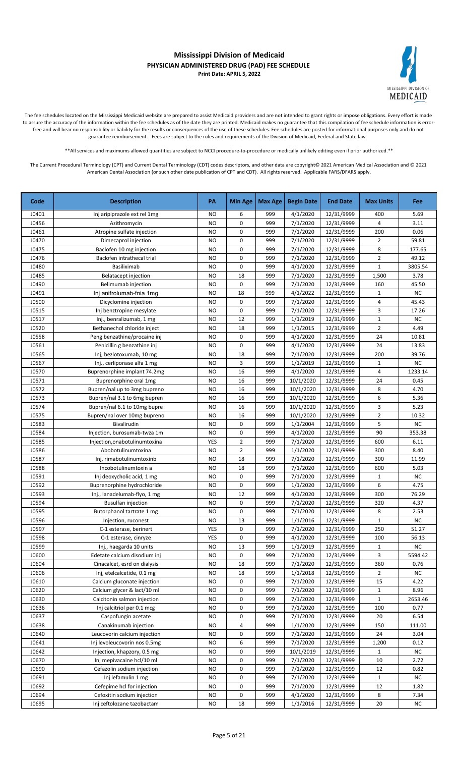# Mississippi Division of Medicaid

## PHYSICIAN ADMINISTERED DRUG (PAD) FEE SCHEDULE

**Print Date: APRIL 5, 2022**

The fee schedules located on the Mississippi Medicaid website are prepared to assist Medicaid providers and are not intended to grant rights or impose obligations. Every effort is made to assure the accuracy of the information within the fee schedules as of the date they are printed. Medicaid makes no guarantee that this compilation of fee schedule information is error-free and will bear no responsibility or liability for the results or consequences of the use of these schedules. Fee schedules are posted for informational purposes only and do not guarantee reimbursement. Fees are subject to the rules and requirements of the Division of Medicaid, Federal and State law.

**All services and maximums allowed quantities are subject to NCCI procedure-to-procedure or medically unlikely editing even if prior authorized.**

The Current Procedural Terminology (CPT) and Current Dental Terminology (CDT) codes descriptors, and other data are copyright© 2021 American Medical Association and © 2021 American Dental Association (or such other date publication of CPT and CDT). All rights reserved. Applicable FARS/DFARS apply.

| Code | Description | PA | Min Age | Max Age | Begin Date | End Date | Max Units | Fee |
|---|---|---|---|---|---|---|---|---|
| J0401 | Inj aripiprazole ext rel 1mg | NO | 6 | 999 | 4/1/2020 | 12/31/9999 | 400 | 5.69 |
| J0456 | Azithromycin | NO | 0 | 999 | 7/1/2020 | 12/31/9999 | 4 | 3.11 |
| J0461 | Atropine sulfate injection | NO | 0 | 999 | 7/1/2020 | 12/31/9999 | 200 | 0.06 |
| J0470 | Dimecaprol injection | NO | 0 | 999 | 7/1/2020 | 12/31/9999 | 2 | 59.81 |
| J0475 | Baclofen 10 mg injection | NO | 0 | 999 | 7/1/2020 | 12/31/9999 | 8 | 177.65 |
| J0476 | Baclofen intrathecal trial | NO | 0 | 999 | 7/1/2020 | 12/31/9999 | 2 | 49.12 |
| J0480 | Basiliximab | NO | 0 | 999 | 4/1/2020 | 12/31/9999 | 1 | 3805.54 |
| J0485 | Belatacept injection | NO | 18 | 999 | 7/1/2020 | 12/31/9999 | 1,500 | 3.78 |
| J0490 | Belimumab injection | NO | 0 | 999 | 7/1/2020 | 12/31/9999 | 160 | 45.50 |
| J0491 | Inj anifrolumab-fnia 1mg | NO | 18 | 999 | 4/1/2022 | 12/31/9999 | 1 | NC |
| J0500 | Dicyclomine injection | NO | 0 | 999 | 7/1/2020 | 12/31/9999 | 4 | 45.43 |
| J0515 | Inj benztropine mesylate | NO | 0 | 999 | 7/1/2020 | 12/31/9999 | 3 | 17.26 |
| J0517 | Inj., benralizumab, 1 mg | NO | 12 | 999 | 1/1/2019 | 12/31/9999 | 1 | NC |
| J0520 | Bethanechol chloride inject | NO | 18 | 999 | 1/1/2015 | 12/31/9999 | 2 | 4.49 |
| J0558 | Peng benzathine/procaine inj | NO | 0 | 999 | 4/1/2020 | 12/31/9999 | 24 | 10.81 |
| J0561 | Penicillin g benzathine inj | NO | 0 | 999 | 4/1/2020 | 12/31/9999 | 24 | 13.83 |
| J0565 | Inj, bezlotoxumab, 10 mg | NO | 18 | 999 | 7/1/2020 | 12/31/9999 | 200 | 39.76 |
| J0567 | Inj., cerliponase alfa 1 mg | NO | 3 | 999 | 1/1/2019 | 12/31/9999 | 1 | NC |
| J0570 | Buprenorphine implant 74.2mg | NO | 16 | 999 | 4/1/2020 | 12/31/9999 | 4 | 1233.14 |
| J0571 | Buprenorphine oral 1mg | NO | 16 | 999 | 10/1/2020 | 12/31/9999 | 24 | 0.45 |
| J0572 | Bupren/nal up to 3mg bupreno | NO | 16 | 999 | 10/1/2020 | 12/31/9999 | 8 | 4.70 |
| J0573 | Bupren/nal 3.1 to 6mg bupren | NO | 16 | 999 | 10/1/2020 | 12/31/9999 | 6 | 5.36 |
| J0574 | Bupren/nal 6.1 to 10mg bupre | NO | 16 | 999 | 10/1/2020 | 12/31/9999 | 3 | 5.23 |
| J0575 | Bupren/nal over 10mg bupreno | NO | 16 | 999 | 10/1/2020 | 12/31/9999 | 2 | 10.32 |
| J0583 | Bivalirudin | NO | 0 | 999 | 1/1/2004 | 12/31/9999 | 5 | NC |
| J0584 | Injection, burosumab-twza 1m | NO | 0 | 999 | 4/1/2020 | 12/31/9999 | 90 | 353.38 |
| J0585 | Injection,onabotulinumtoxina | YES | 2 | 999 | 7/1/2020 | 12/31/9999 | 600 | 6.11 |
| J0586 | Abobotulinumtoxina | NO | 2 | 999 | 1/1/2020 | 12/31/9999 | 300 | 8.40 |
| J0587 | Inj, rimabotulinumtoxinb | NO | 18 | 999 | 7/1/2020 | 12/31/9999 | 300 | 11.99 |
| J0588 | Incobotulinumtoxin a | NO | 18 | 999 | 7/1/2020 | 12/31/9999 | 600 | 5.03 |
| J0591 | Inj deoxycholic acid, 1 mg | NO | 0 | 999 | 7/1/2020 | 12/31/9999 | 1 | NC |
| J0592 | Buprenorphine hydrochloride | NO | 0 | 999 | 1/1/2020 | 12/31/9999 | 6 | 4.75 |
| J0593 | Inj., lanadelumab-flyo, 1 mg | NO | 12 | 999 | 4/1/2020 | 12/31/9999 | 300 | 76.29 |
| J0594 | Busulfan injection | NO | 0 | 999 | 7/1/2020 | 12/31/9999 | 320 | 4.37 |
| J0595 | Butorphanol tartrate 1 mg | NO | 0 | 999 | 7/1/2020 | 12/31/9999 | 8 | 2.53 |
| J0596 | Injection, ruconest | NO | 13 | 999 | 1/1/2016 | 12/31/9999 | 1 | NC |
| J0597 | C-1 esterase, berinert | YES | 0 | 999 | 7/1/2020 | 12/31/9999 | 250 | 51.27 |
| J0598 | C-1 esterase, cinryze | YES | 0 | 999 | 4/1/2020 | 12/31/9999 | 100 | 56.13 |
| J0599 | Inj., haegarda 10 units | NO | 13 | 999 | 1/1/2019 | 12/31/9999 | 1 | NC |
| J0600 | Edetate calcium disodium inj | NO | 0 | 999 | 7/1/2020 | 12/31/9999 | 3 | 5594.42 |
| J0604 | Cinacalcet, esrd on dialysis | NO | 18 | 999 | 7/1/2020 | 12/31/9999 | 360 | 0.76 |
| J0606 | Inj, etelcalcetide, 0.1 mg | NO | 18 | 999 | 1/1/2018 | 12/31/9999 | 2 | NC |
| J0610 | Calcium gluconate injection | NO | 0 | 999 | 7/1/2020 | 12/31/9999 | 15 | 4.22 |
| J0620 | Calcium glycer & lact/10 ml | NO | 0 | 999 | 7/1/2020 | 12/31/9999 | 1 | 8.96 |
| J0630 | Calcitonin salmon injection | NO | 0 | 999 | 7/1/2020 | 12/31/9999 | 1 | 2653.46 |
| J0636 | Inj calcitriol per 0.1 mcg | NO | 0 | 999 | 7/1/2020 | 12/31/9999 | 100 | 0.77 |
| J0637 | Caspofungin acetate | NO | 0 | 999 | 7/1/2020 | 12/31/9999 | 20 | 6.54 |
| J0638 | Canakinumab injection | NO | 4 | 999 | 1/1/2020 | 12/31/9999 | 150 | 111.00 |
| J0640 | Leucovorin calcium injection | NO | 0 | 999 | 7/1/2020 | 12/31/9999 | 24 | 3.04 |
| J0641 | Inj levoleucovorin nos 0.5mg | NO | 6 | 999 | 7/1/2020 | 12/31/9999 | 1,200 | 0.12 |
| J0642 | Injection, khapzory, 0.5 mg | NO | 0 | 999 | 10/1/2019 | 12/31/9999 | 1 | NC |
| J0670 | Inj mepivacaine hcl/10 ml | NO | 0 | 999 | 7/1/2020 | 12/31/9999 | 10 | 2.72 |
| J0690 | Cefazolin sodium injection | NO | 0 | 999 | 7/1/2020 | 12/31/9999 | 12 | 0.82 |
| J0691 | Inj lefamulin 1 mg | NO | 0 | 999 | 7/1/2020 | 12/31/9999 | 1 | NC |
| J0692 | Cefepime hcl for injection | NO | 0 | 999 | 7/1/2020 | 12/31/9999 | 12 | 1.82 |
| J0694 | Cefoxitin sodium injection | NO | 0 | 999 | 4/1/2020 | 12/31/9999 | 8 | 7.34 |
| J0695 | Inj ceftolozane tazobactam | NO | 18 | 999 | 1/1/2016 | 12/31/9999 | 20 | NC |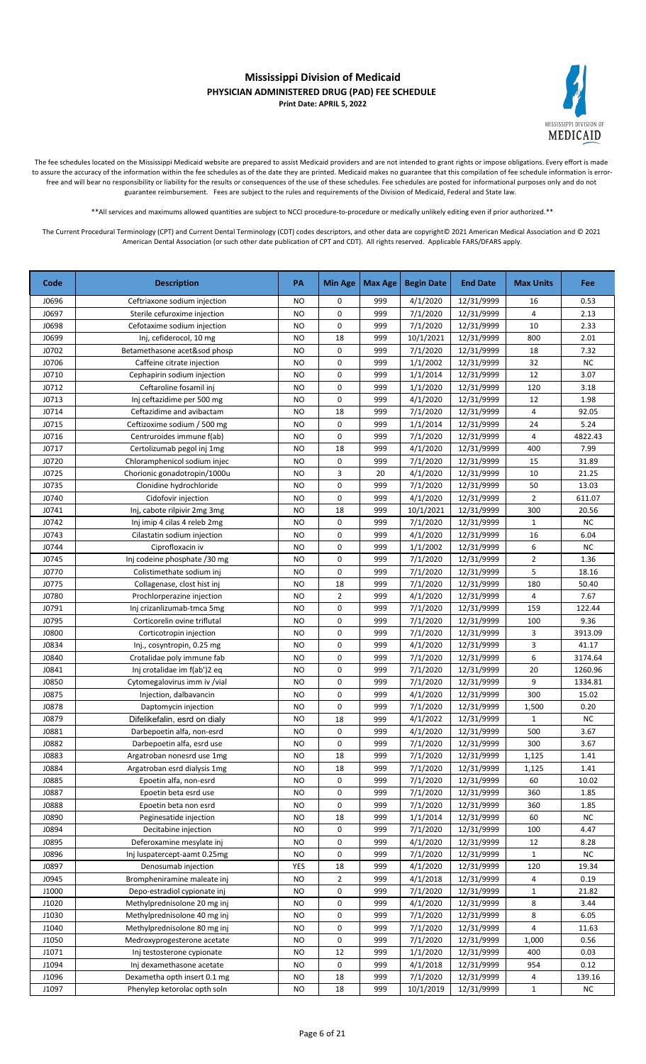# Mississippi Division of Medicaid
## PHYSICIAN ADMINISTERED DRUG (PAD) FEE SCHEDULE
**Print Date: APRIL 5, 2022**

The fee schedules located on the Mississippi Medicaid website are prepared to assist Medicaid providers and are not intended to grant rights or impose obligations. Every effort is made to assure the accuracy of the information within the fee schedules as of the date they are printed. Medicaid makes no guarantee that this compilation of fee schedule information is error-free and will bear no responsibility or liability for the results or consequences of the use of these schedules. Fee schedules are posted for informational purposes only and do not guarantee reimbursement. Fees are subject to the rules and requirements of the Division of Medicaid, Federal and State law.

**All services and maximums allowed quantities are subject to NCCI procedure-to-procedure or medically unlikely editing even if prior authorized.**

The Current Procedural Terminology (CPT) and Current Dental Terminology (CDT) codes descriptors, and other data are copyright© 2021 American Medical Association and © 2021 American Dental Association (or such other date publication of CPT and CDT). All rights reserved. Applicable FARS/DFARS apply.

| Code | Description | PA | Min Age | Max Age | Begin Date | End Date | Max Units | Fee |
|---|---|---|---|---|---|---|---|---|
| J0696 | Ceftriaxone sodium injection | NO | 0 | 999 | 4/1/2020 | 12/31/9999 | 16 | 0.53 |
| J0697 | Sterile cefuroxime injection | NO | 0 | 999 | 7/1/2020 | 12/31/9999 | 4 | 2.13 |
| J0698 | Cefotaxime sodium injection | NO | 0 | 999 | 7/1/2020 | 12/31/9999 | 10 | 2.33 |
| J0699 | Inj, cefiderocol, 10 mg | NO | 18 | 999 | 10/1/2021 | 12/31/9999 | 800 | 2.01 |
| J0702 | Betamethasone acet&sod phosp | NO | 0 | 999 | 7/1/2020 | 12/31/9999 | 18 | 7.32 |
| J0706 | Caffeine citrate injection | NO | 0 | 999 | 1/1/2002 | 12/31/9999 | 32 | NC |
| J0710 | Cephapirin sodium injection | NO | 0 | 999 | 1/1/2014 | 12/31/9999 | 12 | 3.07 |
| J0712 | Ceftaroline fosamil inj | NO | 0 | 999 | 1/1/2020 | 12/31/9999 | 120 | 3.18 |
| J0713 | Inj ceftazidime per 500 mg | NO | 0 | 999 | 4/1/2020 | 12/31/9999 | 12 | 1.98 |
| J0714 | Ceftazidime and avibactam | NO | 18 | 999 | 7/1/2020 | 12/31/9999 | 4 | 92.05 |
| J0715 | Ceftizoxime sodium / 500 mg | NO | 0 | 999 | 1/1/2014 | 12/31/9999 | 24 | 5.24 |
| J0716 | Centruroides immune f(ab) | NO | 0 | 999 | 7/1/2020 | 12/31/9999 | 4 | 4822.43 |
| J0717 | Certolizumab pegol inj 1mg | NO | 18 | 999 | 4/1/2020 | 12/31/9999 | 400 | 7.99 |
| J0720 | Chloramphenicol sodium injec | NO | 0 | 999 | 7/1/2020 | 12/31/9999 | 15 | 31.89 |
| J0725 | Chorionic gonadotropin/1000u | NO | 3 | 20 | 4/1/2020 | 12/31/9999 | 10 | 21.25 |
| J0735 | Clonidine hydrochloride | NO | 0 | 999 | 7/1/2020 | 12/31/9999 | 50 | 13.03 |
| J0740 | Cidofovir injection | NO | 0 | 999 | 4/1/2020 | 12/31/9999 | 2 | 611.07 |
| J0741 | Inj, cabote rilpivir 2mg 3mg | NO | 18 | 999 | 10/1/2021 | 12/31/9999 | 300 | 20.56 |
| J0742 | Inj imip 4 cilas 4 releb 2mg | NO | 0 | 999 | 7/1/2020 | 12/31/9999 | 1 | NC |
| J0743 | Cilastatin sodium injection | NO | 0 | 999 | 4/1/2020 | 12/31/9999 | 16 | 6.04 |
| J0744 | Ciprofloxacin iv | NO | 0 | 999 | 1/1/2002 | 12/31/9999 | 6 | NC |
| J0745 | Inj codeine phosphate /30 mg | NO | 0 | 999 | 7/1/2020 | 12/31/9999 | 2 | 1.36 |
| J0770 | Colistimethate sodium inj | NO | 0 | 999 | 7/1/2020 | 12/31/9999 | 5 | 18.16 |
| J0775 | Collagenase, clost hist inj | NO | 18 | 999 | 7/1/2020 | 12/31/9999 | 180 | 50.40 |
| J0780 | Prochlorperazine injection | NO | 2 | 999 | 4/1/2020 | 12/31/9999 | 4 | 7.67 |
| J0791 | Inj crizanlizumab-tmca 5mg | NO | 0 | 999 | 7/1/2020 | 12/31/9999 | 159 | 122.44 |
| J0795 | Corticorelin ovine triflutal | NO | 0 | 999 | 7/1/2020 | 12/31/9999 | 100 | 9.36 |
| J0800 | Corticotropin injection | NO | 0 | 999 | 7/1/2020 | 12/31/9999 | 3 | 3913.09 |
| J0834 | Inj., cosyntropin, 0.25 mg | NO | 0 | 999 | 4/1/2020 | 12/31/9999 | 3 | 41.17 |
| J0840 | Crotalidae poly immune fab | NO | 0 | 999 | 7/1/2020 | 12/31/9999 | 6 | 3174.64 |
| J0841 | Inj crotalidae im f(ab')2 eq | NO | 0 | 999 | 7/1/2020 | 12/31/9999 | 20 | 1260.96 |
| J0850 | Cytomegalovirus imm iv /vial | NO | 0 | 999 | 7/1/2020 | 12/31/9999 | 9 | 1334.81 |
| J0875 | Injection, dalbavancin | NO | 0 | 999 | 4/1/2020 | 12/31/9999 | 300 | 15.02 |
| J0878 | Daptomycin injection | NO | 0 | 999 | 7/1/2020 | 12/31/9999 | 1,500 | 0.20 |
| J0879 | Difelikefalin, esrd on dialy | NO | 18 | 999 | 4/1/2022 | 12/31/9999 | 1 | NC |
| J0881 | Darbepoetin alfa, non-esrd | NO | 0 | 999 | 4/1/2020 | 12/31/9999 | 500 | 3.67 |
| J0882 | Darbepoetin alfa, esrd use | NO | 0 | 999 | 7/1/2020 | 12/31/9999 | 300 | 3.67 |
| J0883 | Argatroban nonesrd use 1mg | NO | 18 | 999 | 7/1/2020 | 12/31/9999 | 1,125 | 1.41 |
| J0884 | Argatroban esrd dialysis 1mg | NO | 18 | 999 | 7/1/2020 | 12/31/9999 | 1,125 | 1.41 |
| J0885 | Epoetin alfa, non-esrd | NO | 0 | 999 | 7/1/2020 | 12/31/9999 | 60 | 10.02 |
| J0887 | Epoetin beta esrd use | NO | 0 | 999 | 7/1/2020 | 12/31/9999 | 360 | 1.85 |
| J0888 | Epoetin beta non esrd | NO | 0 | 999 | 7/1/2020 | 12/31/9999 | 360 | 1.85 |
| J0890 | Peginesatide injection | NO | 18 | 999 | 1/1/2014 | 12/31/9999 | 60 | NC |
| J0894 | Decitabine injection | NO | 0 | 999 | 7/1/2020 | 12/31/9999 | 100 | 4.47 |
| J0895 | Deferoxamine mesylate inj | NO | 0 | 999 | 4/1/2020 | 12/31/9999 | 12 | 8.28 |
| J0896 | Inj luspatercept-aamt 0.25mg | NO | 0 | 999 | 7/1/2020 | 12/31/9999 | 1 | NC |
| J0897 | Denosumab injection | YES | 18 | 999 | 4/1/2020 | 12/31/9999 | 120 | 19.34 |
| J0945 | Brompheniramine maleate inj | NO | 2 | 999 | 4/1/2018 | 12/31/9999 | 4 | 0.19 |
| J1000 | Depo-estradiol cypionate inj | NO | 0 | 999 | 7/1/2020 | 12/31/9999 | 1 | 21.82 |
| J1020 | Methylprednisolone 20 mg inj | NO | 0 | 999 | 4/1/2020 | 12/31/9999 | 8 | 3.44 |
| J1030 | Methylprednisolone 40 mg inj | NO | 0 | 999 | 7/1/2020 | 12/31/9999 | 8 | 6.05 |
| J1040 | Methylprednisolone 80 mg inj | NO | 0 | 999 | 7/1/2020 | 12/31/9999 | 4 | 11.63 |
| J1050 | Medroxyprogesterone acetate | NO | 0 | 999 | 7/1/2020 | 12/31/9999 | 1,000 | 0.56 |
| J1071 | Inj testosterone cypionate | NO | 12 | 999 | 1/1/2020 | 12/31/9999 | 400 | 0.03 |
| J1094 | Inj dexamethasone acetate | NO | 0 | 999 | 4/1/2018 | 12/31/9999 | 954 | 0.12 |
| J1096 | Dexametha opth insert 0.1 mg | NO | 18 | 999 | 7/1/2020 | 12/31/9999 | 4 | 139.16 |
| J1097 | Phenylep ketorolac opth soln | NO | 18 | 999 | 10/1/2019 | 12/31/9999 | 1 | NC |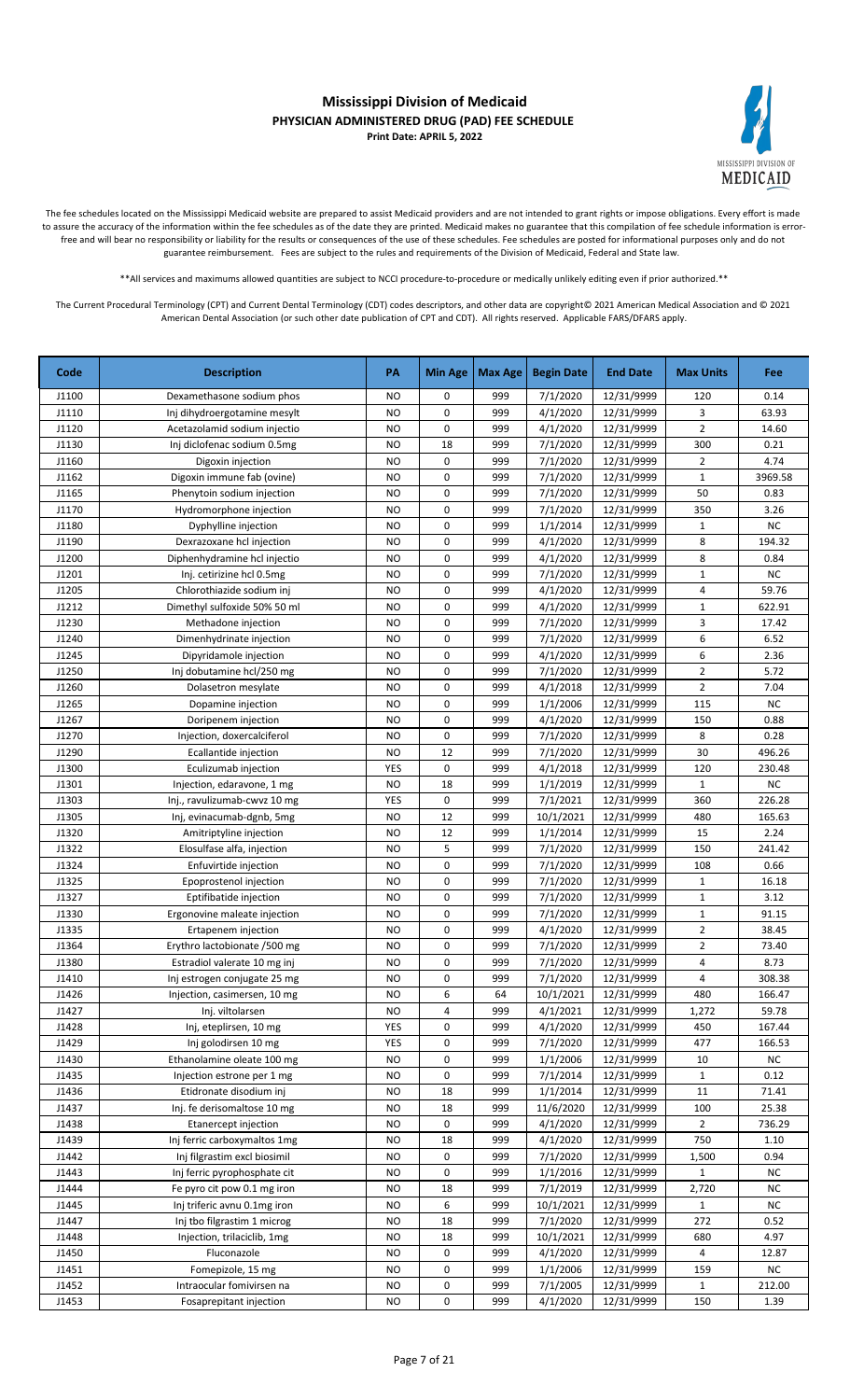# Mississippi Division of Medicaid
## PHYSICIAN ADMINISTERED DRUG (PAD) FEE SCHEDULE
**Print Date: APRIL 5, 2022**

The fee schedules located on the Mississippi Medicaid website are prepared to assist Medicaid providers and are not intended to grant rights or impose obligations. Every effort is made to assure the accuracy of the information within the fee schedules as of the date they are printed. Medicaid makes no guarantee that this compilation of fee schedule information is error-free and will bear no responsibility or liability for the results or consequences of the use of these schedules. Fee schedules are posted for informational purposes only and do not guarantee reimbursement. Fees are subject to the rules and requirements of the Division of Medicaid, Federal and State law.

**All services and maximums allowed quantities are subject to NCCI procedure-to-procedure or medically unlikely editing even if prior authorized.**

The Current Procedural Terminology (CPT) and Current Dental Terminology (CDT) codes descriptors, and other data are copyright© 2021 American Medical Association and © 2021 American Dental Association (or such other date publication of CPT and CDT). All rights reserved. Applicable FARS/DFARS apply.

| Code | Description | PA | Min Age | Max Age | Begin Date | End Date | Max Units | Fee |
|---|---|---|---|---|---|---|---|---|
| J1100 | Dexamethasone sodium phos | NO | 0 | 999 | 7/1/2020 | 12/31/9999 | 120 | 0.14 |
| J1110 | Inj dihydroergotamine mesylt | NO | 0 | 999 | 4/1/2020 | 12/31/9999 | 3 | 63.93 |
| J1120 | Acetazolamid sodium injectio | NO | 0 | 999 | 4/1/2020 | 12/31/9999 | 2 | 14.60 |
| J1130 | Inj diclofenac sodium 0.5mg | NO | 18 | 999 | 7/1/2020 | 12/31/9999 | 300 | 0.21 |
| J1160 | Digoxin injection | NO | 0 | 999 | 7/1/2020 | 12/31/9999 | 2 | 4.74 |
| J1162 | Digoxin immune fab (ovine) | NO | 0 | 999 | 7/1/2020 | 12/31/9999 | 1 | 3969.58 |
| J1165 | Phenytoin sodium injection | NO | 0 | 999 | 7/1/2020 | 12/31/9999 | 50 | 0.83 |
| J1170 | Hydromorphone injection | NO | 0 | 999 | 7/1/2020 | 12/31/9999 | 350 | 3.26 |
| J1180 | Dyphylline injection | NO | 0 | 999 | 1/1/2014 | 12/31/9999 | 1 | NC |
| J1190 | Dexrazoxane hcl injection | NO | 0 | 999 | 4/1/2020 | 12/31/9999 | 8 | 194.32 |
| J1200 | Diphenhydramine hcl injectio | NO | 0 | 999 | 4/1/2020 | 12/31/9999 | 8 | 0.84 |
| J1201 | Inj. cetirizine hcl 0.5mg | NO | 0 | 999 | 7/1/2020 | 12/31/9999 | 1 | NC |
| J1205 | Chlorothiazide sodium inj | NO | 0 | 999 | 4/1/2020 | 12/31/9999 | 4 | 59.76 |
| J1212 | Dimethyl sulfoxide 50% 50 ml | NO | 0 | 999 | 4/1/2020 | 12/31/9999 | 1 | 622.91 |
| J1230 | Methadone injection | NO | 0 | 999 | 7/1/2020 | 12/31/9999 | 3 | 17.42 |
| J1240 | Dimenhydrinate injection | NO | 0 | 999 | 7/1/2020 | 12/31/9999 | 6 | 6.52 |
| J1245 | Dipyridamole injection | NO | 0 | 999 | 4/1/2020 | 12/31/9999 | 6 | 2.36 |
| J1250 | Inj dobutamine hcl/250 mg | NO | 0 | 999 | 7/1/2020 | 12/31/9999 | 2 | 5.72 |
| J1260 | Dolasetron mesylate | NO | 0 | 999 | 4/1/2018 | 12/31/9999 | 2 | 7.04 |
| J1265 | Dopamine injection | NO | 0 | 999 | 1/1/2006 | 12/31/9999 | 115 | NC |
| J1267 | Doripenem injection | NO | 0 | 999 | 4/1/2020 | 12/31/9999 | 150 | 0.88 |
| J1270 | Injection, doxercalciferol | NO | 0 | 999 | 7/1/2020 | 12/31/9999 | 8 | 0.28 |
| J1290 | Ecallantide injection | NO | 12 | 999 | 7/1/2020 | 12/31/9999 | 30 | 496.26 |
| J1300 | Eculizumab injection | YES | 0 | 999 | 4/1/2018 | 12/31/9999 | 120 | 230.48 |
| J1301 | Injection, edaravone, 1 mg | NO | 18 | 999 | 1/1/2019 | 12/31/9999 | 1 | NC |
| J1303 | Inj., ravulizumab-cwvz 10 mg | YES | 0 | 999 | 7/1/2021 | 12/31/9999 | 360 | 226.28 |
| J1305 | Inj, evinacumab-dgnb, 5mg | NO | 12 | 999 | 10/1/2021 | 12/31/9999 | 480 | 165.63 |
| J1320 | Amitriptyline injection | NO | 12 | 999 | 1/1/2014 | 12/31/9999 | 15 | 2.24 |
| J1322 | Elosulfase alfa, injection | NO | 5 | 999 | 7/1/2020 | 12/31/9999 | 150 | 241.42 |
| J1324 | Enfuvirtide injection | NO | 0 | 999 | 7/1/2020 | 12/31/9999 | 108 | 0.66 |
| J1325 | Epoprostenol injection | NO | 0 | 999 | 7/1/2020 | 12/31/9999 | 1 | 16.18 |
| J1327 | Eptifibatide injection | NO | 0 | 999 | 7/1/2020 | 12/31/9999 | 1 | 3.12 |
| J1330 | Ergonovine maleate injection | NO | 0 | 999 | 7/1/2020 | 12/31/9999 | 1 | 91.15 |
| J1335 | Ertapenem injection | NO | 0 | 999 | 4/1/2020 | 12/31/9999 | 2 | 38.45 |
| J1364 | Erythro lactobionate /500 mg | NO | 0 | 999 | 7/1/2020 | 12/31/9999 | 2 | 73.40 |
| J1380 | Estradiol valerate 10 mg inj | NO | 0 | 999 | 7/1/2020 | 12/31/9999 | 4 | 8.73 |
| J1410 | Inj estrogen conjugate 25 mg | NO | 0 | 999 | 7/1/2020 | 12/31/9999 | 4 | 308.38 |
| J1426 | Injection, casimersen, 10 mg | NO | 6 | 64 | 10/1/2021 | 12/31/9999 | 480 | 166.47 |
| J1427 | Inj. viltolarsen | NO | 4 | 999 | 4/1/2021 | 12/31/9999 | 1,272 | 59.78 |
| J1428 | Inj, eteplirsen, 10 mg | YES | 0 | 999 | 4/1/2020 | 12/31/9999 | 450 | 167.44 |
| J1429 | Inj golodirsen 10 mg | YES | 0 | 999 | 7/1/2020 | 12/31/9999 | 477 | 166.53 |
| J1430 | Ethanolamine oleate 100 mg | NO | 0 | 999 | 1/1/2006 | 12/31/9999 | 10 | NC |
| J1435 | Injection estrone per 1 mg | NO | 0 | 999 | 7/1/2014 | 12/31/9999 | 1 | 0.12 |
| J1436 | Etidronate disodium inj | NO | 18 | 999 | 1/1/2014 | 12/31/9999 | 11 | 71.41 |
| J1437 | Inj. fe derisomaltose 10 mg | NO | 18 | 999 | 11/6/2020 | 12/31/9999 | 100 | 25.38 |
| J1438 | Etanercept injection | NO | 0 | 999 | 4/1/2020 | 12/31/9999 | 2 | 736.29 |
| J1439 | Inj ferric carboxymaltos 1mg | NO | 18 | 999 | 4/1/2020 | 12/31/9999 | 750 | 1.10 |
| J1442 | Inj filgrastim excl biosimil | NO | 0 | 999 | 7/1/2020 | 12/31/9999 | 1,500 | 0.94 |
| J1443 | Inj ferric pyrophosphate cit | NO | 0 | 999 | 1/1/2016 | 12/31/9999 | 1 | NC |
| J1444 | Fe pyro cit pow 0.1 mg iron | NO | 18 | 999 | 7/1/2019 | 12/31/9999 | 2,720 | NC |
| J1445 | Inj triferic avnu 0.1mg iron | NO | 6 | 999 | 10/1/2021 | 12/31/9999 | 1 | NC |
| J1447 | Inj tbo filgrastim 1 microg | NO | 18 | 999 | 7/1/2020 | 12/31/9999 | 272 | 0.52 |
| J1448 | Injection, trilaciclib, 1mg | NO | 18 | 999 | 10/1/2021 | 12/31/9999 | 680 | 4.97 |
| J1450 | Fluconazole | NO | 0 | 999 | 4/1/2020 | 12/31/9999 | 4 | 12.87 |
| J1451 | Fomepizole, 15 mg | NO | 0 | 999 | 1/1/2006 | 12/31/9999 | 159 | NC |
| J1452 | Intraocular fomivirsen na | NO | 0 | 999 | 7/1/2005 | 12/31/9999 | 1 | 212.00 |
| J1453 | Fosaprepitant injection | NO | 0 | 999 | 4/1/2020 | 12/31/9999 | 150 | 1.39 |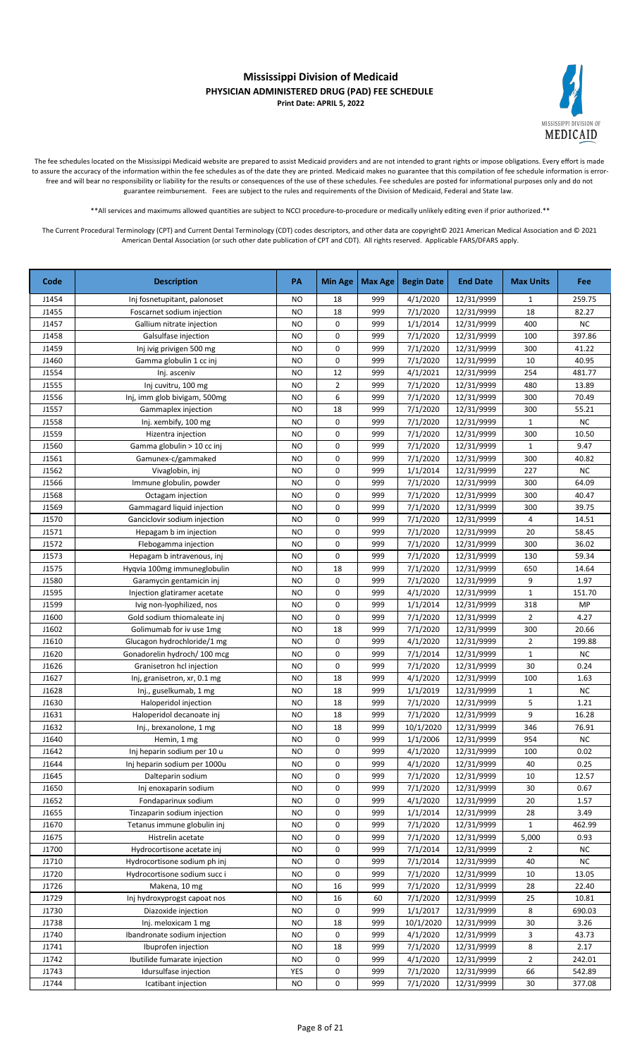# Mississippi Division of Medicaid
## PHYSICIAN ADMINISTERED DRUG (PAD) FEE SCHEDULE
**Print Date: APRIL 5, 2022**

The fee schedules located on the Mississippi Medicaid website are prepared to assist Medicaid providers and are not intended to grant rights or impose obligations. Every effort is made to assure the accuracy of the information within the fee schedules as of the date they are printed. Medicaid makes no guarantee that this compilation of fee schedule information is error-free and will bear no responsibility or liability for the results or consequences of the use of these schedules. Fee schedules are posted for informational purposes only and do not guarantee reimbursement. Fees are subject to the rules and requirements of the Division of Medicaid, Federal and State law.

**All services and maximums allowed quantities are subject to NCCI procedure-to-procedure or medically unlikely editing even if prior authorized.**

The Current Procedural Terminology (CPT) and Current Dental Terminology (CDT) codes descriptors, and other data are copyright© 2021 American Medical Association and © 2021 American Dental Association (or such other date publication of CPT and CDT). All rights reserved. Applicable FARS/DFARS apply.

| Code | Description | PA | Min Age | Max Age | Begin Date | End Date | Max Units | Fee |
|---|---|---|---|---|---|---|---|---|
| J1454 | Inj fosnetupitant, palonoset | NO | 18 | 999 | 4/1/2020 | 12/31/9999 | 1 | 259.75 |
| J1455 | Foscarnet sodium injection | NO | 18 | 999 | 7/1/2020 | 12/31/9999 | 18 | 82.27 |
| J1457 | Gallium nitrate injection | NO | 0 | 999 | 1/1/2014 | 12/31/9999 | 400 | NC |
| J1458 | Galsulfase injection | NO | 0 | 999 | 7/1/2020 | 12/31/9999 | 100 | 397.86 |
| J1459 | Inj ivig privigen 500 mg | NO | 0 | 999 | 7/1/2020 | 12/31/9999 | 300 | 41.22 |
| J1460 | Gamma globulin 1 cc inj | NO | 0 | 999 | 7/1/2020 | 12/31/9999 | 10 | 40.95 |
| J1554 | Inj. asceniv | NO | 12 | 999 | 4/1/2021 | 12/31/9999 | 254 | 481.77 |
| J1555 | Inj cuvitru, 100 mg | NO | 2 | 999 | 7/1/2020 | 12/31/9999 | 480 | 13.89 |
| J1556 | Inj, imm glob bivigam, 500mg | NO | 6 | 999 | 7/1/2020 | 12/31/9999 | 300 | 70.49 |
| J1557 | Gammaplex injection | NO | 18 | 999 | 7/1/2020 | 12/31/9999 | 300 | 55.21 |
| J1558 | Inj. xembify, 100 mg | NO | 0 | 999 | 7/1/2020 | 12/31/9999 | 1 | NC |
| J1559 | Hizentra injection | NO | 0 | 999 | 7/1/2020 | 12/31/9999 | 300 | 10.50 |
| J1560 | Gamma globulin > 10 cc inj | NO | 0 | 999 | 7/1/2020 | 12/31/9999 | 1 | 9.47 |
| J1561 | Gamunex-c/gammaked | NO | 0 | 999 | 7/1/2020 | 12/31/9999 | 300 | 40.82 |
| J1562 | Vivaglobin, inj | NO | 0 | 999 | 1/1/2014 | 12/31/9999 | 227 | NC |
| J1566 | Immune globulin, powder | NO | 0 | 999 | 7/1/2020 | 12/31/9999 | 300 | 64.09 |
| J1568 | Octagam injection | NO | 0 | 999 | 7/1/2020 | 12/31/9999 | 300 | 40.47 |
| J1569 | Gammagard liquid injection | NO | 0 | 999 | 7/1/2020 | 12/31/9999 | 300 | 39.75 |
| J1570 | Ganciclovir sodium injection | NO | 0 | 999 | 7/1/2020 | 12/31/9999 | 4 | 14.51 |
| J1571 | Hepagam b im injection | NO | 0 | 999 | 7/1/2020 | 12/31/9999 | 20 | 58.45 |
| J1572 | Flebogamma injection | NO | 0 | 999 | 7/1/2020 | 12/31/9999 | 300 | 36.02 |
| J1573 | Hepagam b intravenous, inj | NO | 0 | 999 | 7/1/2020 | 12/31/9999 | 130 | 59.34 |
| J1575 | Hyqvia 100mg immuneglobulin | NO | 18 | 999 | 7/1/2020 | 12/31/9999 | 650 | 14.64 |
| J1580 | Garamycin gentamicin inj | NO | 0 | 999 | 7/1/2020 | 12/31/9999 | 9 | 1.97 |
| J1595 | Injection glatiramer acetate | NO | 0 | 999 | 4/1/2020 | 12/31/9999 | 1 | 151.70 |
| J1599 | Ivig non-lyophilized, nos | NO | 0 | 999 | 1/1/2014 | 12/31/9999 | 318 | MP |
| J1600 | Gold sodium thiomaleate inj | NO | 0 | 999 | 7/1/2020 | 12/31/9999 | 2 | 4.27 |
| J1602 | Golimumab for iv use 1mg | NO | 18 | 999 | 7/1/2020 | 12/31/9999 | 300 | 20.66 |
| J1610 | Glucagon hydrochloride/1 mg | NO | 0 | 999 | 4/1/2020 | 12/31/9999 | 2 | 199.88 |
| J1620 | Gonadorelin hydroch/ 100 mcg | NO | 0 | 999 | 7/1/2014 | 12/31/9999 | 1 | NC |
| J1626 | Granisetron hcl injection | NO | 0 | 999 | 7/1/2020 | 12/31/9999 | 30 | 0.24 |
| J1627 | Inj, granisetron, xr, 0.1 mg | NO | 18 | 999 | 4/1/2020 | 12/31/9999 | 100 | 1.63 |
| J1628 | Inj., guselkumab, 1 mg | NO | 18 | 999 | 1/1/2019 | 12/31/9999 | 1 | NC |
| J1630 | Haloperidol injection | NO | 18 | 999 | 7/1/2020 | 12/31/9999 | 5 | 1.21 |
| J1631 | Haloperidol decanoate inj | NO | 18 | 999 | 7/1/2020 | 12/31/9999 | 9 | 16.28 |
| J1632 | Inj., brexanolone, 1 mg | NO | 18 | 999 | 10/1/2020 | 12/31/9999 | 346 | 76.91 |
| J1640 | Hemin, 1 mg | NO | 0 | 999 | 1/1/2006 | 12/31/9999 | 954 | NC |
| J1642 | Inj heparin sodium per 10 u | NO | 0 | 999 | 4/1/2020 | 12/31/9999 | 100 | 0.02 |
| J1644 | Inj heparin sodium per 1000u | NO | 0 | 999 | 4/1/2020 | 12/31/9999 | 40 | 0.25 |
| J1645 | Dalteparin sodium | NO | 0 | 999 | 7/1/2020 | 12/31/9999 | 10 | 12.57 |
| J1650 | Inj enoxaparin sodium | NO | 0 | 999 | 7/1/2020 | 12/31/9999 | 30 | 0.67 |
| J1652 | Fondaparinux sodium | NO | 0 | 999 | 4/1/2020 | 12/31/9999 | 20 | 1.57 |
| J1655 | Tinzaparin sodium injection | NO | 0 | 999 | 1/1/2014 | 12/31/9999 | 28 | 3.49 |
| J1670 | Tetanus immune globulin inj | NO | 0 | 999 | 7/1/2020 | 12/31/9999 | 1 | 462.99 |
| J1675 | Histrelin acetate | NO | 0 | 999 | 7/1/2020 | 12/31/9999 | 5,000 | 0.93 |
| J1700 | Hydrocortisone acetate inj | NO | 0 | 999 | 7/1/2014 | 12/31/9999 | 2 | NC |
| J1710 | Hydrocortisone sodium ph inj | NO | 0 | 999 | 7/1/2014 | 12/31/9999 | 40 | NC |
| J1720 | Hydrocortisone sodium succ i | NO | 0 | 999 | 7/1/2020 | 12/31/9999 | 10 | 13.05 |
| J1726 | Makena, 10 mg | NO | 16 | 999 | 7/1/2020 | 12/31/9999 | 28 | 22.40 |
| J1729 | Inj hydroxyprogst capoat nos | NO | 16 | 60 | 7/1/2020 | 12/31/9999 | 25 | 10.81 |
| J1730 | Diazoxide injection | NO | 0 | 999 | 1/1/2017 | 12/31/9999 | 8 | 690.03 |
| J1738 | Inj. meloxicam 1 mg | NO | 18 | 999 | 10/1/2020 | 12/31/9999 | 30 | 3.26 |
| J1740 | Ibandronate sodium injection | NO | 0 | 999 | 4/1/2020 | 12/31/9999 | 3 | 43.73 |
| J1741 | Ibuprofen injection | NO | 18 | 999 | 7/1/2020 | 12/31/9999 | 8 | 2.17 |
| J1742 | Ibutilide fumarate injection | NO | 0 | 999 | 4/1/2020 | 12/31/9999 | 2 | 242.01 |
| J1743 | Idursulfase injection | YES | 0 | 999 | 7/1/2020 | 12/31/9999 | 66 | 542.89 |
| J1744 | Icatibant injection | NO | 0 | 999 | 7/1/2020 | 12/31/9999 | 30 | 377.08 |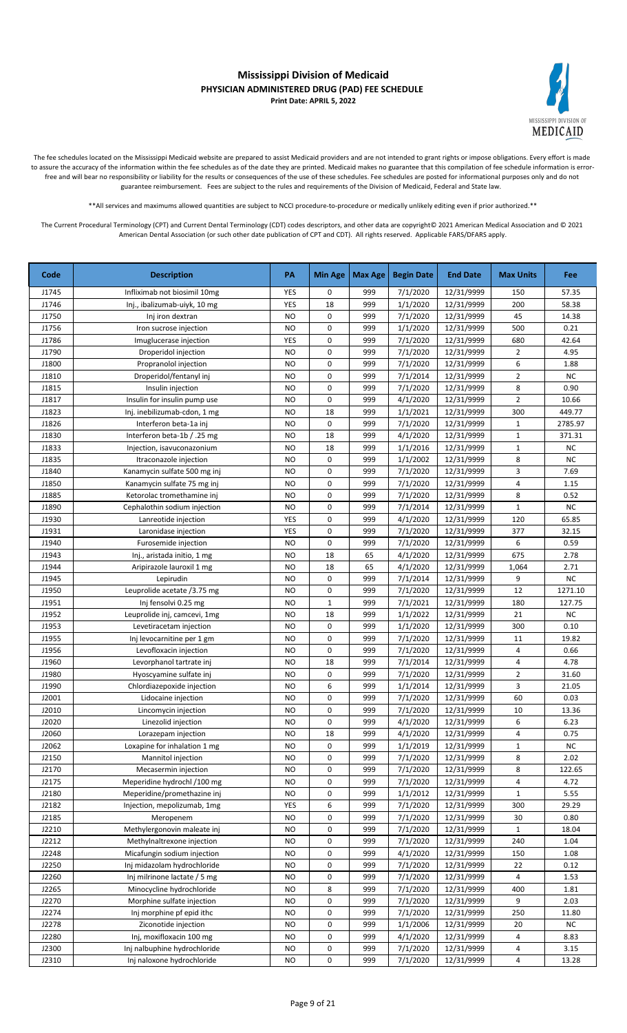# Mississippi Division of Medicaid
## PHYSICIAN ADMINISTERED DRUG (PAD) FEE SCHEDULE
**Print Date: APRIL 5, 2022**

The fee schedules located on the Mississippi Medicaid website are prepared to assist Medicaid providers and are not intended to grant rights or impose obligations. Every effort is made to assure the accuracy of the information within the fee schedules as of the date they are printed. Medicaid makes no guarantee that this compilation of fee schedule information is error-free and will bear no responsibility or liability for the results or consequences of the use of these schedules. Fee schedules are posted for informational purposes only and do not guarantee reimbursement. Fees are subject to the rules and requirements of the Division of Medicaid, Federal and State law.

**All services and maximums allowed quantities are subject to NCCI procedure-to-procedure or medically unlikely editing even if prior authorized.**

The Current Procedural Terminology (CPT) and Current Dental Terminology (CDT) codes descriptors, and other data are copyright© 2021 American Medical Association and © 2021 American Dental Association (or such other date publication of CPT and CDT). All rights reserved. Applicable FARS/DFARS apply.

| Code | Description | PA | Min Age | Max Age | Begin Date | End Date | Max Units | Fee |
|---|---|---|---|---|---|---|---|---|
| J1745 | Infliximab not biosimil 10mg | YES | 0 | 999 | 7/1/2020 | 12/31/9999 | 150 | 57.35 |
| J1746 | Inj., ibalizumab-uiyk, 10 mg | YES | 18 | 999 | 1/1/2020 | 12/31/9999 | 200 | 58.38 |
| J1750 | Inj iron dextran | NO | 0 | 999 | 7/1/2020 | 12/31/9999 | 45 | 14.38 |
| J1756 | Iron sucrose injection | NO | 0 | 999 | 1/1/2020 | 12/31/9999 | 500 | 0.21 |
| J1786 | Imuglucerase injection | YES | 0 | 999 | 7/1/2020 | 12/31/9999 | 680 | 42.64 |
| J1790 | Droperidol injection | NO | 0 | 999 | 7/1/2020 | 12/31/9999 | 2 | 4.95 |
| J1800 | Propranolol injection | NO | 0 | 999 | 7/1/2020 | 12/31/9999 | 6 | 1.88 |
| J1810 | Droperidol/fentanyl inj | NO | 0 | 999 | 7/1/2014 | 12/31/9999 | 2 | NC |
| J1815 | Insulin injection | NO | 0 | 999 | 7/1/2020 | 12/31/9999 | 8 | 0.90 |
| J1817 | Insulin for insulin pump use | NO | 0 | 999 | 4/1/2020 | 12/31/9999 | 2 | 10.66 |
| J1823 | Inj. inebilizumab-cdon, 1 mg | NO | 18 | 999 | 1/1/2021 | 12/31/9999 | 300 | 449.77 |
| J1826 | Interferon beta-1a inj | NO | 0 | 999 | 7/1/2020 | 12/31/9999 | 1 | 2785.97 |
| J1830 | Interferon beta-1b / .25 mg | NO | 18 | 999 | 4/1/2020 | 12/31/9999 | 1 | 371.31 |
| J1833 | Injection, isavuconazonium | NO | 18 | 999 | 1/1/2016 | 12/31/9999 | 1 | NC |
| J1835 | Itraconazole injection | NO | 0 | 999 | 1/1/2002 | 12/31/9999 | 8 | NC |
| J1840 | Kanamycin sulfate 500 mg inj | NO | 0 | 999 | 7/1/2020 | 12/31/9999 | 3 | 7.69 |
| J1850 | Kanamycin sulfate 75 mg inj | NO | 0 | 999 | 7/1/2020 | 12/31/9999 | 4 | 1.15 |
| J1885 | Ketorolac tromethamine inj | NO | 0 | 999 | 7/1/2020 | 12/31/9999 | 8 | 0.52 |
| J1890 | Cephalothin sodium injection | NO | 0 | 999 | 7/1/2014 | 12/31/9999 | 1 | NC |
| J1930 | Lanreotide injection | YES | 0 | 999 | 4/1/2020 | 12/31/9999 | 120 | 65.85 |
| J1931 | Laronidase injection | YES | 0 | 999 | 7/1/2020 | 12/31/9999 | 377 | 32.15 |
| J1940 | Furosemide injection | NO | 0 | 999 | 7/1/2020 | 12/31/9999 | 6 | 0.59 |
| J1943 | Inj., aristada initio, 1 mg | NO | 18 | 65 | 4/1/2020 | 12/31/9999 | 675 | 2.78 |
| J1944 | Aripirazole lauroxil 1 mg | NO | 18 | 65 | 4/1/2020 | 12/31/9999 | 1,064 | 2.71 |
| J1945 | Lepirudin | NO | 0 | 999 | 7/1/2014 | 12/31/9999 | 9 | NC |
| J1950 | Leuprolide acetate /3.75 mg | NO | 0 | 999 | 7/1/2020 | 12/31/9999 | 12 | 1271.10 |
| J1951 | Inj fensolvi 0.25 mg | NO | 1 | 999 | 7/1/2021 | 12/31/9999 | 180 | 127.75 |
| J1952 | Leuprolide inj, camcevi, 1mg | NO | 18 | 999 | 1/1/2022 | 12/31/9999 | 21 | NC |
| J1953 | Levetiracetam injection | NO | 0 | 999 | 1/1/2020 | 12/31/9999 | 300 | 0.10 |
| J1955 | Inj levocarnitine per 1 gm | NO | 0 | 999 | 7/1/2020 | 12/31/9999 | 11 | 19.82 |
| J1956 | Levofloxacin injection | NO | 0 | 999 | 7/1/2020 | 12/31/9999 | 4 | 0.66 |
| J1960 | Levorphanol tartrate inj | NO | 18 | 999 | 7/1/2014 | 12/31/9999 | 4 | 4.78 |
| J1980 | Hyoscyamine sulfate inj | NO | 0 | 999 | 7/1/2020 | 12/31/9999 | 2 | 31.60 |
| J1990 | Chlordiazepoxide injection | NO | 6 | 999 | 1/1/2014 | 12/31/9999 | 3 | 21.05 |
| J2001 | Lidocaine injection | NO | 0 | 999 | 7/1/2020 | 12/31/9999 | 60 | 0.03 |
| J2010 | Lincomycin injection | NO | 0 | 999 | 7/1/2020 | 12/31/9999 | 10 | 13.36 |
| J2020 | Linezolid injection | NO | 0 | 999 | 4/1/2020 | 12/31/9999 | 6 | 6.23 |
| J2060 | Lorazepam injection | NO | 18 | 999 | 4/1/2020 | 12/31/9999 | 4 | 0.75 |
| J2062 | Loxapine for inhalation 1 mg | NO | 0 | 999 | 1/1/2019 | 12/31/9999 | 1 | NC |
| J2150 | Mannitol injection | NO | 0 | 999 | 7/1/2020 | 12/31/9999 | 8 | 2.02 |
| J2170 | Mecasermin injection | NO | 0 | 999 | 7/1/2020 | 12/31/9999 | 8 | 122.65 |
| J2175 | Meperidine hydrochl /100 mg | NO | 0 | 999 | 7/1/2020 | 12/31/9999 | 4 | 4.72 |
| J2180 | Meperidine/promethazine inj | NO | 0 | 999 | 1/1/2012 | 12/31/9999 | 1 | 5.55 |
| J2182 | Injection, mepolizumab, 1mg | YES | 6 | 999 | 7/1/2020 | 12/31/9999 | 300 | 29.29 |
| J2185 | Meropenem | NO | 0 | 999 | 7/1/2020 | 12/31/9999 | 30 | 0.80 |
| J2210 | Methylergonovin maleate inj | NO | 0 | 999 | 7/1/2020 | 12/31/9999 | 1 | 18.04 |
| J2212 | Methylnaltrexone injection | NO | 0 | 999 | 7/1/2020 | 12/31/9999 | 240 | 1.04 |
| J2248 | Micafungin sodium injection | NO | 0 | 999 | 4/1/2020 | 12/31/9999 | 150 | 1.08 |
| J2250 | Inj midazolam hydrochloride | NO | 0 | 999 | 7/1/2020 | 12/31/9999 | 22 | 0.12 |
| J2260 | Inj milrinone lactate / 5 mg | NO | 0 | 999 | 7/1/2020 | 12/31/9999 | 4 | 1.53 |
| J2265 | Minocycline hydrochloride | NO | 8 | 999 | 7/1/2020 | 12/31/9999 | 400 | 1.81 |
| J2270 | Morphine sulfate injection | NO | 0 | 999 | 7/1/2020 | 12/31/9999 | 9 | 2.03 |
| J2274 | Inj morphine pf epid ithc | NO | 0 | 999 | 7/1/2020 | 12/31/9999 | 250 | 11.80 |
| J2278 | Ziconotide injection | NO | 0 | 999 | 1/1/2006 | 12/31/9999 | 20 | NC |
| J2280 | Inj, moxifloxacin 100 mg | NO | 0 | 999 | 4/1/2020 | 12/31/9999 | 4 | 8.83 |
| J2300 | Inj nalbuphine hydrochloride | NO | 0 | 999 | 7/1/2020 | 12/31/9999 | 4 | 3.15 |
| J2310 | Inj naloxone hydrochloride | NO | 0 | 999 | 7/1/2020 | 12/31/9999 | 4 | 13.28 |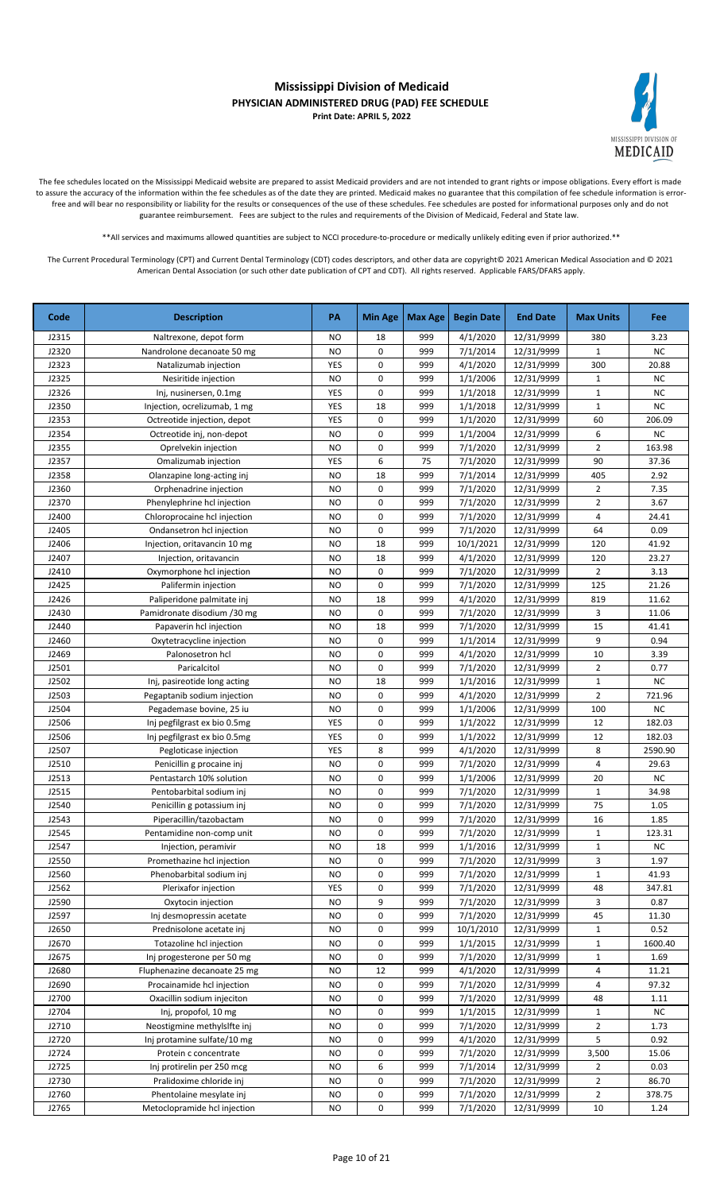# Mississippi Division of Medicaid
## PHYSICIAN ADMINISTERED DRUG (PAD) FEE SCHEDULE
**Print Date: APRIL 5, 2022**

The fee schedules located on the Mississippi Medicaid website are prepared to assist Medicaid providers and are not intended to grant rights or impose obligations. Every effort is made to assure the accuracy of the information within the fee schedules as of the date they are printed. Medicaid makes no guarantee that this compilation of fee schedule information is error-free and will bear no responsibility or liability for the results or consequences of the use of these schedules. Fee schedules are posted for informational purposes only and do not guarantee reimbursement. Fees are subject to the rules and requirements of the Division of Medicaid, Federal and State law.

**All services and maximums allowed quantities are subject to NCCI procedure-to-procedure or medically unlikely editing even if prior authorized.**

The Current Procedural Terminology (CPT) and Current Dental Terminology (CDT) codes descriptors, and other data are copyright© 2021 American Medical Association and © 2021 American Dental Association (or such other date publication of CPT and CDT). All rights reserved. Applicable FARS/DFARS apply.

| Code | Description | PA | Min Age | Max Age | Begin Date | End Date | Max Units | Fee |
|---|---|---|---|---|---|---|---|---|
| J2315 | Naltrexone, depot form | NO | 18 | 999 | 4/1/2020 | 12/31/9999 | 380 | 3.23 |
| J2320 | Nandrolone decanoate 50 mg | NO | 0 | 999 | 7/1/2014 | 12/31/9999 | 1 | NC |
| J2323 | Natalizumab injection | YES | 0 | 999 | 4/1/2020 | 12/31/9999 | 300 | 20.88 |
| J2325 | Nesiritide injection | NO | 0 | 999 | 1/1/2006 | 12/31/9999 | 1 | NC |
| J2326 | Inj, nusinersen, 0.1mg | YES | 0 | 999 | 1/1/2018 | 12/31/9999 | 1 | NC |
| J2350 | Injection, ocrelizumab, 1 mg | YES | 18 | 999 | 1/1/2018 | 12/31/9999 | 1 | NC |
| J2353 | Octreotide injection, depot | YES | 0 | 999 | 1/1/2020 | 12/31/9999 | 60 | 206.09 |
| J2354 | Octreotide inj, non-depot | NO | 0 | 999 | 1/1/2004 | 12/31/9999 | 6 | NC |
| J2355 | Oprelvekin injection | NO | 0 | 999 | 7/1/2020 | 12/31/9999 | 2 | 163.98 |
| J2357 | Omalizumab injection | YES | 6 | 75 | 7/1/2020 | 12/31/9999 | 90 | 37.36 |
| J2358 | Olanzapine long-acting inj | NO | 18 | 999 | 7/1/2014 | 12/31/9999 | 405 | 2.92 |
| J2360 | Orphenadrine injection | NO | 0 | 999 | 7/1/2020 | 12/31/9999 | 2 | 7.35 |
| J2370 | Phenylephrine hcl injection | NO | 0 | 999 | 7/1/2020 | 12/31/9999 | 2 | 3.67 |
| J2400 | Chloroprocaine hcl injection | NO | 0 | 999 | 7/1/2020 | 12/31/9999 | 4 | 24.41 |
| J2405 | Ondansetron hcl injection | NO | 0 | 999 | 7/1/2020 | 12/31/9999 | 64 | 0.09 |
| J2406 | Injection, oritavancin 10 mg | NO | 18 | 999 | 10/1/2021 | 12/31/9999 | 120 | 41.92 |
| J2407 | Injection, oritavancin | NO | 18 | 999 | 4/1/2020 | 12/31/9999 | 120 | 23.27 |
| J2410 | Oxymorphone hcl injection | NO | 0 | 999 | 7/1/2020 | 12/31/9999 | 2 | 3.13 |
| J2425 | Palifermin injection | NO | 0 | 999 | 7/1/2020 | 12/31/9999 | 125 | 21.26 |
| J2426 | Paliperidone palmitate inj | NO | 18 | 999 | 4/1/2020 | 12/31/9999 | 819 | 11.62 |
| J2430 | Pamidronate disodium /30 mg | NO | 0 | 999 | 7/1/2020 | 12/31/9999 | 3 | 11.06 |
| J2440 | Papaverin hcl injection | NO | 18 | 999 | 7/1/2020 | 12/31/9999 | 15 | 41.41 |
| J2460 | Oxytetracycline injection | NO | 0 | 999 | 1/1/2014 | 12/31/9999 | 9 | 0.94 |
| J2469 | Palonosetron hcl | NO | 0 | 999 | 4/1/2020 | 12/31/9999 | 10 | 3.39 |
| J2501 | Paricalcitol | NO | 0 | 999 | 7/1/2020 | 12/31/9999 | 2 | 0.77 |
| J2502 | Inj, pasireotide long acting | NO | 18 | 999 | 1/1/2016 | 12/31/9999 | 1 | NC |
| J2503 | Pegaptanib sodium injection | NO | 0 | 999 | 4/1/2020 | 12/31/9999 | 2 | 721.96 |
| J2504 | Pegademase bovine, 25 iu | NO | 0 | 999 | 1/1/2006 | 12/31/9999 | 100 | NC |
| J2506 | Inj pegfilgrast ex bio 0.5mg | YES | 0 | 999 | 1/1/2022 | 12/31/9999 | 12 | 182.03 |
| J2506 | Inj pegfilgrast ex bio 0.5mg | YES | 0 | 999 | 1/1/2022 | 12/31/9999 | 12 | 182.03 |
| J2507 | Pegloticase injection | YES | 8 | 999 | 4/1/2020 | 12/31/9999 | 8 | 2590.90 |
| J2510 | Penicillin g procaine inj | NO | 0 | 999 | 7/1/2020 | 12/31/9999 | 4 | 29.63 |
| J2513 | Pentastarch 10% solution | NO | 0 | 999 | 1/1/2006 | 12/31/9999 | 20 | NC |
| J2515 | Pentobarbital sodium inj | NO | 0 | 999 | 7/1/2020 | 12/31/9999 | 1 | 34.98 |
| J2540 | Penicillin g potassium inj | NO | 0 | 999 | 7/1/2020 | 12/31/9999 | 75 | 1.05 |
| J2543 | Piperacillin/tazobactam | NO | 0 | 999 | 7/1/2020 | 12/31/9999 | 16 | 1.85 |
| J2545 | Pentamidine non-comp unit | NO | 0 | 999 | 7/1/2020 | 12/31/9999 | 1 | 123.31 |
| J2547 | Injection, peramivir | NO | 18 | 999 | 1/1/2016 | 12/31/9999 | 1 | NC |
| J2550 | Promethazine hcl injection | NO | 0 | 999 | 7/1/2020 | 12/31/9999 | 3 | 1.97 |
| J2560 | Phenobarbital sodium inj | NO | 0 | 999 | 7/1/2020 | 12/31/9999 | 1 | 41.93 |
| J2562 | Plerixafor injection | YES | 0 | 999 | 7/1/2020 | 12/31/9999 | 48 | 347.81 |
| J2590 | Oxytocin injection | NO | 9 | 999 | 7/1/2020 | 12/31/9999 | 3 | 0.87 |
| J2597 | Inj desmopressin acetate | NO | 0 | 999 | 7/1/2020 | 12/31/9999 | 45 | 11.30 |
| J2650 | Prednisolone acetate inj | NO | 0 | 999 | 10/1/2010 | 12/31/9999 | 1 | 0.52 |
| J2670 | Totazoline hcl injection | NO | 0 | 999 | 1/1/2015 | 12/31/9999 | 1 | 1600.40 |
| J2675 | Inj progesterone per 50 mg | NO | 0 | 999 | 7/1/2020 | 12/31/9999 | 1 | 1.69 |
| J2680 | Fluphenazine decanoate 25 mg | NO | 12 | 999 | 4/1/2020 | 12/31/9999 | 4 | 11.21 |
| J2690 | Procainamide hcl injection | NO | 0 | 999 | 7/1/2020 | 12/31/9999 | 4 | 97.32 |
| J2700 | Oxacillin sodium injeciton | NO | 0 | 999 | 7/1/2020 | 12/31/9999 | 48 | 1.11 |
| J2704 | Inj, propofol, 10 mg | NO | 0 | 999 | 1/1/2015 | 12/31/9999 | 1 | NC |
| J2710 | Neostigmine methylslfte inj | NO | 0 | 999 | 7/1/2020 | 12/31/9999 | 2 | 1.73 |
| J2720 | Inj protamine sulfate/10 mg | NO | 0 | 999 | 4/1/2020 | 12/31/9999 | 5 | 0.92 |
| J2724 | Protein c concentrate | NO | 0 | 999 | 7/1/2020 | 12/31/9999 | 3,500 | 15.06 |
| J2725 | Inj protirelin per 250 mcg | NO | 6 | 999 | 7/1/2014 | 12/31/9999 | 2 | 0.03 |
| J2730 | Pralidoxime chloride inj | NO | 0 | 999 | 7/1/2020 | 12/31/9999 | 2 | 86.70 |
| J2760 | Phentolaine mesylate inj | NO | 0 | 999 | 7/1/2020 | 12/31/9999 | 2 | 378.75 |
| J2765 | Metoclopramide hcl injection | NO | 0 | 999 | 7/1/2020 | 12/31/9999 | 10 | 1.24 |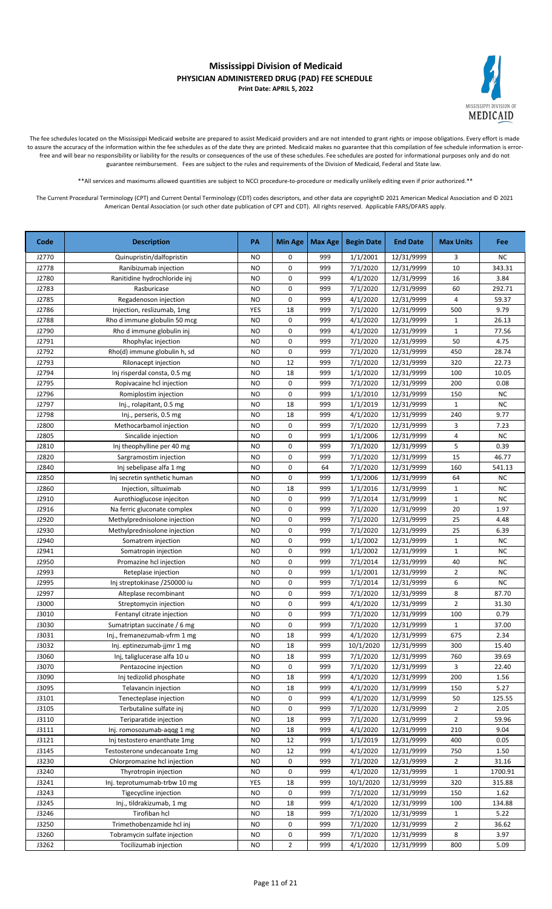# Mississippi Division of Medicaid
## PHYSICIAN ADMINISTERED DRUG (PAD) FEE SCHEDULE
**Print Date: APRIL 5, 2022**

The fee schedules located on the Mississippi Medicaid website are prepared to assist Medicaid providers and are not intended to grant rights or impose obligations. Every effort is made to assure the accuracy of the information within the fee schedules as of the date they are printed. Medicaid makes no guarantee that this compilation of fee schedule information is error-free and will bear no responsibility or liability for the results or consequences of the use of these schedules. Fee schedules are posted for informational purposes only and do not guarantee reimbursement. Fees are subject to the rules and requirements of the Division of Medicaid, Federal and State law.

**All services and maximums allowed quantities are subject to NCCI procedure-to-procedure or medically unlikely editing even if prior authorized.**

The Current Procedural Terminology (CPT) and Current Dental Terminology (CDT) codes descriptors, and other data are copyright© 2021 American Medical Association and © 2021 American Dental Association (or such other date publication of CPT and CDT). All rights reserved. Applicable FARS/DFARS apply.

| Code | Description | PA | Min Age | Max Age | Begin Date | End Date | Max Units | Fee |
|---|---|---|---|---|---|---|---|---|
| J2770 | Quinupristin/dalfopristin | NO | 0 | 999 | 1/1/2001 | 12/31/9999 | 3 | NC |
| J2778 | Ranibizumab injection | NO | 0 | 999 | 7/1/2020 | 12/31/9999 | 10 | 343.31 |
| J2780 | Ranitidine hydrochloride inj | NO | 0 | 999 | 4/1/2020 | 12/31/9999 | 16 | 3.84 |
| J2783 | Rasburicase | NO | 0 | 999 | 7/1/2020 | 12/31/9999 | 60 | 292.71 |
| J2785 | Regadenoson injection | NO | 0 | 999 | 4/1/2020 | 12/31/9999 | 4 | 59.37 |
| J2786 | Injection, reslizumab, 1mg | YES | 18 | 999 | 7/1/2020 | 12/31/9999 | 500 | 9.79 |
| J2788 | Rho d immune globulin 50 mcg | NO | 0 | 999 | 4/1/2020 | 12/31/9999 | 1 | 26.13 |
| J2790 | Rho d immune globulin inj | NO | 0 | 999 | 4/1/2020 | 12/31/9999 | 1 | 77.56 |
| J2791 | Rhophylac injection | NO | 0 | 999 | 7/1/2020 | 12/31/9999 | 50 | 4.75 |
| J2792 | Rho(d) immune globulin h, sd | NO | 0 | 999 | 7/1/2020 | 12/31/9999 | 450 | 28.74 |
| J2793 | Rilonacept injection | NO | 12 | 999 | 7/1/2020 | 12/31/9999 | 320 | 22.73 |
| J2794 | Inj risperdal consta, 0.5 mg | NO | 18 | 999 | 1/1/2020 | 12/31/9999 | 100 | 10.05 |
| J2795 | Ropivacaine hcl injection | NO | 0 | 999 | 7/1/2020 | 12/31/9999 | 200 | 0.08 |
| J2796 | Romiplostim injection | NO | 0 | 999 | 1/1/2010 | 12/31/9999 | 150 | NC |
| J2797 | Inj., rolapitant, 0.5 mg | NO | 18 | 999 | 1/1/2019 | 12/31/9999 | 1 | NC |
| J2798 | Inj., perseris, 0.5 mg | NO | 18 | 999 | 4/1/2020 | 12/31/9999 | 240 | 9.77 |
| J2800 | Methocarbamol injection | NO | 0 | 999 | 7/1/2020 | 12/31/9999 | 3 | 7.23 |
| J2805 | Sincalide injection | NO | 0 | 999 | 1/1/2006 | 12/31/9999 | 4 | NC |
| J2810 | Inj theophylline per 40 mg | NO | 0 | 999 | 7/1/2020 | 12/31/9999 | 5 | 0.39 |
| J2820 | Sargramostim injection | NO | 0 | 999 | 7/1/2020 | 12/31/9999 | 15 | 46.77 |
| J2840 | Inj sebelipase alfa 1 mg | NO | 0 | 64 | 7/1/2020 | 12/31/9999 | 160 | 541.13 |
| J2850 | Inj secretin synthetic human | NO | 0 | 999 | 1/1/2006 | 12/31/9999 | 64 | NC |
| J2860 | Injection, siltuximab | NO | 18 | 999 | 1/1/2016 | 12/31/9999 | 1 | NC |
| J2910 | Aurothioglucose injeciton | NO | 0 | 999 | 7/1/2014 | 12/31/9999 | 1 | NC |
| J2916 | Na ferric gluconate complex | NO | 0 | 999 | 7/1/2020 | 12/31/9999 | 20 | 1.97 |
| J2920 | Methylprednisolone injection | NO | 0 | 999 | 7/1/2020 | 12/31/9999 | 25 | 4.48 |
| J2930 | Methylprednisolone injection | NO | 0 | 999 | 7/1/2020 | 12/31/9999 | 25 | 6.39 |
| J2940 | Somatrem injection | NO | 0 | 999 | 1/1/2002 | 12/31/9999 | 1 | NC |
| J2941 | Somatropin injection | NO | 0 | 999 | 1/1/2002 | 12/31/9999 | 1 | NC |
| J2950 | Promazine hcl injection | NO | 0 | 999 | 7/1/2014 | 12/31/9999 | 40 | NC |
| J2993 | Reteplase injection | NO | 0 | 999 | 1/1/2001 | 12/31/9999 | 2 | NC |
| J2995 | Inj streptokinase /250000 iu | NO | 0 | 999 | 7/1/2014 | 12/31/9999 | 6 | NC |
| J2997 | Alteplase recombinant | NO | 0 | 999 | 7/1/2020 | 12/31/9999 | 8 | 87.70 |
| J3000 | Streptomycin injection | NO | 0 | 999 | 4/1/2020 | 12/31/9999 | 2 | 31.30 |
| J3010 | Fentanyl citrate injection | NO | 0 | 999 | 7/1/2020 | 12/31/9999 | 100 | 0.79 |
| J3030 | Sumatriptan succinate / 6 mg | NO | 0 | 999 | 7/1/2020 | 12/31/9999 | 1 | 37.00 |
| J3031 | Inj., fremanezumab-vfrm 1 mg | NO | 18 | 999 | 4/1/2020 | 12/31/9999 | 675 | 2.34 |
| J3032 | Inj. eptinezumab-jjmr 1 mg | NO | 18 | 999 | 10/1/2020 | 12/31/9999 | 300 | 15.40 |
| J3060 | Inj, taliglucerase alfa 10 u | NO | 18 | 999 | 7/1/2020 | 12/31/9999 | 760 | 39.69 |
| J3070 | Pentazocine injection | NO | 0 | 999 | 7/1/2020 | 12/31/9999 | 3 | 22.40 |
| J3090 | Inj tedizolid phosphate | NO | 18 | 999 | 4/1/2020 | 12/31/9999 | 200 | 1.56 |
| J3095 | Telavancin injection | NO | 18 | 999 | 4/1/2020 | 12/31/9999 | 150 | 5.27 |
| J3101 | Tenecteplase injection | NO | 0 | 999 | 4/1/2020 | 12/31/9999 | 50 | 125.55 |
| J3105 | Terbutaline sulfate inj | NO | 0 | 999 | 7/1/2020 | 12/31/9999 | 2 | 2.05 |
| J3110 | Teriparatide injection | NO | 18 | 999 | 7/1/2020 | 12/31/9999 | 2 | 59.96 |
| J3111 | Inj. romosozumab-aqqg 1 mg | NO | 18 | 999 | 4/1/2020 | 12/31/9999 | 210 | 9.04 |
| J3121 | Inj testostero enanthate 1mg | NO | 12 | 999 | 1/1/2019 | 12/31/9999 | 400 | 0.05 |
| J3145 | Testosterone undecanoate 1mg | NO | 12 | 999 | 4/1/2020 | 12/31/9999 | 750 | 1.50 |
| J3230 | Chlorpromazine hcl injection | NO | 0 | 999 | 7/1/2020 | 12/31/9999 | 2 | 31.16 |
| J3240 | Thyrotropin injection | NO | 0 | 999 | 4/1/2020 | 12/31/9999 | 1 | 1700.91 |
| J3241 | Inj. teprotumumab-trbw 10 mg | YES | 18 | 999 | 10/1/2020 | 12/31/9999 | 320 | 315.88 |
| J3243 | Tigecycline injection | NO | 0 | 999 | 7/1/2020 | 12/31/9999 | 150 | 1.62 |
| J3245 | Inj., tildrakizumab, 1 mg | NO | 18 | 999 | 4/1/2020 | 12/31/9999 | 100 | 134.88 |
| J3246 | Tirofiban hcl | NO | 18 | 999 | 7/1/2020 | 12/31/9999 | 1 | 5.22 |
| J3250 | Trimethobenzamide hcl inj | NO | 0 | 999 | 7/1/2020 | 12/31/9999 | 2 | 36.62 |
| J3260 | Tobramycin sulfate injection | NO | 0 | 999 | 7/1/2020 | 12/31/9999 | 8 | 3.97 |
| J3262 | Tocilizumab injection | NO | 2 | 999 | 4/1/2020 | 12/31/9999 | 800 | 5.09 |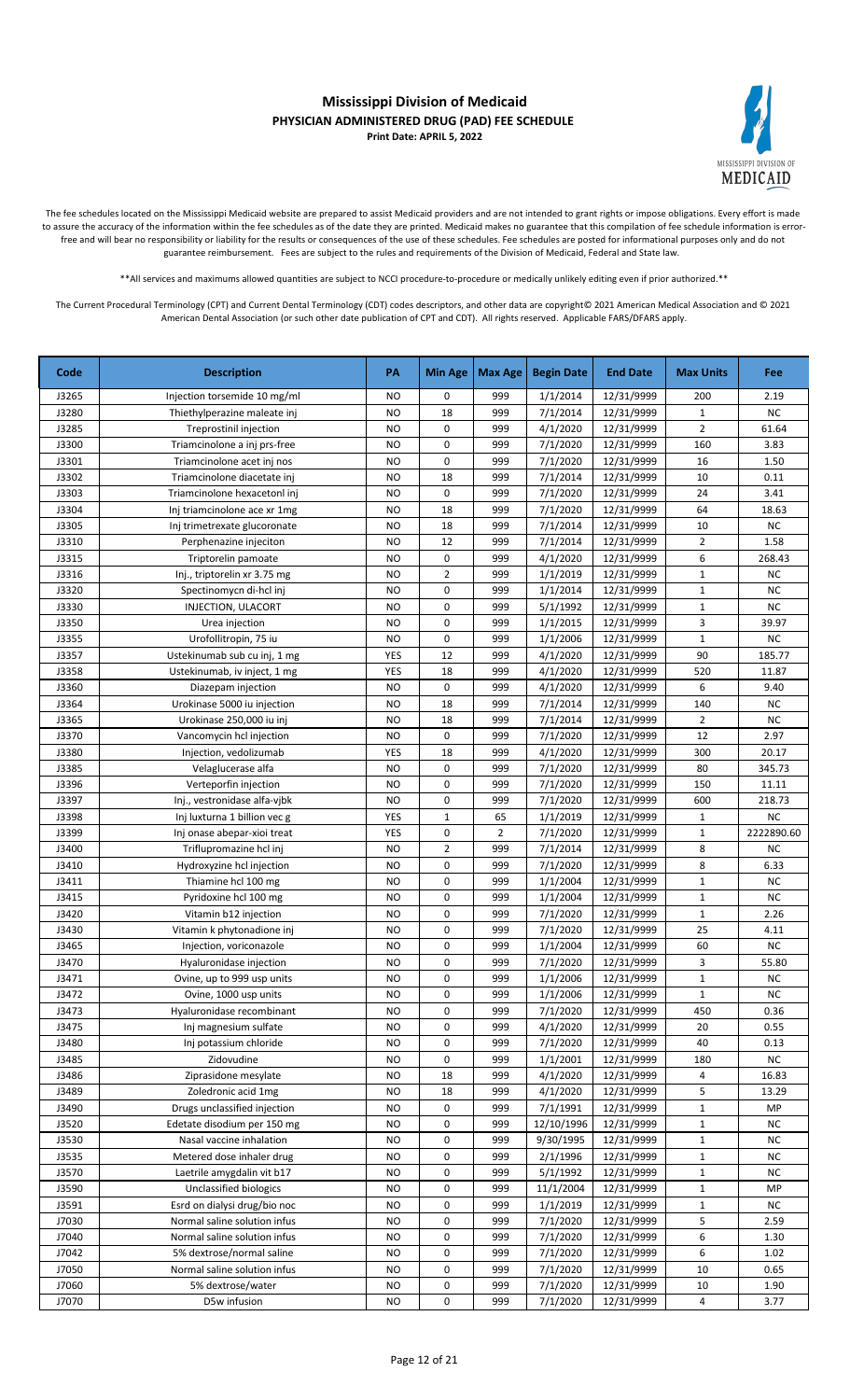# Mississippi Division of Medicaid
## PHYSICIAN ADMINISTERED DRUG (PAD) FEE SCHEDULE
**Print Date: APRIL 5, 2022**

The fee schedules located on the Mississippi Medicaid website are prepared to assist Medicaid providers and are not intended to grant rights or impose obligations. Every effort is made to assure the accuracy of the information within the fee schedules as of the date they are printed. Medicaid makes no guarantee that this compilation of fee schedule information is error-free and will bear no responsibility or liability for the results or consequences of the use of these schedules. Fee schedules are posted for informational purposes only and do not guarantee reimbursement. Fees are subject to the rules and requirements of the Division of Medicaid, Federal and State law.

**All services and maximums allowed quantities are subject to NCCI procedure-to-procedure or medically unlikely editing even if prior authorized.**

The Current Procedural Terminology (CPT) and Current Dental Terminology (CDT) codes descriptors, and other data are copyright© 2021 American Medical Association and © 2021 American Dental Association (or such other date publication of CPT and CDT). All rights reserved. Applicable FARS/DFARS apply.

| Code | Description | PA | Min Age | Max Age | Begin Date | End Date | Max Units | Fee |
|---|---|---|---|---|---|---|---|---|
| J3265 | Injection torsemide 10 mg/ml | NO | 0 | 999 | 1/1/2014 | 12/31/9999 | 200 | 2.19 |
| J3280 | Thiethylperazine maleate inj | NO | 18 | 999 | 7/1/2014 | 12/31/9999 | 1 | NC |
| J3285 | Treprostinil injection | NO | 0 | 999 | 4/1/2020 | 12/31/9999 | 2 | 61.64 |
| J3300 | Triamcinolone a inj prs-free | NO | 0 | 999 | 7/1/2020 | 12/31/9999 | 160 | 3.83 |
| J3301 | Triamcinolone acet inj nos | NO | 0 | 999 | 7/1/2020 | 12/31/9999 | 16 | 1.50 |
| J3302 | Triamcinolone diacetate inj | NO | 18 | 999 | 7/1/2014 | 12/31/9999 | 10 | 0.11 |
| J3303 | Triamcinolone hexacetonl inj | NO | 0 | 999 | 7/1/2020 | 12/31/9999 | 24 | 3.41 |
| J3304 | Inj triamcinolone ace xr 1mg | NO | 18 | 999 | 7/1/2020 | 12/31/9999 | 64 | 18.63 |
| J3305 | Inj trimetrexate glucoronate | NO | 18 | 999 | 7/1/2014 | 12/31/9999 | 10 | NC |
| J3310 | Perphenazine injeciton | NO | 12 | 999 | 7/1/2014 | 12/31/9999 | 2 | 1.58 |
| J3315 | Triptorelin pamoate | NO | 0 | 999 | 4/1/2020 | 12/31/9999 | 6 | 268.43 |
| J3316 | Inj., triptorelin xr 3.75 mg | NO | 2 | 999 | 1/1/2019 | 12/31/9999 | 1 | NC |
| J3320 | Spectinomycn di-hcl inj | NO | 0 | 999 | 1/1/2014 | 12/31/9999 | 1 | NC |
| J3330 | INJECTION, ULACORT | NO | 0 | 999 | 5/1/1992 | 12/31/9999 | 1 | NC |
| J3350 | Urea injection | NO | 0 | 999 | 1/1/2015 | 12/31/9999 | 3 | 39.97 |
| J3355 | Urofollitropin, 75 iu | NO | 0 | 999 | 1/1/2006 | 12/31/9999 | 1 | NC |
| J3357 | Ustekinumab sub cu inj, 1 mg | YES | 12 | 999 | 4/1/2020 | 12/31/9999 | 90 | 185.77 |
| J3358 | Ustekinumab, iv inject, 1 mg | YES | 18 | 999 | 4/1/2020 | 12/31/9999 | 520 | 11.87 |
| J3360 | Diazepam injection | NO | 0 | 999 | 4/1/2020 | 12/31/9999 | 6 | 9.40 |
| J3364 | Urokinase 5000 iu injection | NO | 18 | 999 | 7/1/2014 | 12/31/9999 | 140 | NC |
| J3365 | Urokinase 250,000 iu inj | NO | 18 | 999 | 7/1/2014 | 12/31/9999 | 2 | NC |
| J3370 | Vancomycin hcl injection | NO | 0 | 999 | 7/1/2020 | 12/31/9999 | 12 | 2.97 |
| J3380 | Injection, vedolizumab | YES | 18 | 999 | 4/1/2020 | 12/31/9999 | 300 | 20.17 |
| J3385 | Velaglucerase alfa | NO | 0 | 999 | 7/1/2020 | 12/31/9999 | 80 | 345.73 |
| J3396 | Verteporfin injection | NO | 0 | 999 | 7/1/2020 | 12/31/9999 | 150 | 11.11 |
| J3397 | Inj., vestronidase alfa-vjbk | NO | 0 | 999 | 7/1/2020 | 12/31/9999 | 600 | 218.73 |
| J3398 | Inj luxturna 1 billion vec g | YES | 1 | 65 | 1/1/2019 | 12/31/9999 | 1 | NC |
| J3399 | Inj onase abepar-xioi treat | YES | 0 | 2 | 7/1/2020 | 12/31/9999 | 1 | 2222890.60 |
| J3400 | Triflupromazine hcl inj | NO | 2 | 999 | 7/1/2014 | 12/31/9999 | 8 | NC |
| J3410 | Hydroxyzine hcl injection | NO | 0 | 999 | 7/1/2020 | 12/31/9999 | 8 | 6.33 |
| J3411 | Thiamine hcl 100 mg | NO | 0 | 999 | 1/1/2004 | 12/31/9999 | 1 | NC |
| J3415 | Pyridoxine hcl 100 mg | NO | 0 | 999 | 1/1/2004 | 12/31/9999 | 1 | NC |
| J3420 | Vitamin b12 injection | NO | 0 | 999 | 7/1/2020 | 12/31/9999 | 1 | 2.26 |
| J3430 | Vitamin k phytonadione inj | NO | 0 | 999 | 7/1/2020 | 12/31/9999 | 25 | 4.11 |
| J3465 | Injection, voriconazole | NO | 0 | 999 | 1/1/2004 | 12/31/9999 | 60 | NC |
| J3470 | Hyaluronidase injection | NO | 0 | 999 | 7/1/2020 | 12/31/9999 | 3 | 55.80 |
| J3471 | Ovine, up to 999 usp units | NO | 0 | 999 | 1/1/2006 | 12/31/9999 | 1 | NC |
| J3472 | Ovine, 1000 usp units | NO | 0 | 999 | 1/1/2006 | 12/31/9999 | 1 | NC |
| J3473 | Hyaluronidase recombinant | NO | 0 | 999 | 7/1/2020 | 12/31/9999 | 450 | 0.36 |
| J3475 | Inj magnesium sulfate | NO | 0 | 999 | 4/1/2020 | 12/31/9999 | 20 | 0.55 |
| J3480 | Inj potassium chloride | NO | 0 | 999 | 7/1/2020 | 12/31/9999 | 40 | 0.13 |
| J3485 | Zidovudine | NO | 0 | 999 | 1/1/2001 | 12/31/9999 | 180 | NC |
| J3486 | Ziprasidone mesylate | NO | 18 | 999 | 4/1/2020 | 12/31/9999 | 4 | 16.83 |
| J3489 | Zoledronic acid 1mg | NO | 18 | 999 | 4/1/2020 | 12/31/9999 | 5 | 13.29 |
| J3490 | Drugs unclassified injection | NO | 0 | 999 | 7/1/1991 | 12/31/9999 | 1 | MP |
| J3520 | Edetate disodium per 150 mg | NO | 0 | 999 | 12/10/1996 | 12/31/9999 | 1 | NC |
| J3530 | Nasal vaccine inhalation | NO | 0 | 999 | 9/30/1995 | 12/31/9999 | 1 | NC |
| J3535 | Metered dose inhaler drug | NO | 0 | 999 | 2/1/1996 | 12/31/9999 | 1 | NC |
| J3570 | Laetrile amygdalin vit b17 | NO | 0 | 999 | 5/1/1992 | 12/31/9999 | 1 | NC |
| J3590 | Unclassified biologics | NO | 0 | 999 | 11/1/2004 | 12/31/9999 | 1 | MP |
| J3591 | Esrd on dialysi drug/bio noc | NO | 0 | 999 | 1/1/2019 | 12/31/9999 | 1 | NC |
| J7030 | Normal saline solution infus | NO | 0 | 999 | 7/1/2020 | 12/31/9999 | 5 | 2.59 |
| J7040 | Normal saline solution infus | NO | 0 | 999 | 7/1/2020 | 12/31/9999 | 6 | 1.30 |
| J7042 | 5% dextrose/normal saline | NO | 0 | 999 | 7/1/2020 | 12/31/9999 | 6 | 1.02 |
| J7050 | Normal saline solution infus | NO | 0 | 999 | 7/1/2020 | 12/31/9999 | 10 | 0.65 |
| J7060 | 5% dextrose/water | NO | 0 | 999 | 7/1/2020 | 12/31/9999 | 10 | 1.90 |
| J7070 | D5w infusion | NO | 0 | 999 | 7/1/2020 | 12/31/9999 | 4 | 3.77 |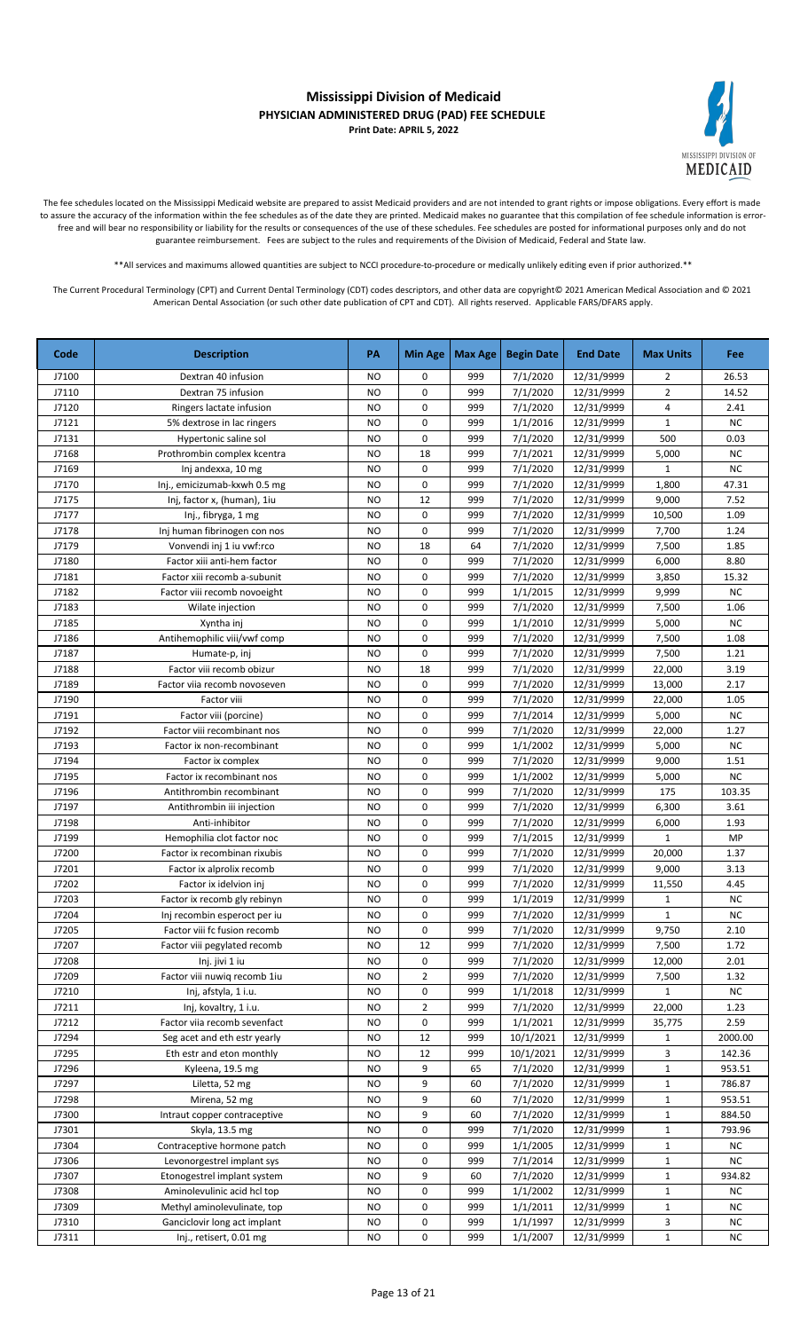# Mississippi Division of Medicaid

## PHYSICIAN ADMINISTERED DRUG (PAD) FEE SCHEDULE

**Print Date: APRIL 5, 2022**

The fee schedules located on the Mississippi Medicaid website are prepared to assist Medicaid providers and are not intended to grant rights or impose obligations. Every effort is made to assure the accuracy of the information within the fee schedules as of the date they are printed. Medicaid makes no guarantee that this compilation of fee schedule information is error-free and will bear no responsibility or liability for the results or consequences of the use of these schedules. Fee schedules are posted for informational purposes only and do not guarantee reimbursement. Fees are subject to the rules and requirements of the Division of Medicaid, Federal and State law.

**All services and maximums allowed quantities are subject to NCCI procedure-to-procedure or medically unlikely editing even if prior authorized.**

The Current Procedural Terminology (CPT) and Current Dental Terminology (CDT) codes descriptors, and other data are copyright© 2021 American Medical Association and © 2021 American Dental Association (or such other date publication of CPT and CDT). All rights reserved. Applicable FARS/DFARS apply.

| Code | Description | PA | Min Age | Max Age | Begin Date | End Date | Max Units | Fee |
|---|---|---|---|---|---|---|---|---|
| J7100 | Dextran 40 infusion | NO | 0 | 999 | 7/1/2020 | 12/31/9999 | 2 | 26.53 |
| J7110 | Dextran 75 infusion | NO | 0 | 999 | 7/1/2020 | 12/31/9999 | 2 | 14.52 |
| J7120 | Ringers lactate infusion | NO | 0 | 999 | 7/1/2020 | 12/31/9999 | 4 | 2.41 |
| J7121 | 5% dextrose in lac ringers | NO | 0 | 999 | 1/1/2016 | 12/31/9999 | 1 | NC |
| J7131 | Hypertonic saline sol | NO | 0 | 999 | 7/1/2020 | 12/31/9999 | 500 | 0.03 |
| J7168 | Prothrombin complex kcentra | NO | 18 | 999 | 7/1/2021 | 12/31/9999 | 5,000 | NC |
| J7169 | Inj andexxa, 10 mg | NO | 0 | 999 | 7/1/2020 | 12/31/9999 | 1 | NC |
| J7170 | Inj., emicizumab-kxwh 0.5 mg | NO | 0 | 999 | 7/1/2020 | 12/31/9999 | 1,800 | 47.31 |
| J7175 | Inj, factor x, (human), 1iu | NO | 12 | 999 | 7/1/2020 | 12/31/9999 | 9,000 | 7.52 |
| J7177 | Inj., fibryga, 1 mg | NO | 0 | 999 | 7/1/2020 | 12/31/9999 | 10,500 | 1.09 |
| J7178 | Inj human fibrinogen con nos | NO | 0 | 999 | 7/1/2020 | 12/31/9999 | 7,700 | 1.24 |
| J7179 | Vonvendi inj 1 iu vwf:rco | NO | 18 | 64 | 7/1/2020 | 12/31/9999 | 7,500 | 1.85 |
| J7180 | Factor xiii anti-hem factor | NO | 0 | 999 | 7/1/2020 | 12/31/9999 | 6,000 | 8.80 |
| J7181 | Factor xiii recomb a-subunit | NO | 0 | 999 | 7/1/2020 | 12/31/9999 | 3,850 | 15.32 |
| J7182 | Factor viii recomb novoeight | NO | 0 | 999 | 1/1/2015 | 12/31/9999 | 9,999 | NC |
| J7183 | Wilate injection | NO | 0 | 999 | 7/1/2020 | 12/31/9999 | 7,500 | 1.06 |
| J7185 | Xyntha inj | NO | 0 | 999 | 1/1/2010 | 12/31/9999 | 5,000 | NC |
| J7186 | Antihemophilic viii/vwf comp | NO | 0 | 999 | 7/1/2020 | 12/31/9999 | 7,500 | 1.08 |
| J7187 | Humate-p, inj | NO | 0 | 999 | 7/1/2020 | 12/31/9999 | 7,500 | 1.21 |
| J7188 | Factor viii recomb obizur | NO | 18 | 999 | 7/1/2020 | 12/31/9999 | 22,000 | 3.19 |
| J7189 | Factor viia recomb novoseven | NO | 0 | 999 | 7/1/2020 | 12/31/9999 | 13,000 | 2.17 |
| J7190 | Factor viii | NO | 0 | 999 | 7/1/2020 | 12/31/9999 | 22,000 | 1.05 |
| J7191 | Factor viii (porcine) | NO | 0 | 999 | 7/1/2014 | 12/31/9999 | 5,000 | NC |
| J7192 | Factor viii recombinant nos | NO | 0 | 999 | 7/1/2020 | 12/31/9999 | 22,000 | 1.27 |
| J7193 | Factor ix non-recombinant | NO | 0 | 999 | 1/1/2002 | 12/31/9999 | 5,000 | NC |
| J7194 | Factor ix complex | NO | 0 | 999 | 7/1/2020 | 12/31/9999 | 9,000 | 1.51 |
| J7195 | Factor ix recombinant nos | NO | 0 | 999 | 1/1/2002 | 12/31/9999 | 5,000 | NC |
| J7196 | Antithrombin recombinant | NO | 0 | 999 | 7/1/2020 | 12/31/9999 | 175 | 103.35 |
| J7197 | Antithrombin iii injection | NO | 0 | 999 | 7/1/2020 | 12/31/9999 | 6,300 | 3.61 |
| J7198 | Anti-inhibitor | NO | 0 | 999 | 7/1/2020 | 12/31/9999 | 6,000 | 1.93 |
| J7199 | Hemophilia clot factor noc | NO | 0 | 999 | 7/1/2015 | 12/31/9999 | 1 | MP |
| J7200 | Factor ix recombinan rixubis | NO | 0 | 999 | 7/1/2020 | 12/31/9999 | 20,000 | 1.37 |
| J7201 | Factor ix alprolix recomb | NO | 0 | 999 | 7/1/2020 | 12/31/9999 | 9,000 | 3.13 |
| J7202 | Factor ix idelvion inj | NO | 0 | 999 | 7/1/2020 | 12/31/9999 | 11,550 | 4.45 |
| J7203 | Factor ix recomb gly rebinyn | NO | 0 | 999 | 1/1/2019 | 12/31/9999 | 1 | NC |
| J7204 | Inj recombin esperoct per iu | NO | 0 | 999 | 7/1/2020 | 12/31/9999 | 1 | NC |
| J7205 | Factor viii fc fusion recomb | NO | 0 | 999 | 7/1/2020 | 12/31/9999 | 9,750 | 2.10 |
| J7207 | Factor viii pegylated recomb | NO | 12 | 999 | 7/1/2020 | 12/31/9999 | 7,500 | 1.72 |
| J7208 | Inj. jivi 1 iu | NO | 0 | 999 | 7/1/2020 | 12/31/9999 | 12,000 | 2.01 |
| J7209 | Factor viii nuwiq recomb 1iu | NO | 2 | 999 | 7/1/2020 | 12/31/9999 | 7,500 | 1.32 |
| J7210 | Inj, afstyla, 1 i.u. | NO | 0 | 999 | 1/1/2018 | 12/31/9999 | 1 | NC |
| J7211 | Inj, kovaltry, 1 i.u. | NO | 2 | 999 | 7/1/2020 | 12/31/9999 | 22,000 | 1.23 |
| J7212 | Factor viia recomb sevenfact | NO | 0 | 999 | 1/1/2021 | 12/31/9999 | 35,775 | 2.59 |
| J7294 | Seg acet and eth estr yearly | NO | 12 | 999 | 10/1/2021 | 12/31/9999 | 1 | 2000.00 |
| J7295 | Eth estr and eton monthly | NO | 12 | 999 | 10/1/2021 | 12/31/9999 | 3 | 142.36 |
| J7296 | Kyleena, 19.5 mg | NO | 9 | 65 | 7/1/2020 | 12/31/9999 | 1 | 953.51 |
| J7297 | Liletta, 52 mg | NO | 9 | 60 | 7/1/2020 | 12/31/9999 | 1 | 786.87 |
| J7298 | Mirena, 52 mg | NO | 9 | 60 | 7/1/2020 | 12/31/9999 | 1 | 953.51 |
| J7300 | Intraut copper contraceptive | NO | 9 | 60 | 7/1/2020 | 12/31/9999 | 1 | 884.50 |
| J7301 | Skyla, 13.5 mg | NO | 0 | 999 | 7/1/2020 | 12/31/9999 | 1 | 793.96 |
| J7304 | Contraceptive hormone patch | NO | 0 | 999 | 1/1/2005 | 12/31/9999 | 1 | NC |
| J7306 | Levonorgestrel implant sys | NO | 0 | 999 | 7/1/2014 | 12/31/9999 | 1 | NC |
| J7307 | Etonogestrel implant system | NO | 9 | 60 | 7/1/2020 | 12/31/9999 | 1 | 934.82 |
| J7308 | Aminolevulinic acid hcl top | NO | 0 | 999 | 1/1/2002 | 12/31/9999 | 1 | NC |
| J7309 | Methyl aminolevulinate, top | NO | 0 | 999 | 1/1/2011 | 12/31/9999 | 1 | NC |
| J7310 | Ganciclovir long act implant | NO | 0 | 999 | 1/1/1997 | 12/31/9999 | 3 | NC |
| J7311 | Inj., retisert, 0.01 mg | NO | 0 | 999 | 1/1/2007 | 12/31/9999 | 1 | NC |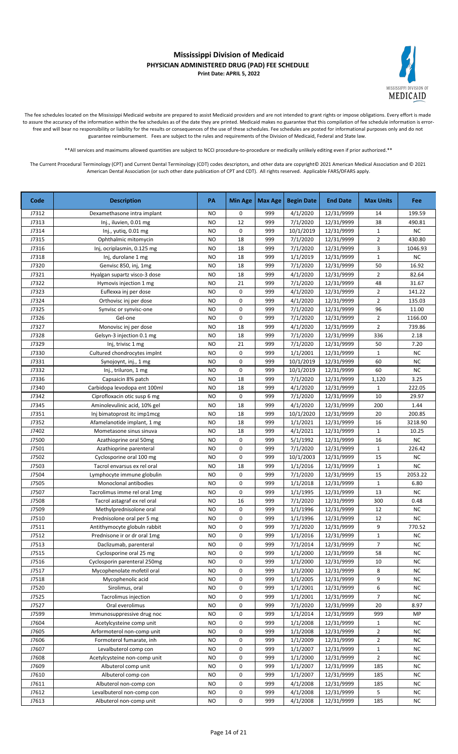# Mississippi Division of Medicaid

## PHYSICIAN ADMINISTERED DRUG (PAD) FEE SCHEDULE

**Print Date: APRIL 5, 2022**

The fee schedules located on the Mississippi Medicaid website are prepared to assist Medicaid providers and are not intended to grant rights or impose obligations. Every effort is made to assure the accuracy of the information within the fee schedules as of the date they are printed. Medicaid makes no guarantee that this compilation of fee schedule information is error-free and will bear no responsibility or liability for the results or consequences of the use of these schedules. Fee schedules are posted for informational purposes only and do not guarantee reimbursement. Fees are subject to the rules and requirements of the Division of Medicaid, Federal and State law.

**All services and maximums allowed quantities are subject to NCCI procedure-to-procedure or medically unlikely editing even if prior authorized.**

The Current Procedural Terminology (CPT) and Current Dental Terminology (CDT) codes descriptors, and other data are copyright© 2021 American Medical Association and © 2021 American Dental Association (or such other date publication of CPT and CDT). All rights reserved. Applicable FARS/DFARS apply.

| Code | Description | PA | Min Age | Max Age | Begin Date | End Date | Max Units | Fee |
|---|---|---|---|---|---|---|---|---|
| J7312 | Dexamethasone intra implant | NO | 0 | 999 | 4/1/2020 | 12/31/9999 | 14 | 199.59 |
| J7313 | Inj., iluvien, 0.01 mg | NO | 12 | 999 | 7/1/2020 | 12/31/9999 | 38 | 490.81 |
| J7314 | Inj., yutiq, 0.01 mg | NO | 0 | 999 | 10/1/2019 | 12/31/9999 | 1 | NC |
| J7315 | Ophthalmic mitomycin | NO | 18 | 999 | 7/1/2020 | 12/31/9999 | 2 | 430.80 |
| J7316 | Inj, ocriplasmin, 0.125 mg | NO | 18 | 999 | 7/1/2020 | 12/31/9999 | 3 | 1046.93 |
| J7318 | Inj, durolane 1 mg | NO | 18 | 999 | 1/1/2019 | 12/31/9999 | 1 | NC |
| J7320 | Genvisc 850, inj, 1mg | NO | 18 | 999 | 7/1/2020 | 12/31/9999 | 50 | 16.92 |
| J7321 | Hyalgan supartz visco-3 dose | NO | 18 | 999 | 4/1/2020 | 12/31/9999 | 2 | 82.64 |
| J7322 | Hymovis injection 1 mg | NO | 21 | 999 | 7/1/2020 | 12/31/9999 | 48 | 31.67 |
| J7323 | Euflexxa inj per dose | NO | 0 | 999 | 4/1/2020 | 12/31/9999 | 2 | 141.22 |
| J7324 | Orthovisc inj per dose | NO | 0 | 999 | 4/1/2020 | 12/31/9999 | 2 | 135.03 |
| J7325 | Synvisc or synvisc-one | NO | 0 | 999 | 7/1/2020 | 12/31/9999 | 96 | 11.00 |
| J7326 | Gel-one | NO | 0 | 999 | 7/1/2020 | 12/31/9999 | 2 | 1166.00 |
| J7327 | Monovisc inj per dose | NO | 18 | 999 | 4/1/2020 | 12/31/9999 | 2 | 739.86 |
| J7328 | Gelsyn-3 injection 0.1 mg | NO | 18 | 999 | 7/1/2020 | 12/31/9999 | 336 | 2.18 |
| J7329 | Inj, trivisc 1 mg | NO | 21 | 999 | 7/1/2020 | 12/31/9999 | 50 | 7.20 |
| J7330 | Cultured chondrocytes implnt | NO | 0 | 999 | 1/1/2001 | 12/31/9999 | 1 | NC |
| J7331 | Synojoynt, inj., 1 mg | NO | 0 | 999 | 10/1/2019 | 12/31/9999 | 60 | NC |
| J7332 | Inj., triluron, 1 mg | NO | 0 | 999 | 10/1/2019 | 12/31/9999 | 60 | NC |
| J7336 | Capsaicin 8% patch | NO | 18 | 999 | 7/1/2020 | 12/31/9999 | 1,120 | 3.25 |
| J7340 | Carbidopa levodopa ent 100ml | NO | 18 | 999 | 4/1/2020 | 12/31/9999 | 1 | 222.05 |
| J7342 | Ciprofloxacin otic susp 6 mg | NO | 0 | 999 | 7/1/2020 | 12/31/9999 | 10 | 29.97 |
| J7345 | Aminolevulinic acid, 10% gel | NO | 18 | 999 | 4/1/2020 | 12/31/9999 | 200 | 1.44 |
| J7351 | Inj bimatoprost itc imp1mcg | NO | 18 | 999 | 10/1/2020 | 12/31/9999 | 20 | 200.85 |
| J7352 | Afamelanotide implant, 1 mg | NO | 18 | 999 | 1/1/2021 | 12/31/9999 | 16 | 3218.90 |
| J7402 | Mometasone sinus sinuva | NO | 18 | 999 | 4/1/2021 | 12/31/9999 | 1 | 10.25 |
| J7500 | Azathioprine oral 50mg | NO | 0 | 999 | 5/1/1992 | 12/31/9999 | 16 | NC |
| J7501 | Azathioprine parenteral | NO | 0 | 999 | 7/1/2020 | 12/31/9999 | 1 | 226.42 |
| J7502 | Cyclosporine oral 100 mg | NO | 0 | 999 | 10/1/2003 | 12/31/9999 | 15 | NC |
| J7503 | Tacrol envarsus ex rel oral | NO | 18 | 999 | 1/1/2016 | 12/31/9999 | 1 | NC |
| J7504 | Lymphocyte immune globulin | NO | 0 | 999 | 7/1/2020 | 12/31/9999 | 15 | 2053.22 |
| J7505 | Monoclonal antibodies | NO | 0 | 999 | 1/1/2018 | 12/31/9999 | 1 | 6.80 |
| J7507 | Tacrolimus imme rel oral 1mg | NO | 0 | 999 | 1/1/1995 | 12/31/9999 | 13 | NC |
| J7508 | Tacrol astagraf ex rel oral | NO | 16 | 999 | 7/1/2020 | 12/31/9999 | 300 | 0.48 |
| J7509 | Methylprednisolone oral | NO | 0 | 999 | 1/1/1996 | 12/31/9999 | 12 | NC |
| J7510 | Prednisolone oral per 5 mg | NO | 0 | 999 | 1/1/1996 | 12/31/9999 | 12 | NC |
| J7511 | Antithymocyte globuln rabbit | NO | 0 | 999 | 7/1/2020 | 12/31/9999 | 9 | 770.52 |
| J7512 | Prednisone ir or dr oral 1mg | NO | 0 | 999 | 1/1/2016 | 12/31/9999 | 1 | NC |
| J7513 | Daclizumab, parenteral | NO | 0 | 999 | 7/1/2014 | 12/31/9999 | 7 | NC |
| J7515 | Cyclosporine oral 25 mg | NO | 0 | 999 | 1/1/2000 | 12/31/9999 | 58 | NC |
| J7516 | Cyclosporin parenteral 250mg | NO | 0 | 999 | 1/1/2000 | 12/31/9999 | 10 | NC |
| J7517 | Mycophenolate mofetil oral | NO | 0 | 999 | 1/1/2000 | 12/31/9999 | 8 | NC |
| J7518 | Mycophenolic acid | NO | 0 | 999 | 1/1/2005 | 12/31/9999 | 9 | NC |
| J7520 | Sirolimus, oral | NO | 0 | 999 | 1/1/2001 | 12/31/9999 | 6 | NC |
| J7525 | Tacrolimus injection | NO | 0 | 999 | 1/1/2001 | 12/31/9999 | 7 | NC |
| J7527 | Oral everolimus | NO | 0 | 999 | 7/1/2020 | 12/31/9999 | 20 | 8.97 |
| J7599 | Immunosuppressive drug noc | NO | 0 | 999 | 1/1/2014 | 12/31/9999 | 999 | MP |
| J7604 | Acetylcysteine comp unit | NO | 0 | 999 | 1/1/2008 | 12/31/9999 | 1 | NC |
| J7605 | Arformoterol non-comp unit | NO | 0 | 999 | 1/1/2008 | 12/31/9999 | 2 | NC |
| J7606 | Formoterol fumarate, inh | NO | 0 | 999 | 1/1/2009 | 12/31/9999 | 2 | NC |
| J7607 | Levalbuterol comp con | NO | 0 | 999 | 1/1/2007 | 12/31/9999 | 1 | NC |
| J7608 | Acetylcysteine non-comp unit | NO | 0 | 999 | 1/1/2000 | 12/31/9999 | 2 | NC |
| J7609 | Albuterol comp unit | NO | 0 | 999 | 1/1/2007 | 12/31/9999 | 185 | NC |
| J7610 | Albuterol comp con | NO | 0 | 999 | 1/1/2007 | 12/31/9999 | 185 | NC |
| J7611 | Albuterol non-comp con | NO | 0 | 999 | 4/1/2008 | 12/31/9999 | 185 | NC |
| J7612 | Levalbuterol non-comp con | NO | 0 | 999 | 4/1/2008 | 12/31/9999 | 5 | NC |
| J7613 | Albuterol non-comp unit | NO | 0 | 999 | 4/1/2008 | 12/31/9999 | 185 | NC |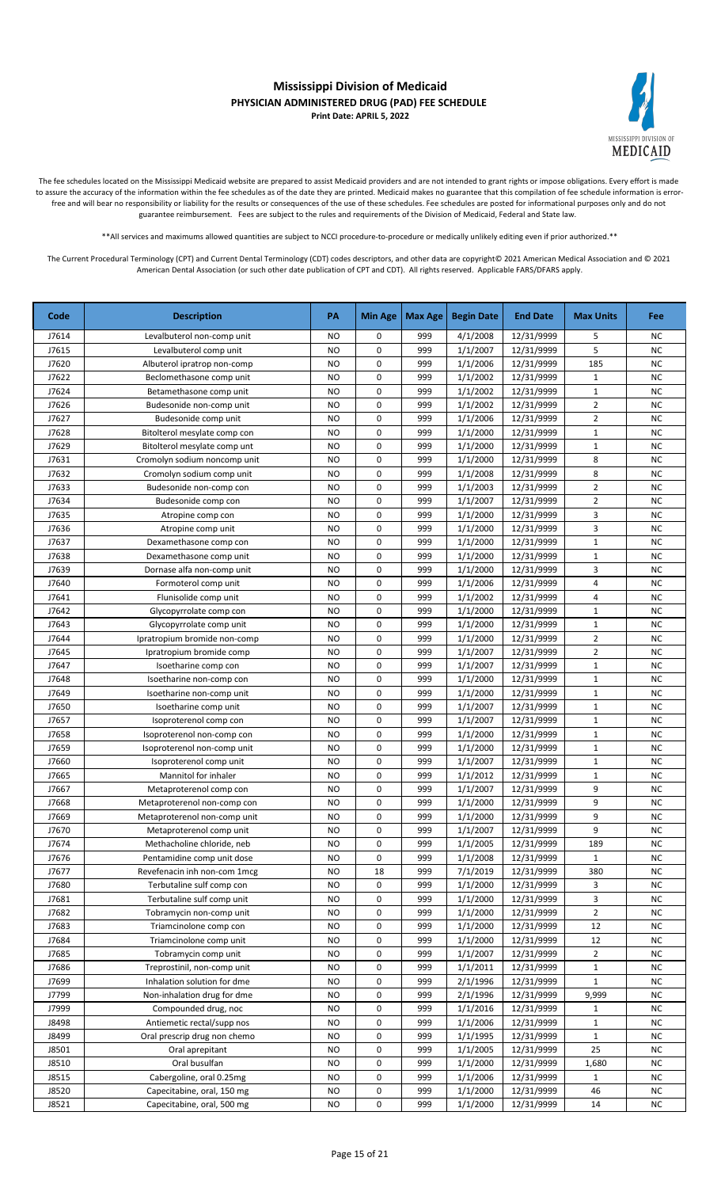# Mississippi Division of Medicaid
## PHYSICIAN ADMINISTERED DRUG (PAD) FEE SCHEDULE
**Print Date: APRIL 5, 2022**

The fee schedules located on the Mississippi Medicaid website are prepared to assist Medicaid providers and are not intended to grant rights or impose obligations. Every effort is made to assure the accuracy of the information within the fee schedules as of the date they are printed. Medicaid makes no guarantee that this compilation of fee schedule information is error-free and will bear no responsibility or liability for the results or consequences of the use of these schedules. Fee schedules are posted for informational purposes only and do not guarantee reimbursement. Fees are subject to the rules and requirements of the Division of Medicaid, Federal and State law.

**All services and maximums allowed quantities are subject to NCCI procedure-to-procedure or medically unlikely editing even if prior authorized.**

The Current Procedural Terminology (CPT) and Current Dental Terminology (CDT) codes descriptors, and other data are copyright© 2021 American Medical Association and © 2021 American Dental Association (or such other date publication of CPT and CDT). All rights reserved. Applicable FARS/DFARS apply.

| Code | Description | PA | Min Age | Max Age | Begin Date | End Date | Max Units | Fee |
|---|---|---|---|---|---|---|---|---|
| J7614 | Levalbuterol non-comp unit | NO | 0 | 999 | 4/1/2008 | 12/31/9999 | 5 | NC |
| J7615 | Levalbuterol comp unit | NO | 0 | 999 | 1/1/2007 | 12/31/9999 | 5 | NC |
| J7620 | Albuterol ipratrop non-comp | NO | 0 | 999 | 1/1/2006 | 12/31/9999 | 185 | NC |
| J7622 | Beclomethasone comp unit | NO | 0 | 999 | 1/1/2002 | 12/31/9999 | 1 | NC |
| J7624 | Betamethasone comp unit | NO | 0 | 999 | 1/1/2002 | 12/31/9999 | 1 | NC |
| J7626 | Budesonide non-comp unit | NO | 0 | 999 | 1/1/2002 | 12/31/9999 | 2 | NC |
| J7627 | Budesonide comp unit | NO | 0 | 999 | 1/1/2006 | 12/31/9999 | 2 | NC |
| J7628 | Bitolterol mesylate comp con | NO | 0 | 999 | 1/1/2000 | 12/31/9999 | 1 | NC |
| J7629 | Bitolterol mesylate comp unt | NO | 0 | 999 | 1/1/2000 | 12/31/9999 | 1 | NC |
| J7631 | Cromolyn sodium noncomp unit | NO | 0 | 999 | 1/1/2000 | 12/31/9999 | 8 | NC |
| J7632 | Cromolyn sodium comp unit | NO | 0 | 999 | 1/1/2008 | 12/31/9999 | 8 | NC |
| J7633 | Budesonide non-comp con | NO | 0 | 999 | 1/1/2003 | 12/31/9999 | 2 | NC |
| J7634 | Budesonide comp con | NO | 0 | 999 | 1/1/2007 | 12/31/9999 | 2 | NC |
| J7635 | Atropine comp con | NO | 0 | 999 | 1/1/2000 | 12/31/9999 | 3 | NC |
| J7636 | Atropine comp unit | NO | 0 | 999 | 1/1/2000 | 12/31/9999 | 3 | NC |
| J7637 | Dexamethasone comp con | NO | 0 | 999 | 1/1/2000 | 12/31/9999 | 1 | NC |
| J7638 | Dexamethasone comp unit | NO | 0 | 999 | 1/1/2000 | 12/31/9999 | 1 | NC |
| J7639 | Dornase alfa non-comp unit | NO | 0 | 999 | 1/1/2000 | 12/31/9999 | 3 | NC |
| J7640 | Formoterol comp unit | NO | 0 | 999 | 1/1/2006 | 12/31/9999 | 4 | NC |
| J7641 | Flunisolide comp unit | NO | 0 | 999 | 1/1/2002 | 12/31/9999 | 4 | NC |
| J7642 | Glycopyrrolate comp con | NO | 0 | 999 | 1/1/2000 | 12/31/9999 | 1 | NC |
| J7643 | Glycopyrrolate comp unit | NO | 0 | 999 | 1/1/2000 | 12/31/9999 | 1 | NC |
| J7644 | Ipratropium bromide non-comp | NO | 0 | 999 | 1/1/2000 | 12/31/9999 | 2 | NC |
| J7645 | Ipratropium bromide comp | NO | 0 | 999 | 1/1/2007 | 12/31/9999 | 2 | NC |
| J7647 | Isoetharine comp con | NO | 0 | 999 | 1/1/2007 | 12/31/9999 | 1 | NC |
| J7648 | Isoetharine non-comp con | NO | 0 | 999 | 1/1/2000 | 12/31/9999 | 1 | NC |
| J7649 | Isoetharine non-comp unit | NO | 0 | 999 | 1/1/2000 | 12/31/9999 | 1 | NC |
| J7650 | Isoetharine comp unit | NO | 0 | 999 | 1/1/2007 | 12/31/9999 | 1 | NC |
| J7657 | Isoproterenol comp con | NO | 0 | 999 | 1/1/2007 | 12/31/9999 | 1 | NC |
| J7658 | Isoproterenol non-comp con | NO | 0 | 999 | 1/1/2000 | 12/31/9999 | 1 | NC |
| J7659 | Isoproterenol non-comp unit | NO | 0 | 999 | 1/1/2000 | 12/31/9999 | 1 | NC |
| J7660 | Isoproterenol comp unit | NO | 0 | 999 | 1/1/2007 | 12/31/9999 | 1 | NC |
| J7665 | Mannitol for inhaler | NO | 0 | 999 | 1/1/2012 | 12/31/9999 | 1 | NC |
| J7667 | Metaproterenol comp con | NO | 0 | 999 | 1/1/2007 | 12/31/9999 | 9 | NC |
| J7668 | Metaproterenol non-comp con | NO | 0 | 999 | 1/1/2000 | 12/31/9999 | 9 | NC |
| J7669 | Metaproterenol non-comp unit | NO | 0 | 999 | 1/1/2000 | 12/31/9999 | 9 | NC |
| J7670 | Metaproterenol comp unit | NO | 0 | 999 | 1/1/2007 | 12/31/9999 | 9 | NC |
| J7674 | Methacholine chloride, neb | NO | 0 | 999 | 1/1/2005 | 12/31/9999 | 189 | NC |
| J7676 | Pentamidine comp unit dose | NO | 0 | 999 | 1/1/2008 | 12/31/9999 | 1 | NC |
| J7677 | Revefenacin inh non-com 1mcg | NO | 18 | 999 | 7/1/2019 | 12/31/9999 | 380 | NC |
| J7680 | Terbutaline sulf comp con | NO | 0 | 999 | 1/1/2000 | 12/31/9999 | 3 | NC |
| J7681 | Terbutaline sulf comp unit | NO | 0 | 999 | 1/1/2000 | 12/31/9999 | 3 | NC |
| J7682 | Tobramycin non-comp unit | NO | 0 | 999 | 1/1/2000 | 12/31/9999 | 2 | NC |
| J7683 | Triamcinolone comp con | NO | 0 | 999 | 1/1/2000 | 12/31/9999 | 12 | NC |
| J7684 | Triamcinolone comp unit | NO | 0 | 999 | 1/1/2000 | 12/31/9999 | 12 | NC |
| J7685 | Tobramycin comp unit | NO | 0 | 999 | 1/1/2007 | 12/31/9999 | 2 | NC |
| J7686 | Treprostinil, non-comp unit | NO | 0 | 999 | 1/1/2011 | 12/31/9999 | 1 | NC |
| J7699 | Inhalation solution for dme | NO | 0 | 999 | 2/1/1996 | 12/31/9999 | 1 | NC |
| J7799 | Non-inhalation drug for dme | NO | 0 | 999 | 2/1/1996 | 12/31/9999 | 9,999 | NC |
| J7999 | Compounded drug, noc | NO | 0 | 999 | 1/1/2016 | 12/31/9999 | 1 | NC |
| J8498 | Antiemetic rectal/supp nos | NO | 0 | 999 | 1/1/2006 | 12/31/9999 | 1 | NC |
| J8499 | Oral prescrip drug non chemo | NO | 0 | 999 | 1/1/1995 | 12/31/9999 | 1 | NC |
| J8501 | Oral aprepitant | NO | 0 | 999 | 1/1/2005 | 12/31/9999 | 25 | NC |
| J8510 | Oral busulfan | NO | 0 | 999 | 1/1/2000 | 12/31/9999 | 1,680 | NC |
| J8515 | Cabergoline, oral 0.25mg | NO | 0 | 999 | 1/1/2006 | 12/31/9999 | 1 | NC |
| J8520 | Capecitabine, oral, 150 mg | NO | 0 | 999 | 1/1/2000 | 12/31/9999 | 46 | NC |
| J8521 | Capecitabine, oral, 500 mg | NO | 0 | 999 | 1/1/2000 | 12/31/9999 | 14 | NC |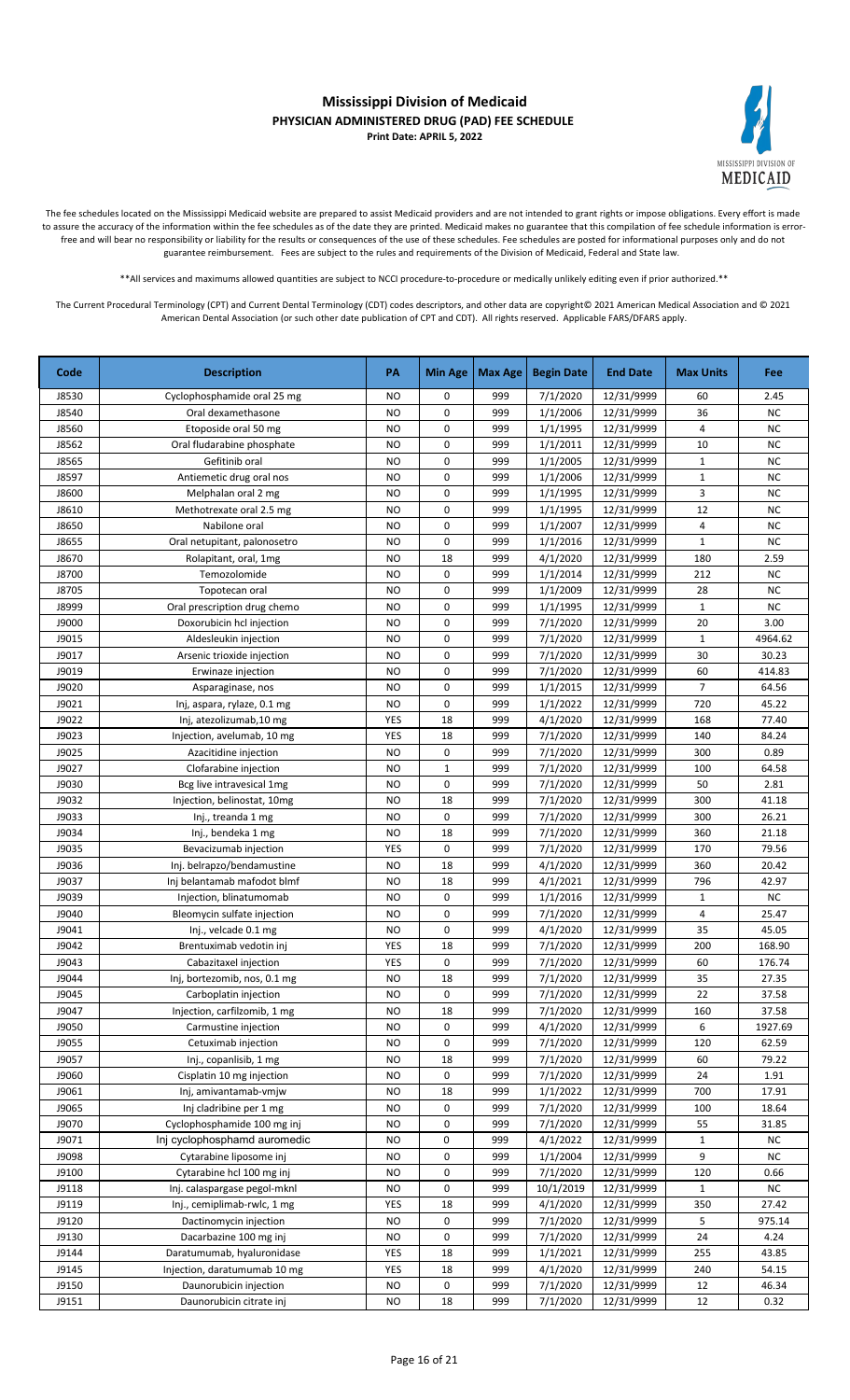# Mississippi Division of Medicaid
## PHYSICIAN ADMINISTERED DRUG (PAD) FEE SCHEDULE
**Print Date: APRIL 5, 2022**

The fee schedules located on the Mississippi Medicaid website are prepared to assist Medicaid providers and are not intended to grant rights or impose obligations. Every effort is made to assure the accuracy of the information within the fee schedules as of the date they are printed. Medicaid makes no guarantee that this compilation of fee schedule information is error-free and will bear no responsibility or liability for the results or consequences of the use of these schedules. Fee schedules are posted for informational purposes only and do not guarantee reimbursement. Fees are subject to the rules and requirements of the Division of Medicaid, Federal and State law.

**All services and maximums allowed quantities are subject to NCCI procedure-to-procedure or medically unlikely editing even if prior authorized.**

The Current Procedural Terminology (CPT) and Current Dental Terminology (CDT) codes descriptors, and other data are copyright© 2021 American Medical Association and © 2021 American Dental Association (or such other date publication of CPT and CDT). All rights reserved. Applicable FARS/DFARS apply.

| Code | Description | PA | Min Age | Max Age | Begin Date | End Date | Max Units | Fee |
|---|---|---|---|---|---|---|---|---|
| J8530 | Cyclophosphamide oral 25 mg | NO | 0 | 999 | 7/1/2020 | 12/31/9999 | 60 | 2.45 |
| J8540 | Oral dexamethasone | NO | 0 | 999 | 1/1/2006 | 12/31/9999 | 36 | NC |
| J8560 | Etoposide oral 50 mg | NO | 0 | 999 | 1/1/1995 | 12/31/9999 | 4 | NC |
| J8562 | Oral fludarabine phosphate | NO | 0 | 999 | 1/1/2011 | 12/31/9999 | 10 | NC |
| J8565 | Gefitinib oral | NO | 0 | 999 | 1/1/2005 | 12/31/9999 | 1 | NC |
| J8597 | Antiemetic drug oral nos | NO | 0 | 999 | 1/1/2006 | 12/31/9999 | 1 | NC |
| J8600 | Melphalan oral 2 mg | NO | 0 | 999 | 1/1/1995 | 12/31/9999 | 3 | NC |
| J8610 | Methotrexate oral 2.5 mg | NO | 0 | 999 | 1/1/1995 | 12/31/9999 | 12 | NC |
| J8650 | Nabilone oral | NO | 0 | 999 | 1/1/2007 | 12/31/9999 | 4 | NC |
| J8655 | Oral netupitant, palonosetro | NO | 0 | 999 | 1/1/2016 | 12/31/9999 | 1 | NC |
| J8670 | Rolapitant, oral, 1mg | NO | 18 | 999 | 4/1/2020 | 12/31/9999 | 180 | 2.59 |
| J8700 | Temozolomide | NO | 0 | 999 | 1/1/2014 | 12/31/9999 | 212 | NC |
| J8705 | Topotecan oral | NO | 0 | 999 | 1/1/2009 | 12/31/9999 | 28 | NC |
| J8999 | Oral prescription drug chemo | NO | 0 | 999 | 1/1/1995 | 12/31/9999 | 1 | NC |
| J9000 | Doxorubicin hcl injection | NO | 0 | 999 | 7/1/2020 | 12/31/9999 | 20 | 3.00 |
| J9015 | Aldesleukin injection | NO | 0 | 999 | 7/1/2020 | 12/31/9999 | 1 | 4964.62 |
| J9017 | Arsenic trioxide injection | NO | 0 | 999 | 7/1/2020 | 12/31/9999 | 30 | 30.23 |
| J9019 | Erwinaze injection | NO | 0 | 999 | 7/1/2020 | 12/31/9999 | 60 | 414.83 |
| J9020 | Asparaginase, nos | NO | 0 | 999 | 1/1/2015 | 12/31/9999 | 7 | 64.56 |
| J9021 | Inj, aspara, rylaze, 0.1 mg | NO | 0 | 999 | 1/1/2022 | 12/31/9999 | 720 | 45.22 |
| J9022 | Inj, atezolizumab,10 mg | YES | 18 | 999 | 4/1/2020 | 12/31/9999 | 168 | 77.40 |
| J9023 | Injection, avelumab, 10 mg | YES | 18 | 999 | 7/1/2020 | 12/31/9999 | 140 | 84.24 |
| J9025 | Azacitidine injection | NO | 0 | 999 | 7/1/2020 | 12/31/9999 | 300 | 0.89 |
| J9027 | Clofarabine injection | NO | 1 | 999 | 7/1/2020 | 12/31/9999 | 100 | 64.58 |
| J9030 | Bcg live intravesical 1mg | NO | 0 | 999 | 7/1/2020 | 12/31/9999 | 50 | 2.81 |
| J9032 | Injection, belinostat, 10mg | NO | 18 | 999 | 7/1/2020 | 12/31/9999 | 300 | 41.18 |
| J9033 | Inj., treanda 1 mg | NO | 0 | 999 | 7/1/2020 | 12/31/9999 | 300 | 26.21 |
| J9034 | Inj., bendeka 1 mg | NO | 18 | 999 | 7/1/2020 | 12/31/9999 | 360 | 21.18 |
| J9035 | Bevacizumab injection | YES | 0 | 999 | 7/1/2020 | 12/31/9999 | 170 | 79.56 |
| J9036 | Inj. belrapzo/bendamustine | NO | 18 | 999 | 4/1/2020 | 12/31/9999 | 360 | 20.42 |
| J9037 | Inj belantamab mafodot blmf | NO | 18 | 999 | 4/1/2021 | 12/31/9999 | 796 | 42.97 |
| J9039 | Injection, blinatumomab | NO | 0 | 999 | 1/1/2016 | 12/31/9999 | 1 | NC |
| J9040 | Bleomycin sulfate injection | NO | 0 | 999 | 7/1/2020 | 12/31/9999 | 4 | 25.47 |
| J9041 | Inj., velcade 0.1 mg | NO | 0 | 999 | 4/1/2020 | 12/31/9999 | 35 | 45.05 |
| J9042 | Brentuximab vedotin inj | YES | 18 | 999 | 7/1/2020 | 12/31/9999 | 200 | 168.90 |
| J9043 | Cabazitaxel injection | YES | 0 | 999 | 7/1/2020 | 12/31/9999 | 60 | 176.74 |
| J9044 | Inj, bortezomib, nos, 0.1 mg | NO | 18 | 999 | 7/1/2020 | 12/31/9999 | 35 | 27.35 |
| J9045 | Carboplatin injection | NO | 0 | 999 | 7/1/2020 | 12/31/9999 | 22 | 37.58 |
| J9047 | Injection, carfilzomib, 1 mg | NO | 18 | 999 | 7/1/2020 | 12/31/9999 | 160 | 37.58 |
| J9050 | Carmustine injection | NO | 0 | 999 | 4/1/2020 | 12/31/9999 | 6 | 1927.69 |
| J9055 | Cetuximab injection | NO | 0 | 999 | 7/1/2020 | 12/31/9999 | 120 | 62.59 |
| J9057 | Inj., copanlisib, 1 mg | NO | 18 | 999 | 7/1/2020 | 12/31/9999 | 60 | 79.22 |
| J9060 | Cisplatin 10 mg injection | NO | 0 | 999 | 7/1/2020 | 12/31/9999 | 24 | 1.91 |
| J9061 | Inj, amivantamab-vmjw | NO | 18 | 999 | 1/1/2022 | 12/31/9999 | 700 | 17.91 |
| J9065 | Inj cladribine per 1 mg | NO | 0 | 999 | 7/1/2020 | 12/31/9999 | 100 | 18.64 |
| J9070 | Cyclophosphamide 100 mg inj | NO | 0 | 999 | 7/1/2020 | 12/31/9999 | 55 | 31.85 |
| J9071 | Inj cyclophosphamd auromedic | NO | 0 | 999 | 4/1/2022 | 12/31/9999 | 1 | NC |
| J9098 | Cytarabine liposome inj | NO | 0 | 999 | 1/1/2004 | 12/31/9999 | 9 | NC |
| J9100 | Cytarabine hcl 100 mg inj | NO | 0 | 999 | 7/1/2020 | 12/31/9999 | 120 | 0.66 |
| J9118 | Inj. calaspargase pegol-mknl | NO | 0 | 999 | 10/1/2019 | 12/31/9999 | 1 | NC |
| J9119 | Inj., cemiplimab-rwlc, 1 mg | YES | 18 | 999 | 4/1/2020 | 12/31/9999 | 350 | 27.42 |
| J9120 | Dactinomycin injection | NO | 0 | 999 | 7/1/2020 | 12/31/9999 | 5 | 975.14 |
| J9130 | Dacarbazine 100 mg inj | NO | 0 | 999 | 7/1/2020 | 12/31/9999 | 24 | 4.24 |
| J9144 | Daratumumab, hyaluronidase | YES | 18 | 999 | 1/1/2021 | 12/31/9999 | 255 | 43.85 |
| J9145 | Injection, daratumumab 10 mg | YES | 18 | 999 | 4/1/2020 | 12/31/9999 | 240 | 54.15 |
| J9150 | Daunorubicin injection | NO | 0 | 999 | 7/1/2020 | 12/31/9999 | 12 | 46.34 |
| J9151 | Daunorubicin citrate inj | NO | 18 | 999 | 7/1/2020 | 12/31/9999 | 12 | 0.32 |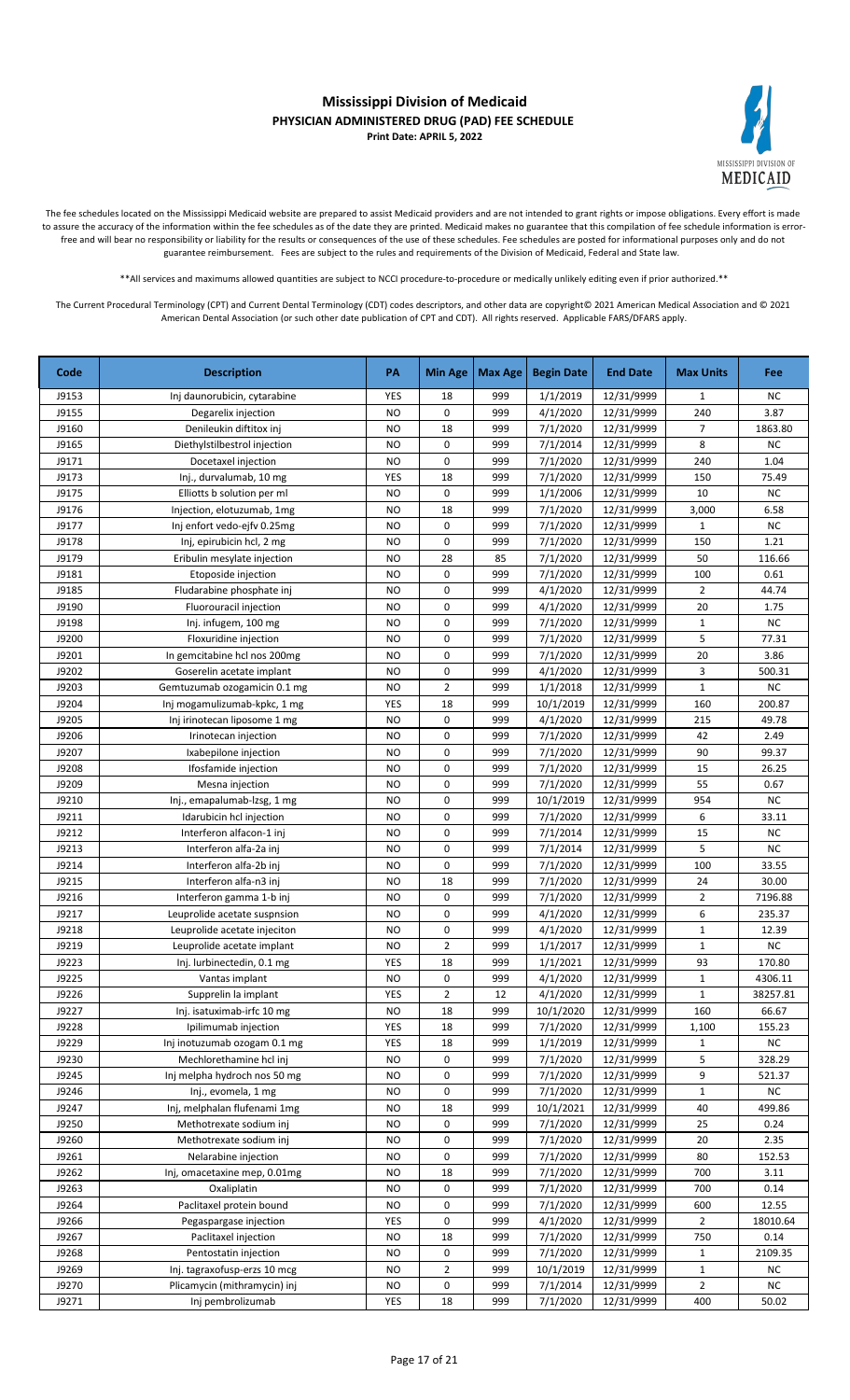# Mississippi Division of Medicaid
## PHYSICIAN ADMINISTERED DRUG (PAD) FEE SCHEDULE
**Print Date: APRIL 5, 2022**

The fee schedules located on the Mississippi Medicaid website are prepared to assist Medicaid providers and are not intended to grant rights or impose obligations. Every effort is made to assure the accuracy of the information within the fee schedules as of the date they are printed. Medicaid makes no guarantee that this compilation of fee schedule information is error-free and will bear no responsibility or liability for the results or consequences of the use of these schedules. Fee schedules are posted for informational purposes only and do not guarantee reimbursement. Fees are subject to the rules and requirements of the Division of Medicaid, Federal and State law.

**All services and maximums allowed quantities are subject to NCCI procedure-to-procedure or medically unlikely editing even if prior authorized.**

The Current Procedural Terminology (CPT) and Current Dental Terminology (CDT) codes descriptors, and other data are copyright© 2021 American Medical Association and © 2021 American Dental Association (or such other date publication of CPT and CDT). All rights reserved. Applicable FARS/DFARS apply.

| Code | Description | PA | Min Age | Max Age | Begin Date | End Date | Max Units | Fee |
|---|---|---|---|---|---|---|---|---|
| J9153 | Inj daunorubicin, cytarabine | YES | 18 | 999 | 1/1/2019 | 12/31/9999 | 1 | NC |
| J9155 | Degarelix injection | NO | 0 | 999 | 4/1/2020 | 12/31/9999 | 240 | 3.87 |
| J9160 | Denileukin diftitox inj | NO | 18 | 999 | 7/1/2020 | 12/31/9999 | 7 | 1863.80 |
| J9165 | Diethylstilbestrol injection | NO | 0 | 999 | 7/1/2014 | 12/31/9999 | 8 | NC |
| J9171 | Docetaxel injection | NO | 0 | 999 | 7/1/2020 | 12/31/9999 | 240 | 1.04 |
| J9173 | Inj., durvalumab, 10 mg | YES | 18 | 999 | 7/1/2020 | 12/31/9999 | 150 | 75.49 |
| J9175 | Elliotts b solution per ml | NO | 0 | 999 | 1/1/2006 | 12/31/9999 | 10 | NC |
| J9176 | Injection, elotuzumab, 1mg | NO | 18 | 999 | 7/1/2020 | 12/31/9999 | 3,000 | 6.58 |
| J9177 | Inj enfort vedo-ejfv 0.25mg | NO | 0 | 999 | 7/1/2020 | 12/31/9999 | 1 | NC |
| J9178 | Inj, epirubicin hcl, 2 mg | NO | 0 | 999 | 7/1/2020 | 12/31/9999 | 150 | 1.21 |
| J9179 | Eribulin mesylate injection | NO | 28 | 85 | 7/1/2020 | 12/31/9999 | 50 | 116.66 |
| J9181 | Etoposide injection | NO | 0 | 999 | 7/1/2020 | 12/31/9999 | 100 | 0.61 |
| J9185 | Fludarabine phosphate inj | NO | 0 | 999 | 4/1/2020 | 12/31/9999 | 2 | 44.74 |
| J9190 | Fluorouracil injection | NO | 0 | 999 | 4/1/2020 | 12/31/9999 | 20 | 1.75 |
| J9198 | Inj. infugem, 100 mg | NO | 0 | 999 | 7/1/2020 | 12/31/9999 | 1 | NC |
| J9200 | Floxuridine injection | NO | 0 | 999 | 7/1/2020 | 12/31/9999 | 5 | 77.31 |
| J9201 | In gemcitabine hcl nos 200mg | NO | 0 | 999 | 7/1/2020 | 12/31/9999 | 20 | 3.86 |
| J9202 | Goserelin acetate implant | NO | 0 | 999 | 4/1/2020 | 12/31/9999 | 3 | 500.31 |
| J9203 | Gemtuzumab ozogamicin 0.1 mg | NO | 2 | 999 | 1/1/2018 | 12/31/9999 | 1 | NC |
| J9204 | Inj mogamulizumab-kpkc, 1 mg | YES | 18 | 999 | 10/1/2019 | 12/31/9999 | 160 | 200.87 |
| J9205 | Inj irinotecan liposome 1 mg | NO | 0 | 999 | 4/1/2020 | 12/31/9999 | 215 | 49.78 |
| J9206 | Irinotecan injection | NO | 0 | 999 | 7/1/2020 | 12/31/9999 | 42 | 2.49 |
| J9207 | Ixabepilone injection | NO | 0 | 999 | 7/1/2020 | 12/31/9999 | 90 | 99.37 |
| J9208 | Ifosfamide injection | NO | 0 | 999 | 7/1/2020 | 12/31/9999 | 15 | 26.25 |
| J9209 | Mesna injection | NO | 0 | 999 | 7/1/2020 | 12/31/9999 | 55 | 0.67 |
| J9210 | Inj., emapalumab-lzsg, 1 mg | NO | 0 | 999 | 10/1/2019 | 12/31/9999 | 954 | NC |
| J9211 | Idarubicin hcl injection | NO | 0 | 999 | 7/1/2020 | 12/31/9999 | 6 | 33.11 |
| J9212 | Interferon alfacon-1 inj | NO | 0 | 999 | 7/1/2014 | 12/31/9999 | 15 | NC |
| J9213 | Interferon alfa-2a inj | NO | 0 | 999 | 7/1/2014 | 12/31/9999 | 5 | NC |
| J9214 | Interferon alfa-2b inj | NO | 0 | 999 | 7/1/2020 | 12/31/9999 | 100 | 33.55 |
| J9215 | Interferon alfa-n3 inj | NO | 18 | 999 | 7/1/2020 | 12/31/9999 | 24 | 30.00 |
| J9216 | Interferon gamma 1-b inj | NO | 0 | 999 | 7/1/2020 | 12/31/9999 | 2 | 7196.88 |
| J9217 | Leuprolide acetate suspnsion | NO | 0 | 999 | 4/1/2020 | 12/31/9999 | 6 | 235.37 |
| J9218 | Leuprolide acetate injeciton | NO | 0 | 999 | 4/1/2020 | 12/31/9999 | 1 | 12.39 |
| J9219 | Leuprolide acetate implant | NO | 2 | 999 | 1/1/2017 | 12/31/9999 | 1 | NC |
| J9223 | Inj. lurbinectedin, 0.1 mg | YES | 18 | 999 | 1/1/2021 | 12/31/9999 | 93 | 170.80 |
| J9225 | Vantas implant | NO | 0 | 999 | 4/1/2020 | 12/31/9999 | 1 | 4306.11 |
| J9226 | Supprelin la implant | YES | 2 | 12 | 4/1/2020 | 12/31/9999 | 1 | 38257.81 |
| J9227 | Inj. isatuximab-irfc 10 mg | NO | 18 | 999 | 10/1/2020 | 12/31/9999 | 160 | 66.67 |
| J9228 | Ipilimumab injection | YES | 18 | 999 | 7/1/2020 | 12/31/9999 | 1,100 | 155.23 |
| J9229 | Inj inotuzumab ozogam 0.1 mg | YES | 18 | 999 | 1/1/2019 | 12/31/9999 | 1 | NC |
| J9230 | Mechlorethamine hcl inj | NO | 0 | 999 | 7/1/2020 | 12/31/9999 | 5 | 328.29 |
| J9245 | Inj melpha hydroch nos 50 mg | NO | 0 | 999 | 7/1/2020 | 12/31/9999 | 9 | 521.37 |
| J9246 | Inj., evomela, 1 mg | NO | 0 | 999 | 7/1/2020 | 12/31/9999 | 1 | NC |
| J9247 | Inj, melphalan flufenami 1mg | NO | 18 | 999 | 10/1/2021 | 12/31/9999 | 40 | 499.86 |
| J9250 | Methotrexate sodium inj | NO | 0 | 999 | 7/1/2020 | 12/31/9999 | 25 | 0.24 |
| J9260 | Methotrexate sodium inj | NO | 0 | 999 | 7/1/2020 | 12/31/9999 | 20 | 2.35 |
| J9261 | Nelarabine injection | NO | 0 | 999 | 7/1/2020 | 12/31/9999 | 80 | 152.53 |
| J9262 | Inj, omacetaxine mep, 0.01mg | NO | 18 | 999 | 7/1/2020 | 12/31/9999 | 700 | 3.11 |
| J9263 | Oxaliplatin | NO | 0 | 999 | 7/1/2020 | 12/31/9999 | 700 | 0.14 |
| J9264 | Paclitaxel protein bound | NO | 0 | 999 | 7/1/2020 | 12/31/9999 | 600 | 12.55 |
| J9266 | Pegaspargase injection | YES | 0 | 999 | 4/1/2020 | 12/31/9999 | 2 | 18010.64 |
| J9267 | Paclitaxel injection | NO | 18 | 999 | 7/1/2020 | 12/31/9999 | 750 | 0.14 |
| J9268 | Pentostatin injection | NO | 0 | 999 | 7/1/2020 | 12/31/9999 | 1 | 2109.35 |
| J9269 | Inj. tagraxofusp-erzs 10 mcg | NO | 2 | 999 | 10/1/2019 | 12/31/9999 | 1 | NC |
| J9270 | Plicamycin (mithramycin) inj | NO | 0 | 999 | 7/1/2014 | 12/31/9999 | 2 | NC |
| J9271 | Inj pembrolizumab | YES | 18 | 999 | 7/1/2020 | 12/31/9999 | 400 | 50.02 |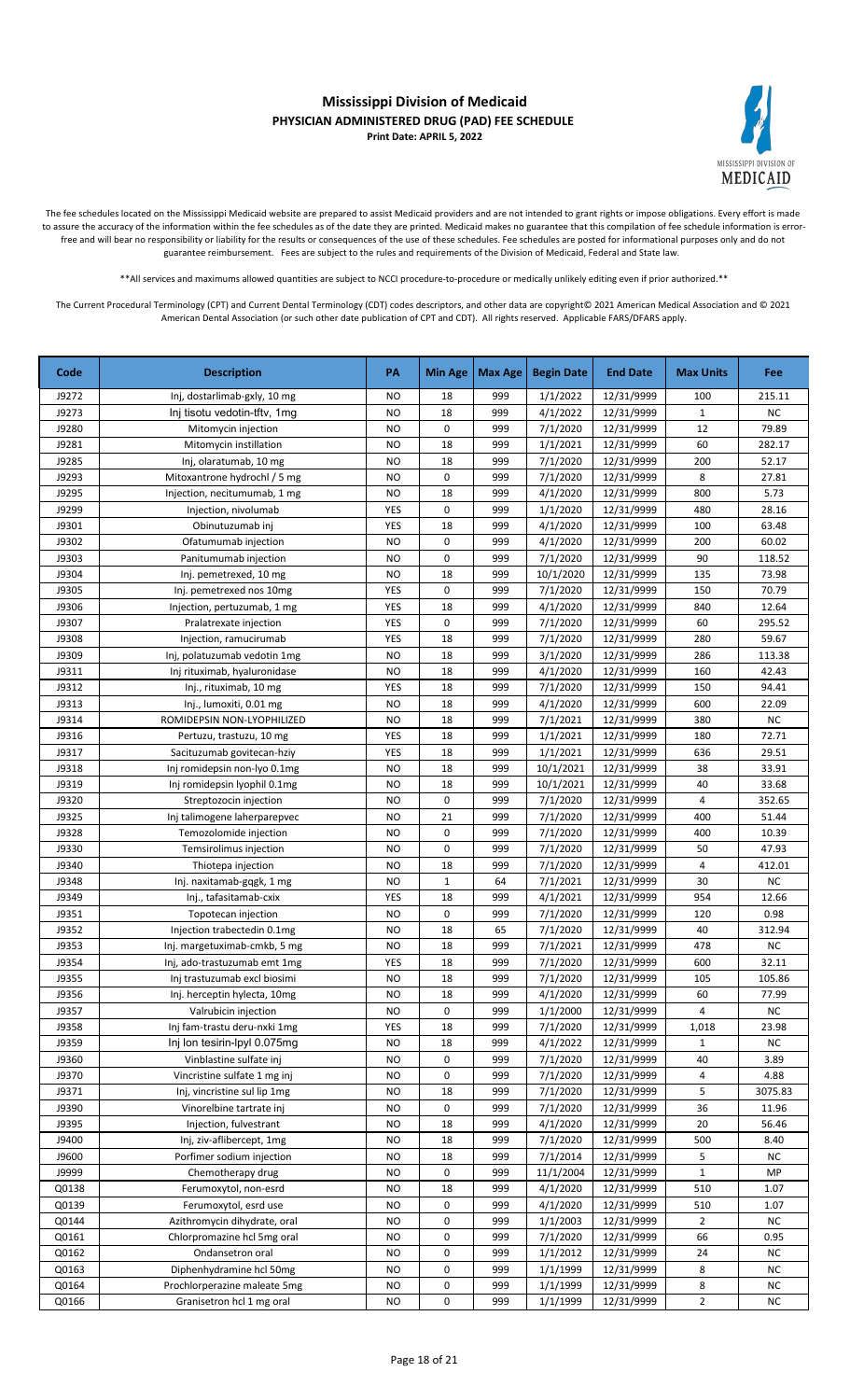# Mississippi Division of Medicaid

## PHYSICIAN ADMINISTERED DRUG (PAD) FEE SCHEDULE

**Print Date: APRIL 5, 2022**

The fee schedules located on the Mississippi Medicaid website are prepared to assist Medicaid providers and are not intended to grant rights or impose obligations. Every effort is made to assure the accuracy of the information within the fee schedules as of the date they are printed. Medicaid makes no guarantee that this compilation of fee schedule information is error-free and will bear no responsibility or liability for the results or consequences of the use of these schedules. Fee schedules are posted for informational purposes only and do not guarantee reimbursement. Fees are subject to the rules and requirements of the Division of Medicaid, Federal and State law.

**All services and maximums allowed quantities are subject to NCCI procedure-to-procedure or medically unlikely editing even if prior authorized.**

The Current Procedural Terminology (CPT) and Current Dental Terminology (CDT) codes descriptors, and other data are copyright© 2021 American Medical Association and © 2021 American Dental Association (or such other date publication of CPT and CDT). All rights reserved. Applicable FARS/DFARS apply.

| Code | Description | PA | Min Age | Max Age | Begin Date | End Date | Max Units | Fee |
|---|---|---|---|---|---|---|---|---|
| J9272 | Inj, dostarlimab-gxly, 10 mg | NO | 18 | 999 | 1/1/2022 | 12/31/9999 | 100 | 215.11 |
| J9273 | Inj tisotu vedotin-tftv, 1mg | NO | 18 | 999 | 4/1/2022 | 12/31/9999 | 1 | NC |
| J9280 | Mitomycin injection | NO | 0 | 999 | 7/1/2020 | 12/31/9999 | 12 | 79.89 |
| J9281 | Mitomycin instillation | NO | 18 | 999 | 1/1/2021 | 12/31/9999 | 60 | 282.17 |
| J9285 | Inj, olaratumab, 10 mg | NO | 18 | 999 | 7/1/2020 | 12/31/9999 | 200 | 52.17 |
| J9293 | Mitoxantrone hydrochl / 5 mg | NO | 0 | 999 | 7/1/2020 | 12/31/9999 | 8 | 27.81 |
| J9295 | Injection, necitumumab, 1 mg | NO | 18 | 999 | 4/1/2020 | 12/31/9999 | 800 | 5.73 |
| J9299 | Injection, nivolumab | YES | 0 | 999 | 1/1/2020 | 12/31/9999 | 480 | 28.16 |
| J9301 | Obinutuzumab inj | YES | 18 | 999 | 4/1/2020 | 12/31/9999 | 100 | 63.48 |
| J9302 | Ofatumumab injection | NO | 0 | 999 | 4/1/2020 | 12/31/9999 | 200 | 60.02 |
| J9303 | Panitumumab injection | NO | 0 | 999 | 7/1/2020 | 12/31/9999 | 90 | 118.52 |
| J9304 | Inj. pemetrexed, 10 mg | NO | 18 | 999 | 10/1/2020 | 12/31/9999 | 135 | 73.98 |
| J9305 | Inj. pemetrexed nos 10mg | YES | 0 | 999 | 7/1/2020 | 12/31/9999 | 150 | 70.79 |
| J9306 | Injection, pertuzumab, 1 mg | YES | 18 | 999 | 4/1/2020 | 12/31/9999 | 840 | 12.64 |
| J9307 | Pralatrexate injection | YES | 0 | 999 | 7/1/2020 | 12/31/9999 | 60 | 295.52 |
| J9308 | Injection, ramucirumab | YES | 18 | 999 | 7/1/2020 | 12/31/9999 | 280 | 59.67 |
| J9309 | Inj, polatuzumab vedotin 1mg | NO | 18 | 999 | 3/1/2020 | 12/31/9999 | 286 | 113.38 |
| J9311 | Inj rituximab, hyaluronidase | NO | 18 | 999 | 4/1/2020 | 12/31/9999 | 160 | 42.43 |
| J9312 | Inj., rituximab, 10 mg | YES | 18 | 999 | 7/1/2020 | 12/31/9999 | 150 | 94.41 |
| J9313 | Inj., lumoxiti, 0.01 mg | NO | 18 | 999 | 4/1/2020 | 12/31/9999 | 600 | 22.09 |
| J9314 | ROMIDEPSIN NON-LYOPHILIZED | NO | 18 | 999 | 7/1/2021 | 12/31/9999 | 380 | NC |
| J9316 | Pertuzu, trastuzu, 10 mg | YES | 18 | 999 | 1/1/2021 | 12/31/9999 | 180 | 72.71 |
| J9317 | Sacituzumab govitecan-hziy | YES | 18 | 999 | 1/1/2021 | 12/31/9999 | 636 | 29.51 |
| J9318 | Inj romidepsin non-lyo 0.1mg | NO | 18 | 999 | 10/1/2021 | 12/31/9999 | 38 | 33.91 |
| J9319 | Inj romidepsin lyophil 0.1mg | NO | 18 | 999 | 10/1/2021 | 12/31/9999 | 40 | 33.68 |
| J9320 | Streptozocin injection | NO | 0 | 999 | 7/1/2020 | 12/31/9999 | 4 | 352.65 |
| J9325 | Inj talimogene laherparepvec | NO | 21 | 999 | 7/1/2020 | 12/31/9999 | 400 | 51.44 |
| J9328 | Temozolomide injection | NO | 0 | 999 | 7/1/2020 | 12/31/9999 | 400 | 10.39 |
| J9330 | Temsirolimus injection | NO | 0 | 999 | 7/1/2020 | 12/31/9999 | 50 | 47.93 |
| J9340 | Thiotepa injection | NO | 18 | 999 | 7/1/2020 | 12/31/9999 | 4 | 412.01 |
| J9348 | Inj. naxitamab-gqgk, 1 mg | NO | 1 | 64 | 7/1/2021 | 12/31/9999 | 30 | NC |
| J9349 | Inj., tafasitamab-cxix | YES | 18 | 999 | 4/1/2021 | 12/31/9999 | 954 | 12.66 |
| J9351 | Topotecan injection | NO | 0 | 999 | 7/1/2020 | 12/31/9999 | 120 | 0.98 |
| J9352 | Injection trabectedin 0.1mg | NO | 18 | 65 | 7/1/2020 | 12/31/9999 | 40 | 312.94 |
| J9353 | Inj. margetuximab-cmkb, 5 mg | NO | 18 | 999 | 7/1/2021 | 12/31/9999 | 478 | NC |
| J9354 | Inj, ado-trastuzumab emt 1mg | YES | 18 | 999 | 7/1/2020 | 12/31/9999 | 600 | 32.11 |
| J9355 | Inj trastuzumab excl biosimi | NO | 18 | 999 | 7/1/2020 | 12/31/9999 | 105 | 105.86 |
| J9356 | Inj. herceptin hylecta, 10mg | NO | 18 | 999 | 4/1/2020 | 12/31/9999 | 60 | 77.99 |
| J9357 | Valrubicin injection | NO | 0 | 999 | 1/1/2000 | 12/31/9999 | 4 | NC |
| J9358 | Inj fam-trastu deru-nxki 1mg | YES | 18 | 999 | 7/1/2020 | 12/31/9999 | 1,018 | 23.98 |
| J9359 | Inj lon tesirin-lpyl 0.075mg | NO | 18 | 999 | 4/1/2022 | 12/31/9999 | 1 | NC |
| J9360 | Vinblastine sulfate inj | NO | 0 | 999 | 7/1/2020 | 12/31/9999 | 40 | 3.89 |
| J9370 | Vincristine sulfate 1 mg inj | NO | 0 | 999 | 7/1/2020 | 12/31/9999 | 4 | 4.88 |
| J9371 | Inj, vincristine sul lip 1mg | NO | 18 | 999 | 7/1/2020 | 12/31/9999 | 5 | 3075.83 |
| J9390 | Vinorelbine tartrate inj | NO | 0 | 999 | 7/1/2020 | 12/31/9999 | 36 | 11.96 |
| J9395 | Injection, fulvestrant | NO | 18 | 999 | 4/1/2020 | 12/31/9999 | 20 | 56.46 |
| J9400 | Inj, ziv-aflibercept, 1mg | NO | 18 | 999 | 7/1/2020 | 12/31/9999 | 500 | 8.40 |
| J9600 | Porfimer sodium injection | NO | 18 | 999 | 7/1/2014 | 12/31/9999 | 5 | NC |
| J9999 | Chemotherapy drug | NO | 0 | 999 | 11/1/2004 | 12/31/9999 | 1 | MP |
| Q0138 | Ferumoxytol, non-esrd | NO | 18 | 999 | 4/1/2020 | 12/31/9999 | 510 | 1.07 |
| Q0139 | Ferumoxytol, esrd use | NO | 0 | 999 | 4/1/2020 | 12/31/9999 | 510 | 1.07 |
| Q0144 | Azithromycin dihydrate, oral | NO | 0 | 999 | 1/1/2003 | 12/31/9999 | 2 | NC |
| Q0161 | Chlorpromazine hcl 5mg oral | NO | 0 | 999 | 7/1/2020 | 12/31/9999 | 66 | 0.95 |
| Q0162 | Ondansetron oral | NO | 0 | 999 | 1/1/2012 | 12/31/9999 | 24 | NC |
| Q0163 | Diphenhydramine hcl 50mg | NO | 0 | 999 | 1/1/1999 | 12/31/9999 | 8 | NC |
| Q0164 | Prochlorperazine maleate 5mg | NO | 0 | 999 | 1/1/1999 | 12/31/9999 | 8 | NC |
| Q0166 | Granisetron hcl 1 mg oral | NO | 0 | 999 | 1/1/1999 | 12/31/9999 | 2 | NC |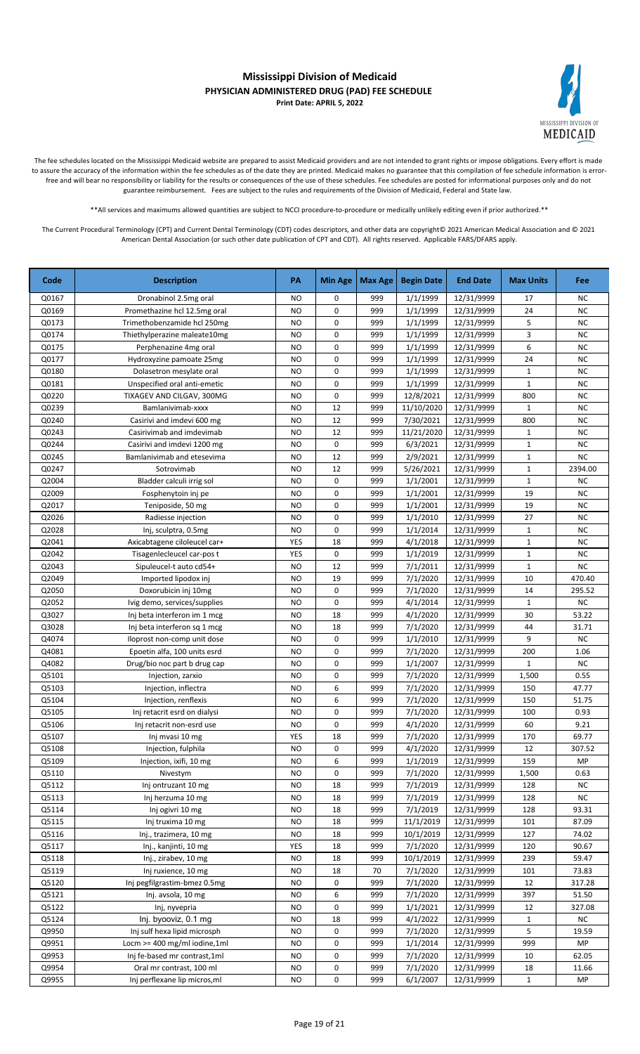# Mississippi Division of Medicaid
## PHYSICIAN ADMINISTERED DRUG (PAD) FEE SCHEDULE
**Print Date: APRIL 5, 2022**

The fee schedules located on the Mississippi Medicaid website are prepared to assist Medicaid providers and are not intended to grant rights or impose obligations. Every effort is made to assure the accuracy of the information within the fee schedules as of the date they are printed. Medicaid makes no guarantee that this compilation of fee schedule information is error-free and will bear no responsibility or liability for the results or consequences of the use of these schedules. Fee schedules are posted for informational purposes only and do not guarantee reimbursement. Fees are subject to the rules and requirements of the Division of Medicaid, Federal and State law.

**All services and maximums allowed quantities are subject to NCCI procedure-to-procedure or medically unlikely editing even if prior authorized.**

The Current Procedural Terminology (CPT) and Current Dental Terminology (CDT) codes descriptors, and other data are copyright© 2021 American Medical Association and © 2021 American Dental Association (or such other date publication of CPT and CDT). All rights reserved. Applicable FARS/DFARS apply.

| Code | Description | PA | Min Age | Max Age | Begin Date | End Date | Max Units | Fee |
|---|---|---|---|---|---|---|---|---|
| Q0167 | Dronabinol 2.5mg oral | NO | 0 | 999 | 1/1/1999 | 12/31/9999 | 17 | NC |
| Q0169 | Promethazine hcl 12.5mg oral | NO | 0 | 999 | 1/1/1999 | 12/31/9999 | 24 | NC |
| Q0173 | Trimethobenzamide hcl 250mg | NO | 0 | 999 | 1/1/1999 | 12/31/9999 | 5 | NC |
| Q0174 | Thiethylperazine maleate10mg | NO | 0 | 999 | 1/1/1999 | 12/31/9999 | 3 | NC |
| Q0175 | Perphenazine 4mg oral | NO | 0 | 999 | 1/1/1999 | 12/31/9999 | 6 | NC |
| Q0177 | Hydroxyzine pamoate 25mg | NO | 0 | 999 | 1/1/1999 | 12/31/9999 | 24 | NC |
| Q0180 | Dolasetron mesylate oral | NO | 0 | 999 | 1/1/1999 | 12/31/9999 | 1 | NC |
| Q0181 | Unspecified oral anti-emetic | NO | 0 | 999 | 1/1/1999 | 12/31/9999 | 1 | NC |
| Q0220 | TIXAGEV AND CILGAV, 300MG | NO | 0 | 999 | 12/8/2021 | 12/31/9999 | 800 | NC |
| Q0239 | Bamlanivimab-xxxx | NO | 12 | 999 | 11/10/2020 | 12/31/9999 | 1 | NC |
| Q0240 | Casirivi and imdevi 600 mg | NO | 12 | 999 | 7/30/2021 | 12/31/9999 | 800 | NC |
| Q0243 | Casirivimab and imdevimab | NO | 12 | 999 | 11/21/2020 | 12/31/9999 | 1 | NC |
| Q0244 | Casirivi and imdevi 1200 mg | NO | 0 | 999 | 6/3/2021 | 12/31/9999 | 1 | NC |
| Q0245 | Bamlanivimab and etesevima | NO | 12 | 999 | 2/9/2021 | 12/31/9999 | 1 | NC |
| Q0247 | Sotrovimab | NO | 12 | 999 | 5/26/2021 | 12/31/9999 | 1 | 2394.00 |
| Q2004 | Bladder calculi irrig sol | NO | 0 | 999 | 1/1/2001 | 12/31/9999 | 1 | NC |
| Q2009 | Fosphenytoin inj pe | NO | 0 | 999 | 1/1/2001 | 12/31/9999 | 19 | NC |
| Q2017 | Teniposide, 50 mg | NO | 0 | 999 | 1/1/2001 | 12/31/9999 | 19 | NC |
| Q2026 | Radiesse injection | NO | 0 | 999 | 1/1/2010 | 12/31/9999 | 27 | NC |
| Q2028 | Inj, sculptra, 0.5mg | NO | 0 | 999 | 1/1/2014 | 12/31/9999 | 1 | NC |
| Q2041 | Axicabtagene ciloleucel car+ | YES | 18 | 999 | 4/1/2018 | 12/31/9999 | 1 | NC |
| Q2042 | Tisagenlecleucel car-pos t | YES | 0 | 999 | 1/1/2019 | 12/31/9999 | 1 | NC |
| Q2043 | Sipuleucel-t auto cd54+ | NO | 12 | 999 | 7/1/2011 | 12/31/9999 | 1 | NC |
| Q2049 | Imported lipodox inj | NO | 19 | 999 | 7/1/2020 | 12/31/9999 | 10 | 470.40 |
| Q2050 | Doxorubicin inj 10mg | NO | 0 | 999 | 7/1/2020 | 12/31/9999 | 14 | 295.52 |
| Q2052 | Ivig demo, services/supplies | NO | 0 | 999 | 4/1/2014 | 12/31/9999 | 1 | NC |
| Q3027 | Inj beta interferon im 1 mcg | NO | 18 | 999 | 4/1/2020 | 12/31/9999 | 30 | 53.22 |
| Q3028 | Inj beta interferon sq 1 mcg | NO | 18 | 999 | 7/1/2020 | 12/31/9999 | 44 | 31.71 |
| Q4074 | Iloprost non-comp unit dose | NO | 0 | 999 | 1/1/2010 | 12/31/9999 | 9 | NC |
| Q4081 | Epoetin alfa, 100 units esrd | NO | 0 | 999 | 7/1/2020 | 12/31/9999 | 200 | 1.06 |
| Q4082 | Drug/bio noc part b drug cap | NO | 0 | 999 | 1/1/2007 | 12/31/9999 | 1 | NC |
| Q5101 | Injection, zarxio | NO | 0 | 999 | 7/1/2020 | 12/31/9999 | 1,500 | 0.55 |
| Q5103 | Injection, inflectra | NO | 6 | 999 | 7/1/2020 | 12/31/9999 | 150 | 47.77 |
| Q5104 | Injection, renflexis | NO | 6 | 999 | 7/1/2020 | 12/31/9999 | 150 | 51.75 |
| Q5105 | Inj retacrit esrd on dialysi | NO | 0 | 999 | 7/1/2020 | 12/31/9999 | 100 | 0.93 |
| Q5106 | Inj retacrit non-esrd use | NO | 0 | 999 | 4/1/2020 | 12/31/9999 | 60 | 9.21 |
| Q5107 | Inj mvasi 10 mg | YES | 18 | 999 | 7/1/2020 | 12/31/9999 | 170 | 69.77 |
| Q5108 | Injection, fulphila | NO | 0 | 999 | 4/1/2020 | 12/31/9999 | 12 | 307.52 |
| Q5109 | Injection, ixifi, 10 mg | NO | 6 | 999 | 1/1/2019 | 12/31/9999 | 159 | MP |
| Q5110 | Nivestym | NO | 0 | 999 | 7/1/2020 | 12/31/9999 | 1,500 | 0.63 |
| Q5112 | Inj ontruzant 10 mg | NO | 18 | 999 | 7/1/2019 | 12/31/9999 | 128 | NC |
| Q5113 | Inj herzuma 10 mg | NO | 18 | 999 | 7/1/2019 | 12/31/9999 | 128 | NC |
| Q5114 | Inj ogivri 10 mg | NO | 18 | 999 | 7/1/2019 | 12/31/9999 | 128 | 93.31 |
| Q5115 | Inj truxima 10 mg | NO | 18 | 999 | 11/1/2019 | 12/31/9999 | 101 | 87.09 |
| Q5116 | Inj., trazimera, 10 mg | NO | 18 | 999 | 10/1/2019 | 12/31/9999 | 127 | 74.02 |
| Q5117 | Inj., kanjinti, 10 mg | YES | 18 | 999 | 7/1/2020 | 12/31/9999 | 120 | 90.67 |
| Q5118 | Inj., zirabev, 10 mg | NO | 18 | 999 | 10/1/2019 | 12/31/9999 | 239 | 59.47 |
| Q5119 | Inj ruxience, 10 mg | NO | 18 | 70 | 7/1/2020 | 12/31/9999 | 101 | 73.83 |
| Q5120 | Inj pegfilgrastim-bmez 0.5mg | NO | 0 | 999 | 7/1/2020 | 12/31/9999 | 12 | 317.28 |
| Q5121 | Inj. avsola, 10 mg | NO | 6 | 999 | 7/1/2020 | 12/31/9999 | 397 | 51.50 |
| Q5122 | Inj, nyvepria | NO | 0 | 999 | 1/1/2021 | 12/31/9999 | 12 | 327.08 |
| Q5124 | Inj. byooviz, 0.1 mg | NO | 18 | 999 | 4/1/2022 | 12/31/9999 | 1 | NC |
| Q9950 | Inj sulf hexa lipid microsph | NO | 0 | 999 | 7/1/2020 | 12/31/9999 | 5 | 19.59 |
| Q9951 | Locm >= 400 mg/ml iodine,1ml | NO | 0 | 999 | 1/1/2014 | 12/31/9999 | 999 | MP |
| Q9953 | Inj fe-based mr contrast,1ml | NO | 0 | 999 | 7/1/2020 | 12/31/9999 | 10 | 62.05 |
| Q9954 | Oral mr contrast, 100 ml | NO | 0 | 999 | 7/1/2020 | 12/31/9999 | 18 | 11.66 |
| Q9955 | Inj perflexane lip micros,ml | NO | 0 | 999 | 6/1/2007 | 12/31/9999 | 1 | MP |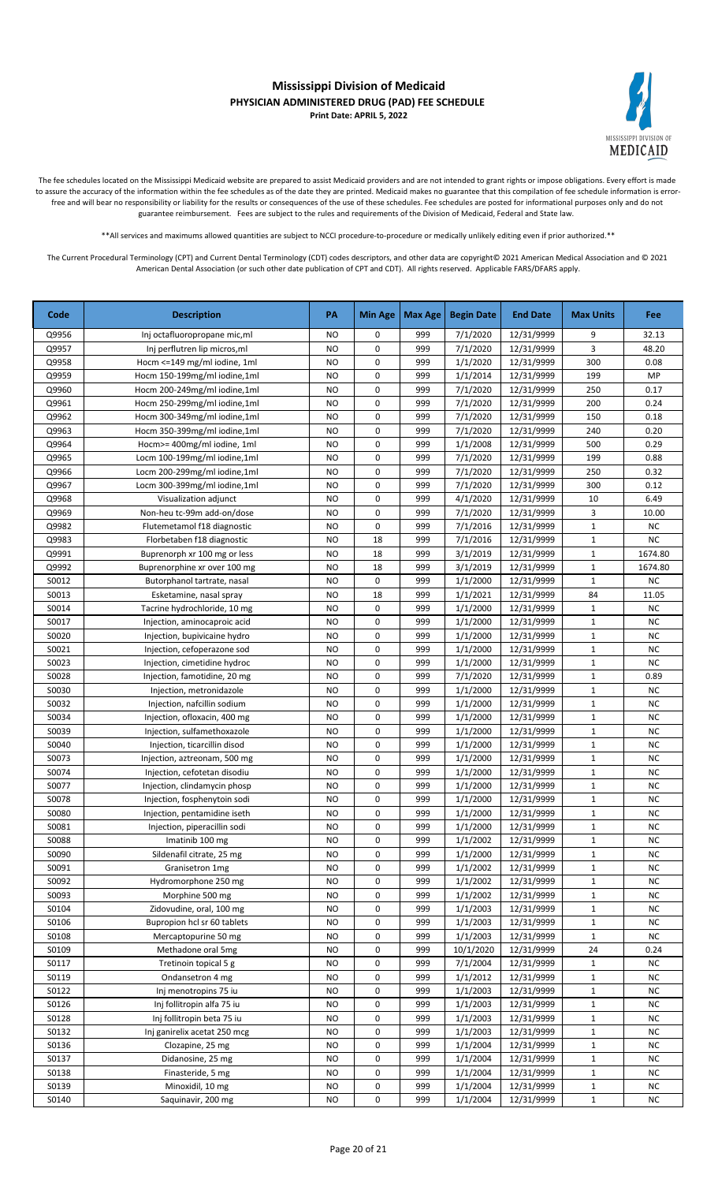# Mississippi Division of Medicaid
## PHYSICIAN ADMINISTERED DRUG (PAD) FEE SCHEDULE
**Print Date: APRIL 5, 2022**

The fee schedules located on the Mississippi Medicaid website are prepared to assist Medicaid providers and are not intended to grant rights or impose obligations. Every effort is made to assure the accuracy of the information within the fee schedules as of the date they are printed. Medicaid makes no guarantee that this compilation of fee schedule information is error-free and will bear no responsibility or liability for the results or consequences of the use of these schedules. Fee schedules are posted for informational purposes only and do not guarantee reimbursement. Fees are subject to the rules and requirements of the Division of Medicaid, Federal and State law.

**All services and maximums allowed quantities are subject to NCCI procedure-to-procedure or medically unlikely editing even if prior authorized.**

The Current Procedural Terminology (CPT) and Current Dental Terminology (CDT) codes descriptors, and other data are copyright© 2021 American Medical Association and © 2021 American Dental Association (or such other date publication of CPT and CDT). All rights reserved. Applicable FARS/DFARS apply.

| Code | Description | PA | Min Age | Max Age | Begin Date | End Date | Max Units | Fee |
|---|---|---|---|---|---|---|---|---|
| Q9956 | Inj octafluoropropane mic,ml | NO | 0 | 999 | 7/1/2020 | 12/31/9999 | 9 | 32.13 |
| Q9957 | Inj perflutren lip micros,ml | NO | 0 | 999 | 7/1/2020 | 12/31/9999 | 3 | 48.20 |
| Q9958 | Hocm <=149 mg/ml iodine, 1ml | NO | 0 | 999 | 1/1/2020 | 12/31/9999 | 300 | 0.08 |
| Q9959 | Hocm 150-199mg/ml iodine,1ml | NO | 0 | 999 | 1/1/2014 | 12/31/9999 | 199 | MP |
| Q9960 | Hocm 200-249mg/ml iodine,1ml | NO | 0 | 999 | 7/1/2020 | 12/31/9999 | 250 | 0.17 |
| Q9961 | Hocm 250-299mg/ml iodine,1ml | NO | 0 | 999 | 7/1/2020 | 12/31/9999 | 200 | 0.24 |
| Q9962 | Hocm 300-349mg/ml iodine,1ml | NO | 0 | 999 | 7/1/2020 | 12/31/9999 | 150 | 0.18 |
| Q9963 | Hocm 350-399mg/ml iodine,1ml | NO | 0 | 999 | 7/1/2020 | 12/31/9999 | 240 | 0.20 |
| Q9964 | Hocm>= 400mg/ml iodine, 1ml | NO | 0 | 999 | 1/1/2008 | 12/31/9999 | 500 | 0.29 |
| Q9965 | Locm 100-199mg/ml iodine,1ml | NO | 0 | 999 | 7/1/2020 | 12/31/9999 | 199 | 0.88 |
| Q9966 | Locm 200-299mg/ml iodine,1ml | NO | 0 | 999 | 7/1/2020 | 12/31/9999 | 250 | 0.32 |
| Q9967 | Locm 300-399mg/ml iodine,1ml | NO | 0 | 999 | 7/1/2020 | 12/31/9999 | 300 | 0.12 |
| Q9968 | Visualization adjunct | NO | 0 | 999 | 4/1/2020 | 12/31/9999 | 10 | 6.49 |
| Q9969 | Non-heu tc-99m add-on/dose | NO | 0 | 999 | 7/1/2020 | 12/31/9999 | 3 | 10.00 |
| Q9982 | Flutemetamol f18 diagnostic | NO | 0 | 999 | 7/1/2016 | 12/31/9999 | 1 | NC |
| Q9983 | Florbetaben f18 diagnostic | NO | 18 | 999 | 7/1/2016 | 12/31/9999 | 1 | NC |
| Q9991 | Buprenorph xr 100 mg or less | NO | 18 | 999 | 3/1/2019 | 12/31/9999 | 1 | 1674.80 |
| Q9992 | Buprenorphine xr over 100 mg | NO | 18 | 999 | 3/1/2019 | 12/31/9999 | 1 | 1674.80 |
| S0012 | Butorphanol tartrate, nasal | NO | 0 | 999 | 1/1/2000 | 12/31/9999 | 1 | NC |
| S0013 | Esketamine, nasal spray | NO | 18 | 999 | 1/1/2021 | 12/31/9999 | 84 | 11.05 |
| S0014 | Tacrine hydrochloride, 10 mg | NO | 0 | 999 | 1/1/2000 | 12/31/9999 | 1 | NC |
| S0017 | Injection, aminocaproic acid | NO | 0 | 999 | 1/1/2000 | 12/31/9999 | 1 | NC |
| S0020 | Injection, bupivicaine hydro | NO | 0 | 999 | 1/1/2000 | 12/31/9999 | 1 | NC |
| S0021 | Injection, cefoperazone sod | NO | 0 | 999 | 1/1/2000 | 12/31/9999 | 1 | NC |
| S0023 | Injection, cimetidine hydroc | NO | 0 | 999 | 1/1/2000 | 12/31/9999 | 1 | NC |
| S0028 | Injection, famotidine, 20 mg | NO | 0 | 999 | 7/1/2020 | 12/31/9999 | 1 | 0.89 |
| S0030 | Injection, metronidazole | NO | 0 | 999 | 1/1/2000 | 12/31/9999 | 1 | NC |
| S0032 | Injection, nafcillin sodium | NO | 0 | 999 | 1/1/2000 | 12/31/9999 | 1 | NC |
| S0034 | Injection, ofloxacin, 400 mg | NO | 0 | 999 | 1/1/2000 | 12/31/9999 | 1 | NC |
| S0039 | Injection, sulfamethoxazole | NO | 0 | 999 | 1/1/2000 | 12/31/9999 | 1 | NC |
| S0040 | Injection, ticarcillin disod | NO | 0 | 999 | 1/1/2000 | 12/31/9999 | 1 | NC |
| S0073 | Injection, aztreonam, 500 mg | NO | 0 | 999 | 1/1/2000 | 12/31/9999 | 1 | NC |
| S0074 | Injection, cefotetan disodiu | NO | 0 | 999 | 1/1/2000 | 12/31/9999 | 1 | NC |
| S0077 | Injection, clindamycin phosp | NO | 0 | 999 | 1/1/2000 | 12/31/9999 | 1 | NC |
| S0078 | Injection, fosphenytoin sodi | NO | 0 | 999 | 1/1/2000 | 12/31/9999 | 1 | NC |
| S0080 | Injection, pentamidine iseth | NO | 0 | 999 | 1/1/2000 | 12/31/9999 | 1 | NC |
| S0081 | Injection, piperacillin sodi | NO | 0 | 999 | 1/1/2000 | 12/31/9999 | 1 | NC |
| S0088 | Imatinib 100 mg | NO | 0 | 999 | 1/1/2002 | 12/31/9999 | 1 | NC |
| S0090 | Sildenafil citrate, 25 mg | NO | 0 | 999 | 1/1/2000 | 12/31/9999 | 1 | NC |
| S0091 | Granisetron 1mg | NO | 0 | 999 | 1/1/2002 | 12/31/9999 | 1 | NC |
| S0092 | Hydromorphone 250 mg | NO | 0 | 999 | 1/1/2002 | 12/31/9999 | 1 | NC |
| S0093 | Morphine 500 mg | NO | 0 | 999 | 1/1/2002 | 12/31/9999 | 1 | NC |
| S0104 | Zidovudine, oral, 100 mg | NO | 0 | 999 | 1/1/2003 | 12/31/9999 | 1 | NC |
| S0106 | Bupropion hcl sr 60 tablets | NO | 0 | 999 | 1/1/2003 | 12/31/9999 | 1 | NC |
| S0108 | Mercaptopurine 50 mg | NO | 0 | 999 | 1/1/2003 | 12/31/9999 | 1 | NC |
| S0109 | Methadone oral 5mg | NO | 0 | 999 | 10/1/2020 | 12/31/9999 | 24 | 0.24 |
| S0117 | Tretinoin topical 5 g | NO | 0 | 999 | 7/1/2004 | 12/31/9999 | 1 | NC |
| S0119 | Ondansetron 4 mg | NO | 0 | 999 | 1/1/2012 | 12/31/9999 | 1 | NC |
| S0122 | Inj menotropins 75 iu | NO | 0 | 999 | 1/1/2003 | 12/31/9999 | 1 | NC |
| S0126 | Inj follitropin alfa 75 iu | NO | 0 | 999 | 1/1/2003 | 12/31/9999 | 1 | NC |
| S0128 | Inj follitropin beta 75 iu | NO | 0 | 999 | 1/1/2003 | 12/31/9999 | 1 | NC |
| S0132 | Inj ganirelix acetat 250 mcg | NO | 0 | 999 | 1/1/2003 | 12/31/9999 | 1 | NC |
| S0136 | Clozapine, 25 mg | NO | 0 | 999 | 1/1/2004 | 12/31/9999 | 1 | NC |
| S0137 | Didanosine, 25 mg | NO | 0 | 999 | 1/1/2004 | 12/31/9999 | 1 | NC |
| S0138 | Finasteride, 5 mg | NO | 0 | 999 | 1/1/2004 | 12/31/9999 | 1 | NC |
| S0139 | Minoxidil, 10 mg | NO | 0 | 999 | 1/1/2004 | 12/31/9999 | 1 | NC |
| S0140 | Saquinavir, 200 mg | NO | 0 | 999 | 1/1/2004 | 12/31/9999 | 1 | NC |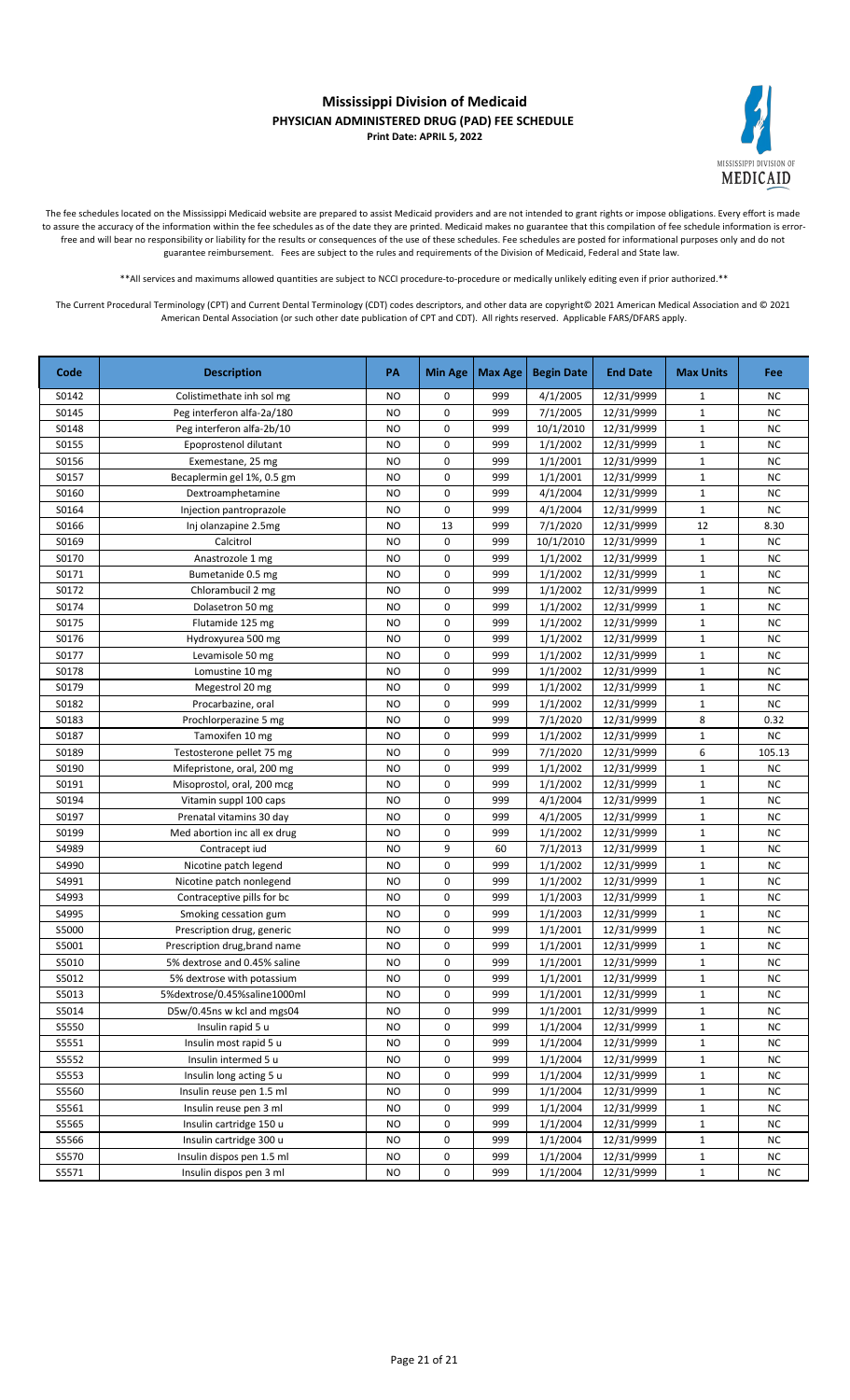# Mississippi Division of Medicaid
## PHYSICIAN ADMINISTERED DRUG (PAD) FEE SCHEDULE
**Print Date: APRIL 5, 2022**

The fee schedules located on the Mississippi Medicaid website are prepared to assist Medicaid providers and are not intended to grant rights or impose obligations. Every effort is made to assure the accuracy of the information within the fee schedules as of the date they are printed. Medicaid makes no guarantee that this compilation of fee schedule information is error-free and will bear no responsibility or liability for the results or consequences of the use of these schedules. Fee schedules are posted for informational purposes only and do not guarantee reimbursement. Fees are subject to the rules and requirements of the Division of Medicaid, Federal and State law.

**All services and maximums allowed quantities are subject to NCCI procedure-to-procedure or medically unlikely editing even if prior authorized.**

The Current Procedural Terminology (CPT) and Current Dental Terminology (CDT) codes descriptors, and other data are copyright© 2021 American Medical Association and © 2021 American Dental Association (or such other date publication of CPT and CDT). All rights reserved. Applicable FARS/DFARS apply.

| Code | Description | PA | Min Age | Max Age | Begin Date | End Date | Max Units | Fee |
|---|---|---|---|---|---|---|---|---|
| S0142 | Colistimethate inh sol mg | NO | 0 | 999 | 4/1/2005 | 12/31/9999 | 1 | NC |
| S0145 | Peg interferon alfa-2a/180 | NO | 0 | 999 | 7/1/2005 | 12/31/9999 | 1 | NC |
| S0148 | Peg interferon alfa-2b/10 | NO | 0 | 999 | 10/1/2010 | 12/31/9999 | 1 | NC |
| S0155 | Epoprostenol dilutant | NO | 0 | 999 | 1/1/2002 | 12/31/9999 | 1 | NC |
| S0156 | Exemestane, 25 mg | NO | 0 | 999 | 1/1/2001 | 12/31/9999 | 1 | NC |
| S0157 | Becaplermin gel 1%, 0.5 gm | NO | 0 | 999 | 1/1/2001 | 12/31/9999 | 1 | NC |
| S0160 | Dextroamphetamine | NO | 0 | 999 | 4/1/2004 | 12/31/9999 | 1 | NC |
| S0164 | Injection pantroprazole | NO | 0 | 999 | 4/1/2004 | 12/31/9999 | 1 | NC |
| S0166 | Inj olanzapine 2.5mg | NO | 13 | 999 | 7/1/2020 | 12/31/9999 | 12 | 8.30 |
| S0169 | Calcitrol | NO | 0 | 999 | 10/1/2010 | 12/31/9999 | 1 | NC |
| S0170 | Anastrozole 1 mg | NO | 0 | 999 | 1/1/2002 | 12/31/9999 | 1 | NC |
| S0171 | Bumetanide 0.5 mg | NO | 0 | 999 | 1/1/2002 | 12/31/9999 | 1 | NC |
| S0172 | Chlorambucil 2 mg | NO | 0 | 999 | 1/1/2002 | 12/31/9999 | 1 | NC |
| S0174 | Dolasetron 50 mg | NO | 0 | 999 | 1/1/2002 | 12/31/9999 | 1 | NC |
| S0175 | Flutamide 125 mg | NO | 0 | 999 | 1/1/2002 | 12/31/9999 | 1 | NC |
| S0176 | Hydroxyurea 500 mg | NO | 0 | 999 | 1/1/2002 | 12/31/9999 | 1 | NC |
| S0177 | Levamisole 50 mg | NO | 0 | 999 | 1/1/2002 | 12/31/9999 | 1 | NC |
| S0178 | Lomustine 10 mg | NO | 0 | 999 | 1/1/2002 | 12/31/9999 | 1 | NC |
| S0179 | Megestrol 20 mg | NO | 0 | 999 | 1/1/2002 | 12/31/9999 | 1 | NC |
| S0182 | Procarbazine, oral | NO | 0 | 999 | 1/1/2002 | 12/31/9999 | 1 | NC |
| S0183 | Prochlorperazine 5 mg | NO | 0 | 999 | 7/1/2020 | 12/31/9999 | 8 | 0.32 |
| S0187 | Tamoxifen 10 mg | NO | 0 | 999 | 1/1/2002 | 12/31/9999 | 1 | NC |
| S0189 | Testosterone pellet 75 mg | NO | 0 | 999 | 7/1/2020 | 12/31/9999 | 6 | 105.13 |
| S0190 | Mifepristone, oral, 200 mg | NO | 0 | 999 | 1/1/2002 | 12/31/9999 | 1 | NC |
| S0191 | Misoprostol, oral, 200 mcg | NO | 0 | 999 | 1/1/2002 | 12/31/9999 | 1 | NC |
| S0194 | Vitamin suppl 100 caps | NO | 0 | 999 | 4/1/2004 | 12/31/9999 | 1 | NC |
| S0197 | Prenatal vitamins 30 day | NO | 0 | 999 | 4/1/2005 | 12/31/9999 | 1 | NC |
| S0199 | Med abortion inc all ex drug | NO | 0 | 999 | 1/1/2002 | 12/31/9999 | 1 | NC |
| S4989 | Contracept iud | NO | 9 | 60 | 7/1/2013 | 12/31/9999 | 1 | NC |
| S4990 | Nicotine patch legend | NO | 0 | 999 | 1/1/2002 | 12/31/9999 | 1 | NC |
| S4991 | Nicotine patch nonlegend | NO | 0 | 999 | 1/1/2002 | 12/31/9999 | 1 | NC |
| S4993 | Contraceptive pills for bc | NO | 0 | 999 | 1/1/2003 | 12/31/9999 | 1 | NC |
| S4995 | Smoking cessation gum | NO | 0 | 999 | 1/1/2003 | 12/31/9999 | 1 | NC |
| S5000 | Prescription drug, generic | NO | 0 | 999 | 1/1/2001 | 12/31/9999 | 1 | NC |
| S5001 | Prescription drug,brand name | NO | 0 | 999 | 1/1/2001 | 12/31/9999 | 1 | NC |
| S5010 | 5% dextrose and 0.45% saline | NO | 0 | 999 | 1/1/2001 | 12/31/9999 | 1 | NC |
| S5012 | 5% dextrose with potassium | NO | 0 | 999 | 1/1/2001 | 12/31/9999 | 1 | NC |
| S5013 | 5%dextrose/0.45%saline1000ml | NO | 0 | 999 | 1/1/2001 | 12/31/9999 | 1 | NC |
| S5014 | D5w/0.45ns w kcl and mgs04 | NO | 0 | 999 | 1/1/2001 | 12/31/9999 | 1 | NC |
| S5550 | Insulin rapid 5 u | NO | 0 | 999 | 1/1/2004 | 12/31/9999 | 1 | NC |
| S5551 | Insulin most rapid 5 u | NO | 0 | 999 | 1/1/2004 | 12/31/9999 | 1 | NC |
| S5552 | Insulin intermed 5 u | NO | 0 | 999 | 1/1/2004 | 12/31/9999 | 1 | NC |
| S5553 | Insulin long acting 5 u | NO | 0 | 999 | 1/1/2004 | 12/31/9999 | 1 | NC |
| S5560 | Insulin reuse pen 1.5 ml | NO | 0 | 999 | 1/1/2004 | 12/31/9999 | 1 | NC |
| S5561 | Insulin reuse pen 3 ml | NO | 0 | 999 | 1/1/2004 | 12/31/9999 | 1 | NC |
| S5565 | Insulin cartridge 150 u | NO | 0 | 999 | 1/1/2004 | 12/31/9999 | 1 | NC |
| S5566 | Insulin cartridge 300 u | NO | 0 | 999 | 1/1/2004 | 12/31/9999 | 1 | NC |
| S5570 | Insulin dispos pen 1.5 ml | NO | 0 | 999 | 1/1/2004 | 12/31/9999 | 1 | NC |
| S5571 | Insulin dispos pen 3 ml | NO | 0 | 999 | 1/1/2004 | 12/31/9999 | 1 | NC |